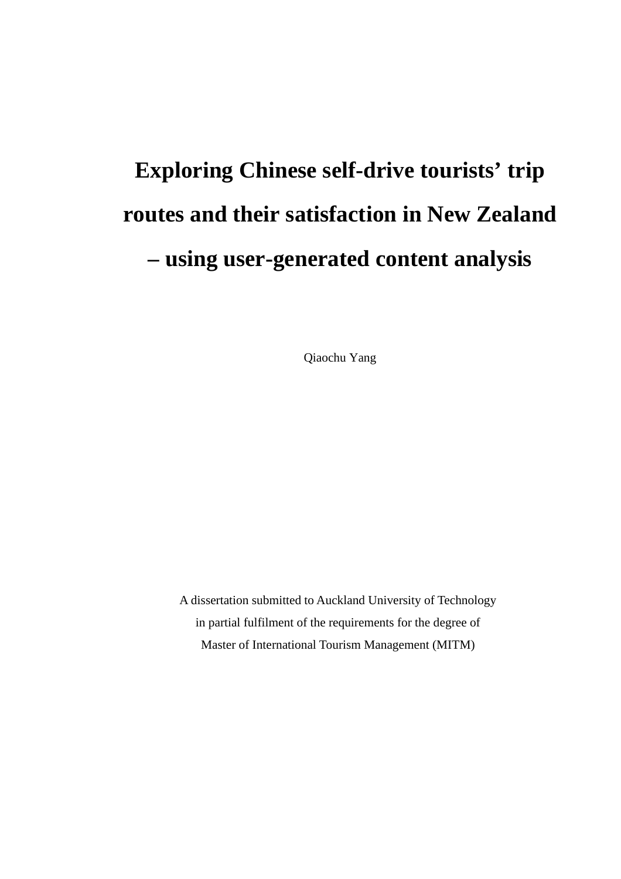# Exploring Chinese self-drive tourists' trip routes and their satisfaction in New Zealand – using user-generated content analysis

Qiaochu Yang

A dissertation submitted to Auckland University of Technology
in partial fulfilment of the requirements for the degree of
Master of International Tourism Management (MITM)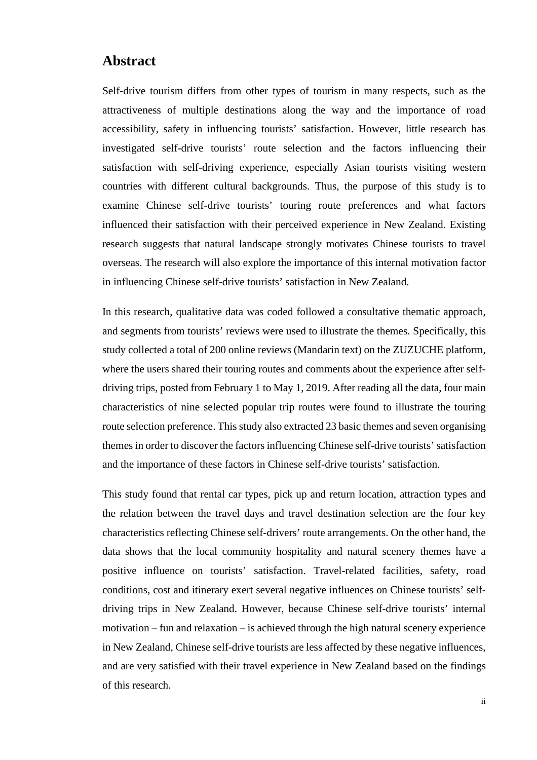## Abstract

Self-drive tourism differs from other types of tourism in many respects, such as the attractiveness of multiple destinations along the way and the importance of road accessibility, safety in influencing tourists' satisfaction. However, little research has investigated self-drive tourists' route selection and the factors influencing their satisfaction with self-driving experience, especially Asian tourists visiting western countries with different cultural backgrounds. Thus, the purpose of this study is to examine Chinese self-drive tourists' touring route preferences and what factors influenced their satisfaction with their perceived experience in New Zealand. Existing research suggests that natural landscape strongly motivates Chinese tourists to travel overseas. The research will also explore the importance of this internal motivation factor in influencing Chinese self-drive tourists' satisfaction in New Zealand.

In this research, qualitative data was coded followed a consultative thematic approach, and segments from tourists' reviews were used to illustrate the themes. Specifically, this study collected a total of 200 online reviews (Mandarin text) on the ZUZUCHE platform, where the users shared their touring routes and comments about the experience after self-driving trips, posted from February 1 to May 1, 2019. After reading all the data, four main characteristics of nine selected popular trip routes were found to illustrate the touring route selection preference. This study also extracted 23 basic themes and seven organising themes in order to discover the factors influencing Chinese self-drive tourists' satisfaction and the importance of these factors in Chinese self-drive tourists' satisfaction.

This study found that rental car types, pick up and return location, attraction types and the relation between the travel days and travel destination selection are the four key characteristics reflecting Chinese self-drivers' route arrangements. On the other hand, the data shows that the local community hospitality and natural scenery themes have a positive influence on tourists' satisfaction. Travel-related facilities, safety, road conditions, cost and itinerary exert several negative influences on Chinese tourists' self-driving trips in New Zealand. However, because Chinese self-drive tourists' internal motivation – fun and relaxation – is achieved through the high natural scenery experience in New Zealand, Chinese self-drive tourists are less affected by these negative influences, and are very satisfied with their travel experience in New Zealand based on the findings of this research.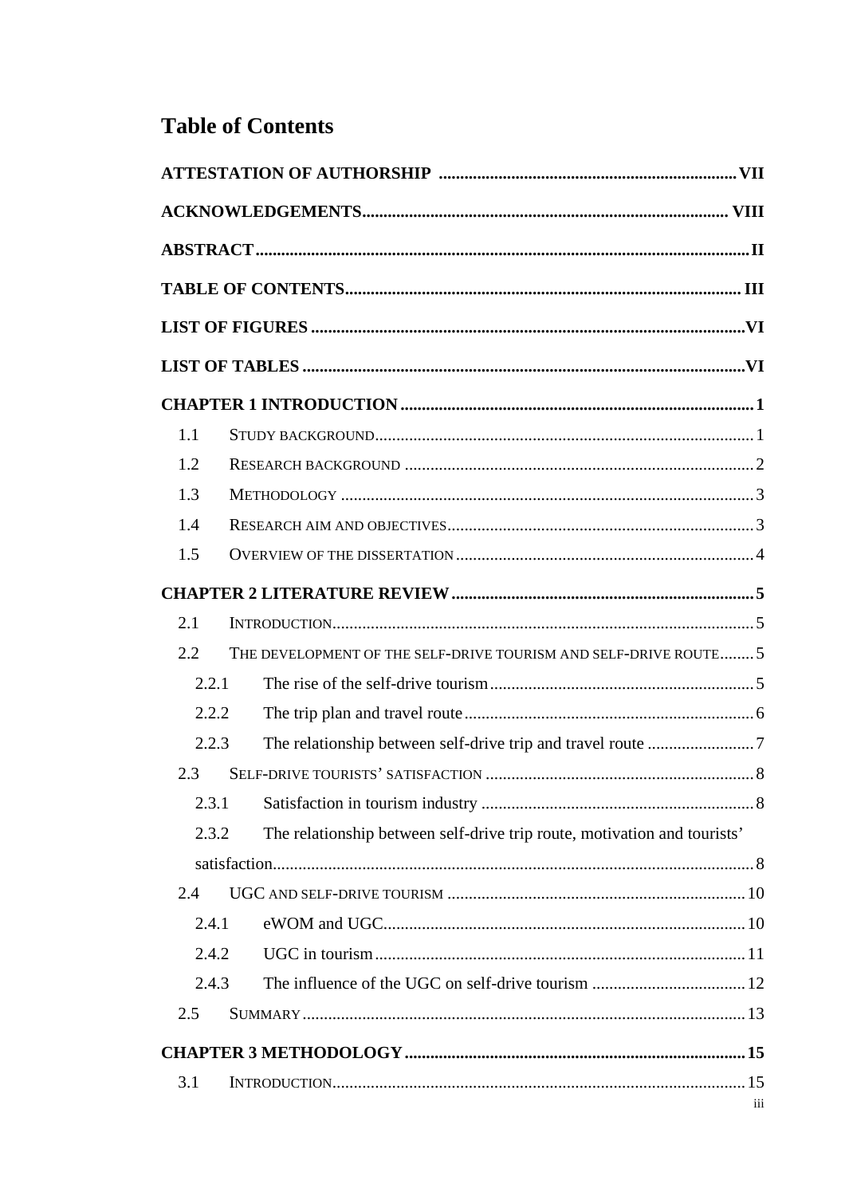# Table of Contents

**ATTESTATION OF AUTHORSHIP** ..................................................................... **VII**

**ACKNOWLEDGEMENTS** ..................................................................................... **VIII**

**ABSTRACT** ......................................................................................................... **II**

**TABLE OF CONTENTS** ...................................................................................... **III**

**LIST OF FIGURES** .............................................................................................. **VI**

**LIST OF TABLES** ................................................................................................ **VI**

**CHAPTER 1 INTRODUCTION** .............................................................................. **1**

- 1.1 STUDY BACKGROUND ........................................................................................ 1
- 1.2 RESEARCH BACKGROUND .................................................................................. 2
- 1.3 METHODOLOGY ................................................................................................ 3
- 1.4 RESEARCH AIM AND OBJECTIVES ....................................................................... 3
- 1.5 OVERVIEW OF THE DISSERTATION ...................................................................... 4

**CHAPTER 2 LITERATURE REVIEW** ..................................................................... **5**

- 2.1 INTRODUCTION .................................................................................................. 5
- 2.2 THE DEVELOPMENT OF THE SELF-DRIVE TOURISM AND SELF-DRIVE ROUTE ........ 5
  - 2.2.1 The rise of the self-drive tourism ............................................................. 5
  - 2.2.2 The trip plan and travel route .................................................................. 6
  - 2.2.3 The relationship between self-drive trip and travel route ......................... 7
- 2.3 SELF-DRIVE TOURISTS' SATISFACTION ............................................................... 8
  - 2.3.1 Satisfaction in tourism industry ................................................................ 8
  - 2.3.2 The relationship between self-drive trip route, motivation and tourists' satisfaction ................................................................................................ 8
- 2.4 UGC AND SELF-DRIVE TOURISM ...................................................................... 10
  - 2.4.1 eWOM and UGC .................................................................................... 10
  - 2.4.2 UGC in tourism ...................................................................................... 11
  - 2.4.3 The influence of the UGC on self-drive tourism .................................... 12
- 2.5 SUMMARY ....................................................................................................... 13

**CHAPTER 3 METHODOLOGY** ............................................................................ **15**

- 3.1 INTRODUCTION ................................................................................................ 15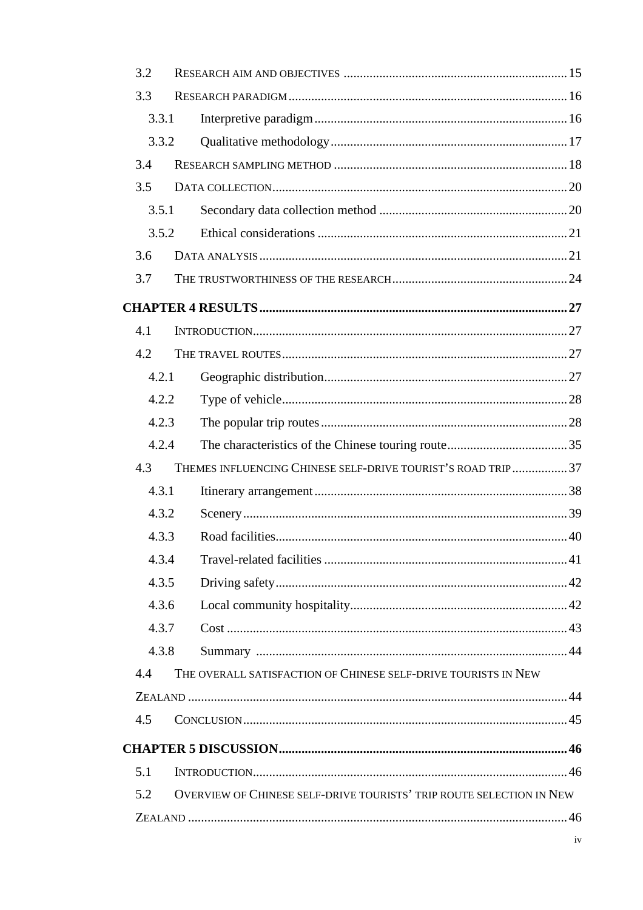3.2 RESEARCH AIM AND OBJECTIVES ........................................................................ 15

3.3 RESEARCH PARADIGM ...................................................................................... 16

3.3.1 Interpretive paradigm ........................................................................ 16

3.3.2 Qualitative methodology .................................................................... 17

3.4 RESEARCH SAMPLING METHOD ......................................................................... 18

3.5 DATA COLLECTION ........................................................................................... 20

3.5.1 Secondary data collection method ...................................................... 20

3.5.2 Ethical considerations ........................................................................ 21

3.6 DATA ANALYSIS ............................................................................................... 21

3.7 THE TRUSTWORTHINESS OF THE RESEARCH ...................................................... 24

**CHAPTER 4 RESULTS ........................................................................................ 27**

4.1 INTRODUCTION ................................................................................................. 27

4.2 THE TRAVEL ROUTES ........................................................................................ 27

4.2.1 Geographic distribution ..................................................................... 27

4.2.2 Type of vehicle ................................................................................... 28

4.2.3 The popular trip routes ...................................................................... 28

4.2.4 The characteristics of the Chinese touring route ................................. 35

4.3 THEMES INFLUENCING CHINESE SELF-DRIVE TOURIST'S ROAD TRIP ................. 37

4.3.1 Itinerary arrangement ........................................................................ 38

4.3.2 Scenery .............................................................................................. 39

4.3.3 Road facilities .................................................................................... 40

4.3.4 Travel-related facilities ...................................................................... 41

4.3.5 Driving safety ..................................................................................... 42

4.3.6 Local community hospitality ............................................................... 42

4.3.7 Cost ................................................................................................... 43

4.3.8 Summary ............................................................................................ 44

4.4 THE OVERALL SATISFACTION OF CHINESE SELF-DRIVE TOURISTS IN NEW ZEALAND ........................................................................................................ 44

4.5 CONCLUSION .................................................................................................... 45

**CHAPTER 5 DISCUSSION .................................................................................. 46**

5.1 INTRODUCTION ................................................................................................. 46

5.2 OVERVIEW OF CHINESE SELF-DRIVE TOURISTS' TRIP ROUTE SELECTION IN NEW ZEALAND ........................................................................................................ 46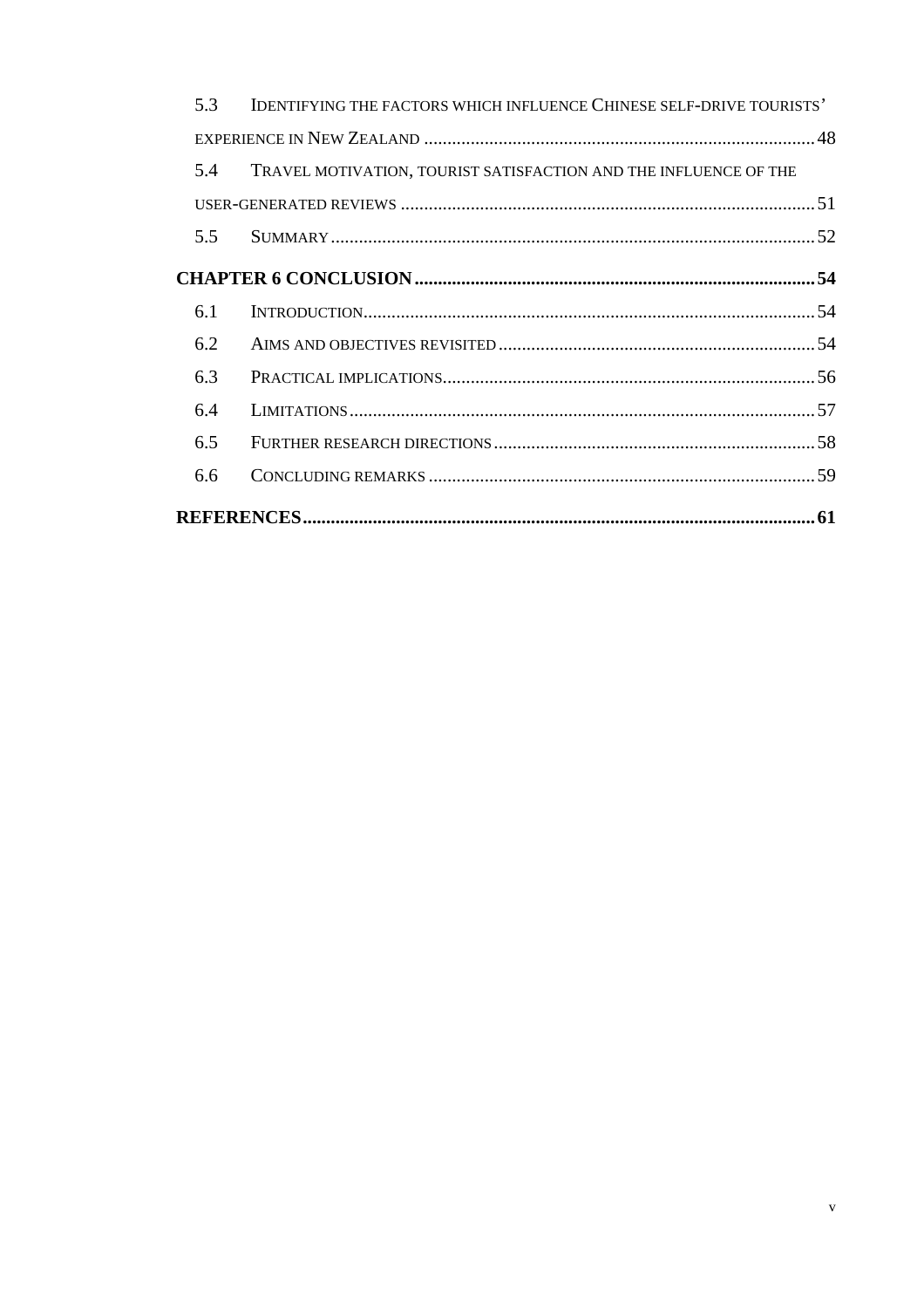5.3 IDENTIFYING THE FACTORS WHICH INFLUENCE CHINESE SELF-DRIVE TOURISTS' EXPERIENCE IN NEW ZEALAND .......... 48

5.4 TRAVEL MOTIVATION, TOURIST SATISFACTION AND THE INFLUENCE OF THE USER-GENERATED REVIEWS .......... 51

5.5 SUMMARY .......... 52

**CHAPTER 6 CONCLUSION .......... 54**

6.1 INTRODUCTION .......... 54

6.2 AIMS AND OBJECTIVES REVISITED .......... 54

6.3 PRACTICAL IMPLICATIONS .......... 56

6.4 LIMITATIONS .......... 57

6.5 FURTHER RESEARCH DIRECTIONS .......... 58

6.6 CONCLUDING REMARKS .......... 59

**REFERENCES .......... 61**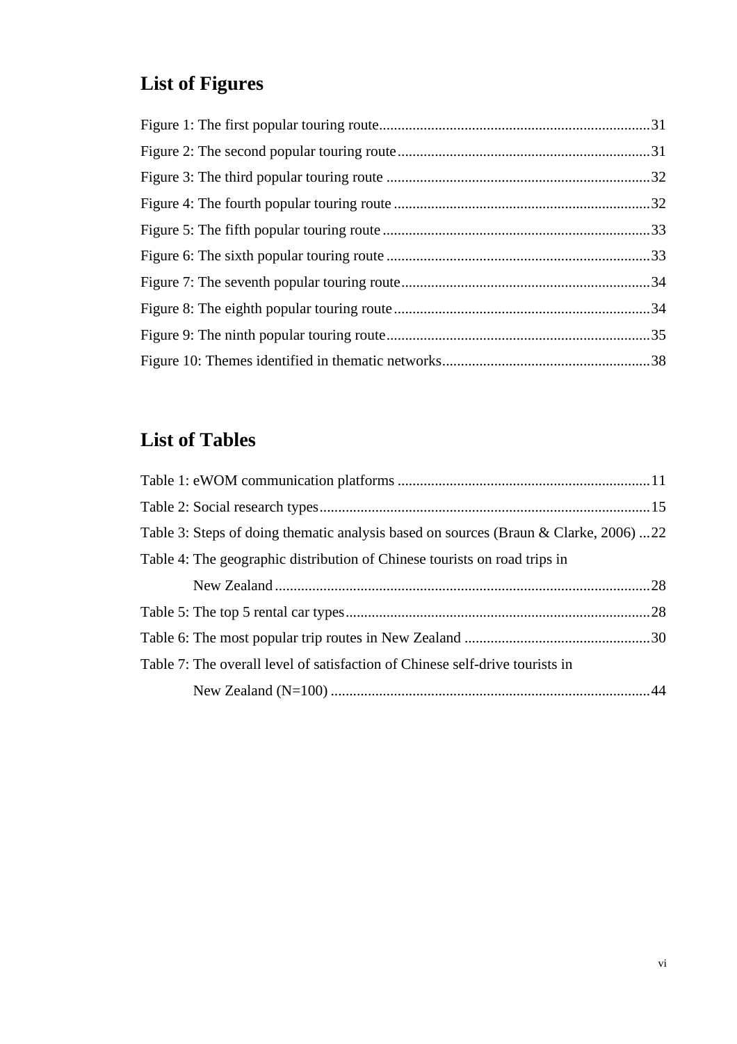## List of Figures

Figure 1: The first popular touring route........................................................................31
Figure 2: The second popular touring route....................................................................31
Figure 3: The third popular touring route .......................................................................32
Figure 4: The fourth popular touring route .....................................................................32
Figure 5: The fifth popular touring route ........................................................................33
Figure 6: The sixth popular touring route .......................................................................33
Figure 7: The seventh popular touring route...................................................................34
Figure 8: The eighth popular touring route.....................................................................34
Figure 9: The ninth popular touring route.......................................................................35
Figure 10: Themes identified in thematic networks........................................................38

## List of Tables

Table 1: eWOM communication platforms ....................................................................11
Table 2: Social research types.........................................................................................15
Table 3: Steps of doing thematic analysis based on sources (Braun & Clarke, 2006) ...22
Table 4: The geographic distribution of Chinese tourists on road trips in New Zealand.....................................................................................................28
Table 5: The top 5 rental car types..................................................................................28
Table 6: The most popular trip routes in New Zealand ..................................................30
Table 7: The overall level of satisfaction of Chinese self-drive tourists in New Zealand (N=100) ......................................................................................44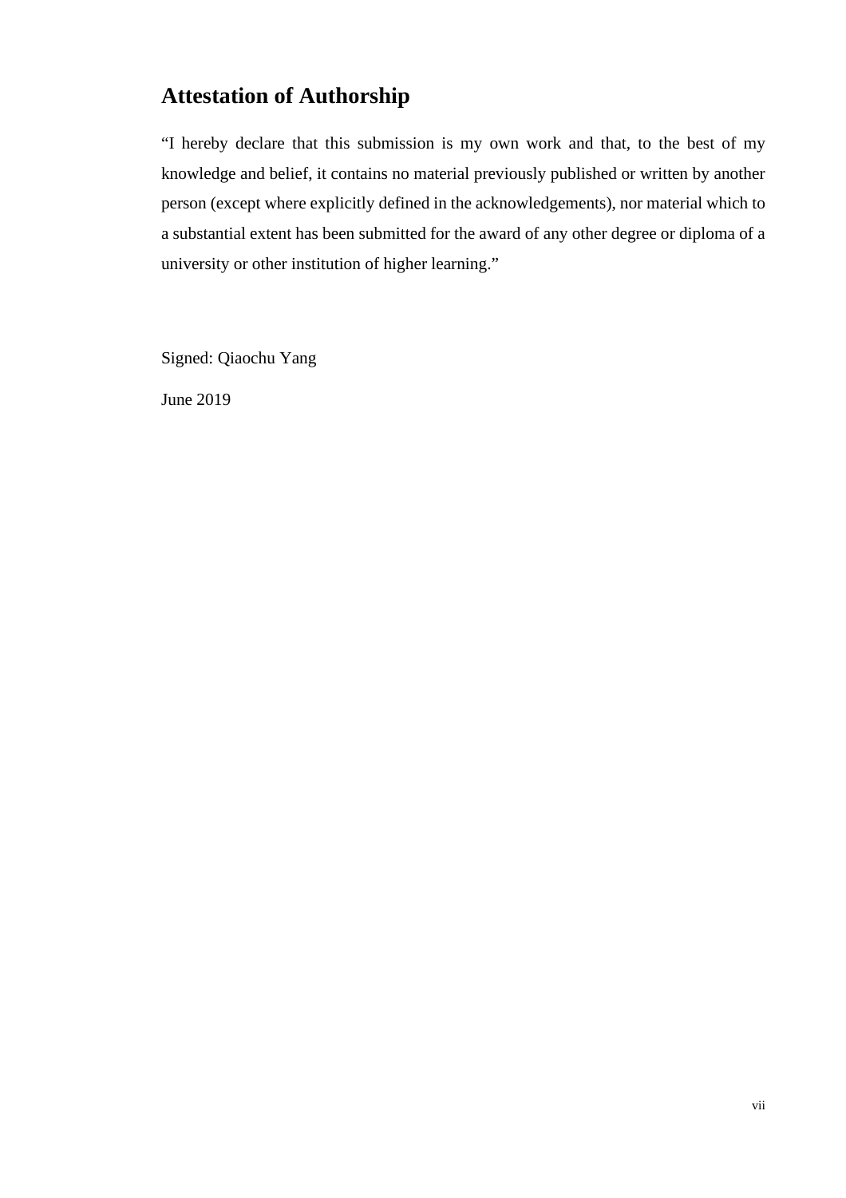# Attestation of Authorship

"I hereby declare that this submission is my own work and that, to the best of my knowledge and belief, it contains no material previously published or written by another person (except where explicitly defined in the acknowledgements), nor material which to a substantial extent has been submitted for the award of any other degree or diploma of a university or other institution of higher learning."

Signed: Qiaochu Yang

June 2019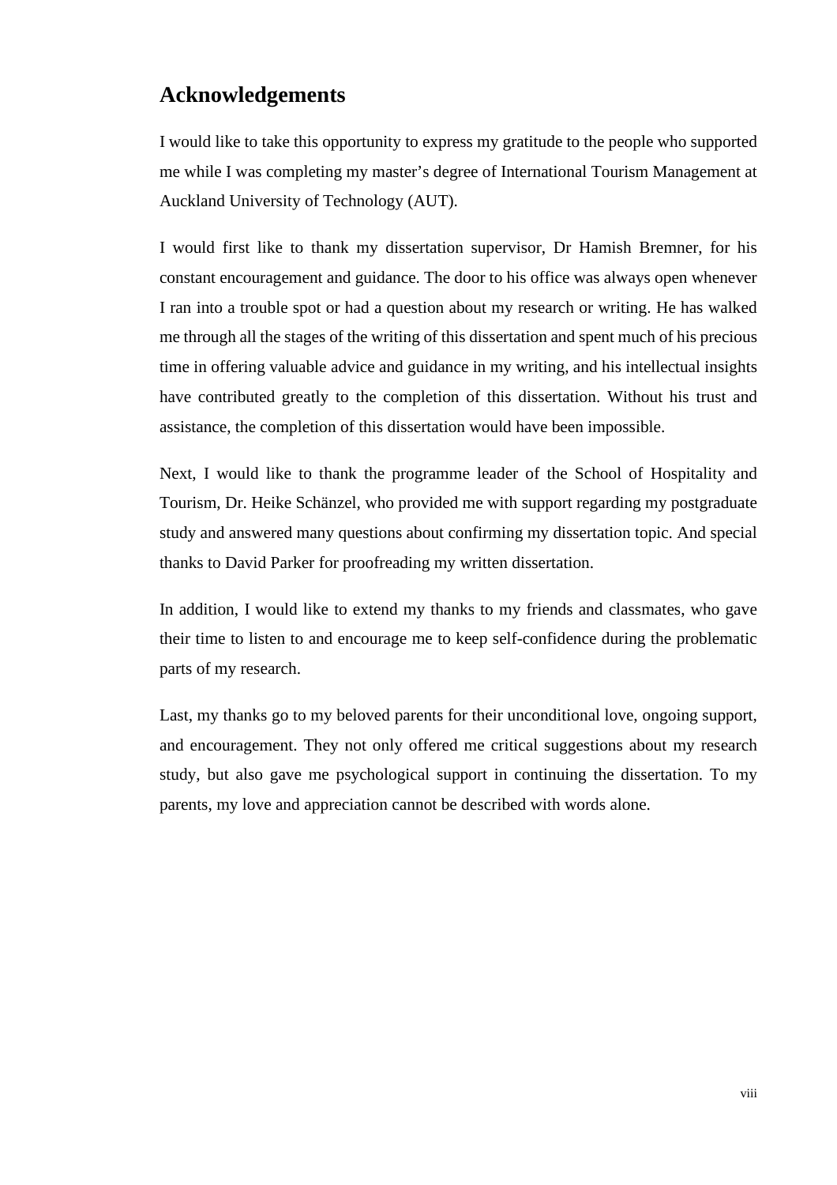# Acknowledgements

I would like to take this opportunity to express my gratitude to the people who supported me while I was completing my master's degree of International Tourism Management at Auckland University of Technology (AUT).

I would first like to thank my dissertation supervisor, Dr Hamish Bremner, for his constant encouragement and guidance. The door to his office was always open whenever I ran into a trouble spot or had a question about my research or writing. He has walked me through all the stages of the writing of this dissertation and spent much of his precious time in offering valuable advice and guidance in my writing, and his intellectual insights have contributed greatly to the completion of this dissertation. Without his trust and assistance, the completion of this dissertation would have been impossible.

Next, I would like to thank the programme leader of the School of Hospitality and Tourism, Dr. Heike Schänzel, who provided me with support regarding my postgraduate study and answered many questions about confirming my dissertation topic. And special thanks to David Parker for proofreading my written dissertation.

In addition, I would like to extend my thanks to my friends and classmates, who gave their time to listen to and encourage me to keep self-confidence during the problematic parts of my research.

Last, my thanks go to my beloved parents for their unconditional love, ongoing support, and encouragement. They not only offered me critical suggestions about my research study, but also gave me psychological support in continuing the dissertation. To my parents, my love and appreciation cannot be described with words alone.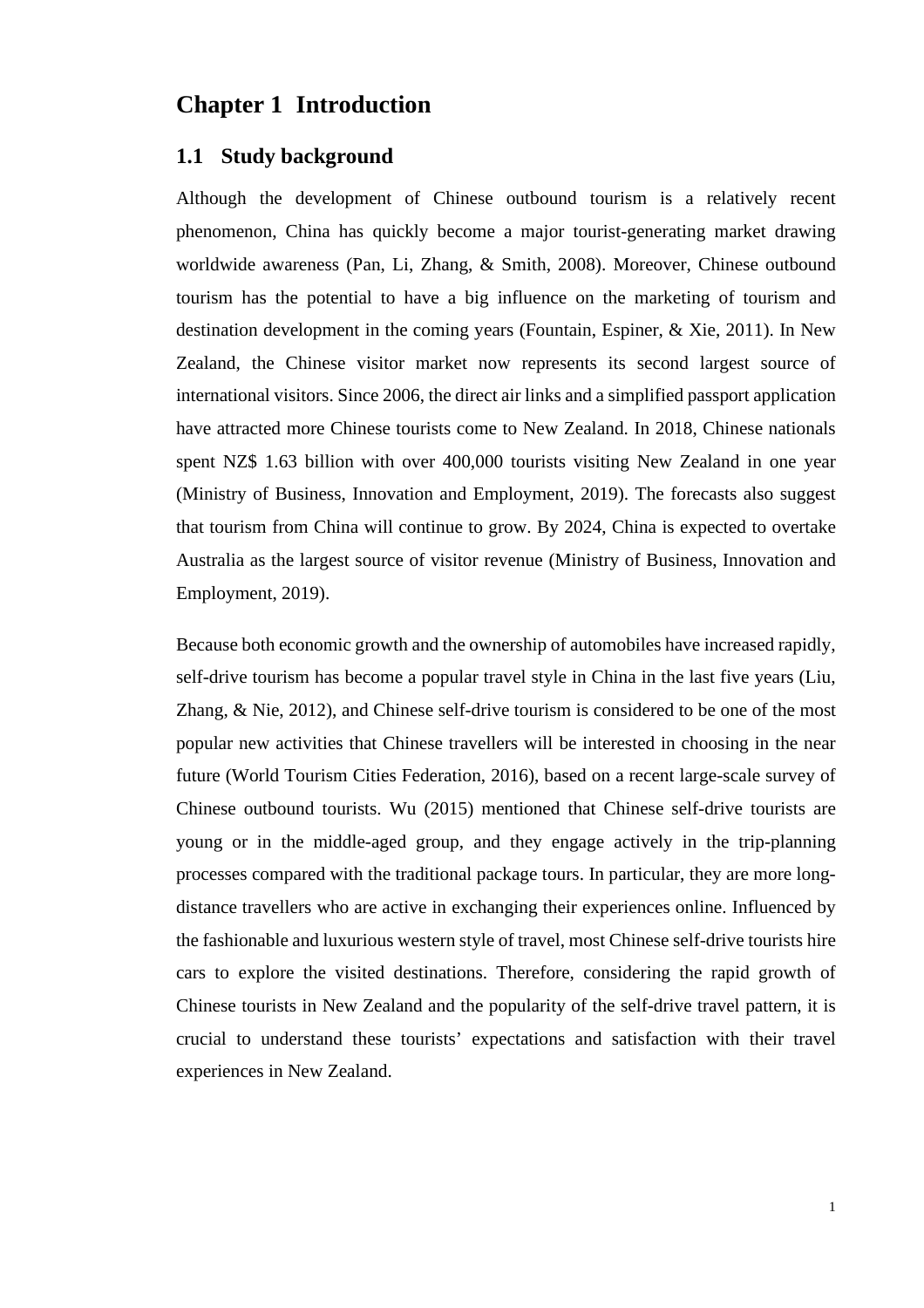# Chapter 1 Introduction

## 1.1 Study background

Although the development of Chinese outbound tourism is a relatively recent phenomenon, China has quickly become a major tourist-generating market drawing worldwide awareness (Pan, Li, Zhang, & Smith, 2008). Moreover, Chinese outbound tourism has the potential to have a big influence on the marketing of tourism and destination development in the coming years (Fountain, Espiner, & Xie, 2011). In New Zealand, the Chinese visitor market now represents its second largest source of international visitors. Since 2006, the direct air links and a simplified passport application have attracted more Chinese tourists come to New Zealand. In 2018, Chinese nationals spent NZ$ 1.63 billion with over 400,000 tourists visiting New Zealand in one year (Ministry of Business, Innovation and Employment, 2019). The forecasts also suggest that tourism from China will continue to grow. By 2024, China is expected to overtake Australia as the largest source of visitor revenue (Ministry of Business, Innovation and Employment, 2019).

Because both economic growth and the ownership of automobiles have increased rapidly, self-drive tourism has become a popular travel style in China in the last five years (Liu, Zhang, & Nie, 2012), and Chinese self-drive tourism is considered to be one of the most popular new activities that Chinese travellers will be interested in choosing in the near future (World Tourism Cities Federation, 2016), based on a recent large-scale survey of Chinese outbound tourists. Wu (2015) mentioned that Chinese self-drive tourists are young or in the middle-aged group, and they engage actively in the trip-planning processes compared with the traditional package tours. In particular, they are more long-distance travellers who are active in exchanging their experiences online. Influenced by the fashionable and luxurious western style of travel, most Chinese self-drive tourists hire cars to explore the visited destinations. Therefore, considering the rapid growth of Chinese tourists in New Zealand and the popularity of the self-drive travel pattern, it is crucial to understand these tourists' expectations and satisfaction with their travel experiences in New Zealand.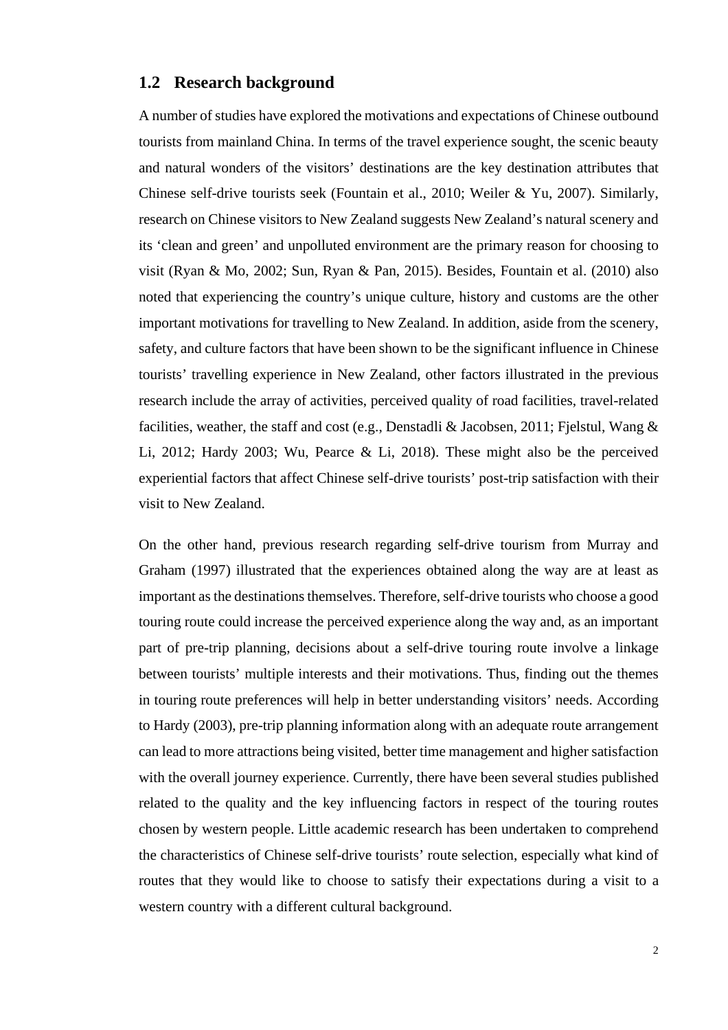## 1.2 Research background

A number of studies have explored the motivations and expectations of Chinese outbound tourists from mainland China. In terms of the travel experience sought, the scenic beauty and natural wonders of the visitors' destinations are the key destination attributes that Chinese self-drive tourists seek (Fountain et al., 2010; Weiler & Yu, 2007). Similarly, research on Chinese visitors to New Zealand suggests New Zealand's natural scenery and its 'clean and green' and unpolluted environment are the primary reason for choosing to visit (Ryan & Mo, 2002; Sun, Ryan & Pan, 2015). Besides, Fountain et al. (2010) also noted that experiencing the country's unique culture, history and customs are the other important motivations for travelling to New Zealand. In addition, aside from the scenery, safety, and culture factors that have been shown to be the significant influence in Chinese tourists' travelling experience in New Zealand, other factors illustrated in the previous research include the array of activities, perceived quality of road facilities, travel-related facilities, weather, the staff and cost (e.g., Denstadli & Jacobsen, 2011; Fjelstul, Wang & Li, 2012; Hardy 2003; Wu, Pearce & Li, 2018). These might also be the perceived experiential factors that affect Chinese self-drive tourists' post-trip satisfaction with their visit to New Zealand.

On the other hand, previous research regarding self-drive tourism from Murray and Graham (1997) illustrated that the experiences obtained along the way are at least as important as the destinations themselves. Therefore, self-drive tourists who choose a good touring route could increase the perceived experience along the way and, as an important part of pre-trip planning, decisions about a self-drive touring route involve a linkage between tourists' multiple interests and their motivations. Thus, finding out the themes in touring route preferences will help in better understanding visitors' needs. According to Hardy (2003), pre-trip planning information along with an adequate route arrangement can lead to more attractions being visited, better time management and higher satisfaction with the overall journey experience. Currently, there have been several studies published related to the quality and the key influencing factors in respect of the touring routes chosen by western people. Little academic research has been undertaken to comprehend the characteristics of Chinese self-drive tourists' route selection, especially what kind of routes that they would like to choose to satisfy their expectations during a visit to a western country with a different cultural background.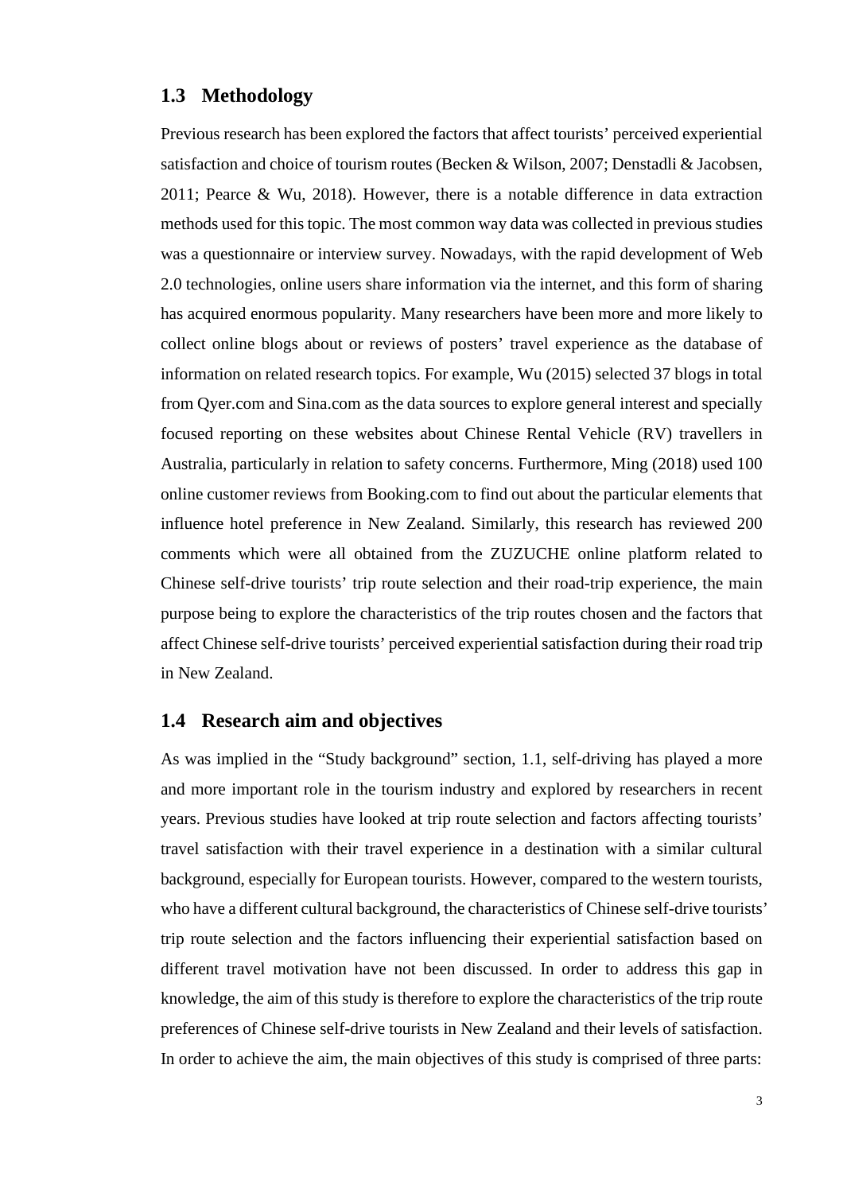## 1.3 Methodology

Previous research has been explored the factors that affect tourists' perceived experiential satisfaction and choice of tourism routes (Becken & Wilson, 2007; Denstadli & Jacobsen, 2011; Pearce & Wu, 2018). However, there is a notable difference in data extraction methods used for this topic. The most common way data was collected in previous studies was a questionnaire or interview survey. Nowadays, with the rapid development of Web 2.0 technologies, online users share information via the internet, and this form of sharing has acquired enormous popularity. Many researchers have been more and more likely to collect online blogs about or reviews of posters' travel experience as the database of information on related research topics. For example, Wu (2015) selected 37 blogs in total from Qyer.com and Sina.com as the data sources to explore general interest and specially focused reporting on these websites about Chinese Rental Vehicle (RV) travellers in Australia, particularly in relation to safety concerns. Furthermore, Ming (2018) used 100 online customer reviews from Booking.com to find out about the particular elements that influence hotel preference in New Zealand. Similarly, this research has reviewed 200 comments which were all obtained from the ZUZUCHE online platform related to Chinese self-drive tourists' trip route selection and their road-trip experience, the main purpose being to explore the characteristics of the trip routes chosen and the factors that affect Chinese self-drive tourists' perceived experiential satisfaction during their road trip in New Zealand.

## 1.4 Research aim and objectives

As was implied in the "Study background" section, 1.1, self-driving has played a more and more important role in the tourism industry and explored by researchers in recent years. Previous studies have looked at trip route selection and factors affecting tourists' travel satisfaction with their travel experience in a destination with a similar cultural background, especially for European tourists. However, compared to the western tourists, who have a different cultural background, the characteristics of Chinese self-drive tourists' trip route selection and the factors influencing their experiential satisfaction based on different travel motivation have not been discussed. In order to address this gap in knowledge, the aim of this study is therefore to explore the characteristics of the trip route preferences of Chinese self-drive tourists in New Zealand and their levels of satisfaction. In order to achieve the aim, the main objectives of this study is comprised of three parts: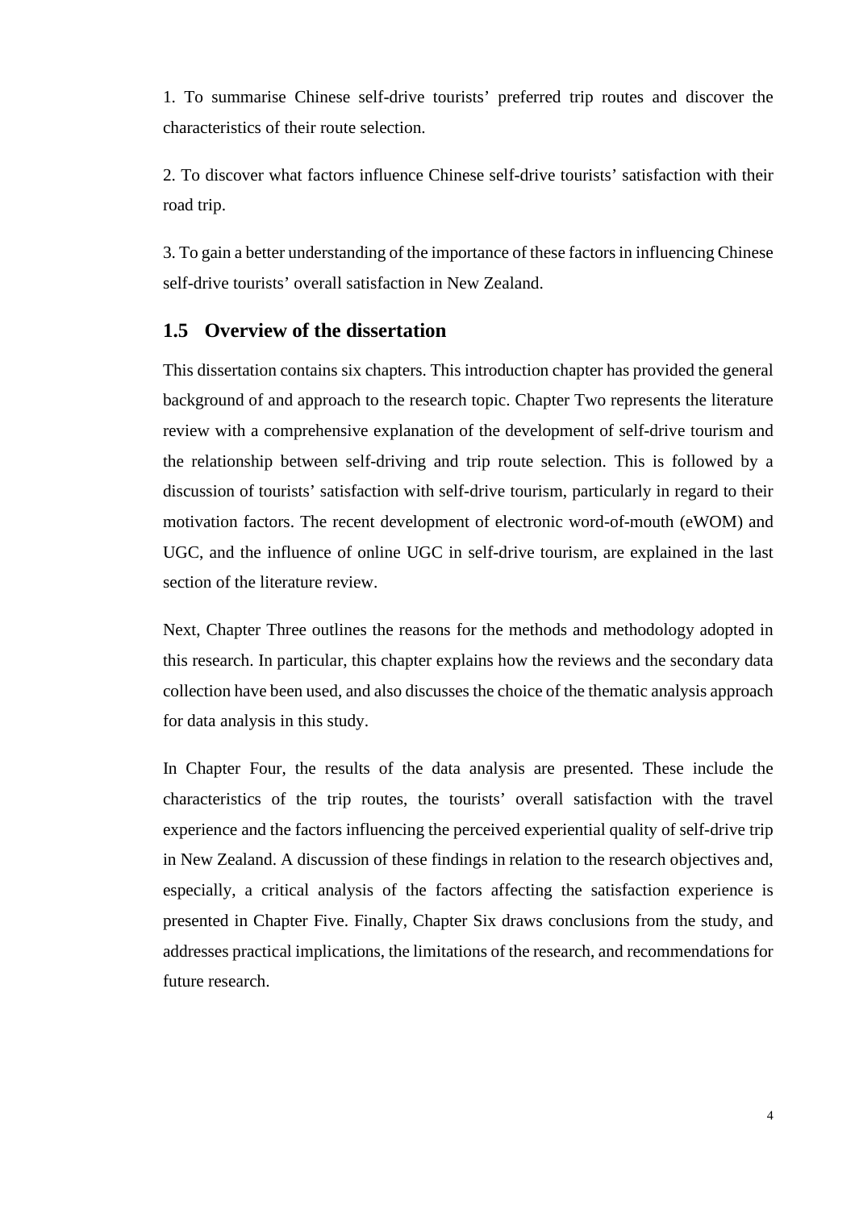1. To summarise Chinese self-drive tourists' preferred trip routes and discover the characteristics of their route selection.

2. To discover what factors influence Chinese self-drive tourists' satisfaction with their road trip.

3. To gain a better understanding of the importance of these factors in influencing Chinese self-drive tourists' overall satisfaction in New Zealand.

## 1.5 Overview of the dissertation

This dissertation contains six chapters. This introduction chapter has provided the general background of and approach to the research topic. Chapter Two represents the literature review with a comprehensive explanation of the development of self-drive tourism and the relationship between self-driving and trip route selection. This is followed by a discussion of tourists' satisfaction with self-drive tourism, particularly in regard to their motivation factors. The recent development of electronic word-of-mouth (eWOM) and UGC, and the influence of online UGC in self-drive tourism, are explained in the last section of the literature review.

Next, Chapter Three outlines the reasons for the methods and methodology adopted in this research. In particular, this chapter explains how the reviews and the secondary data collection have been used, and also discusses the choice of the thematic analysis approach for data analysis in this study.

In Chapter Four, the results of the data analysis are presented. These include the characteristics of the trip routes, the tourists' overall satisfaction with the travel experience and the factors influencing the perceived experiential quality of self-drive trip in New Zealand. A discussion of these findings in relation to the research objectives and, especially, a critical analysis of the factors affecting the satisfaction experience is presented in Chapter Five. Finally, Chapter Six draws conclusions from the study, and addresses practical implications, the limitations of the research, and recommendations for future research.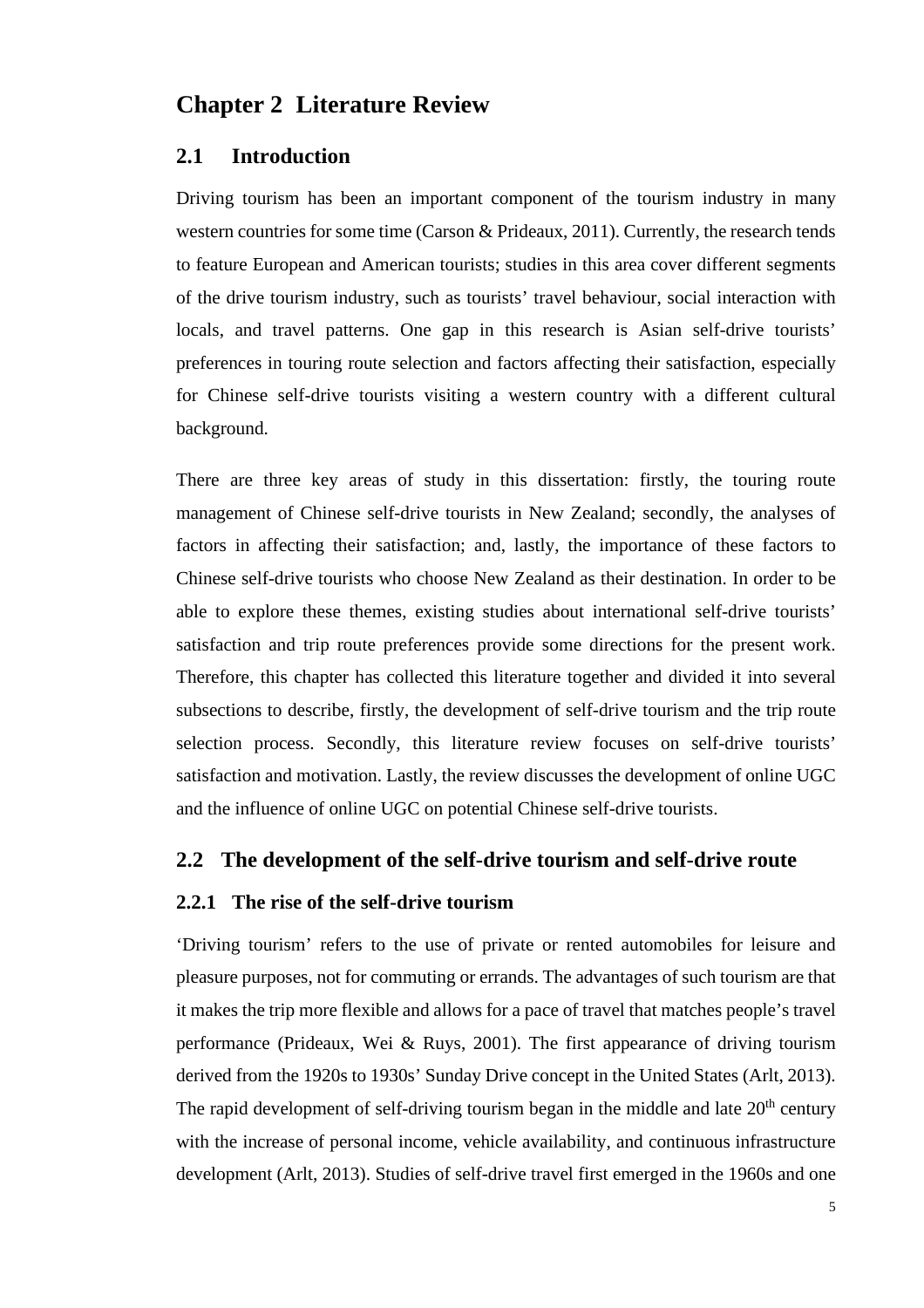# Chapter 2 Literature Review

## 2.1 Introduction

Driving tourism has been an important component of the tourism industry in many western countries for some time (Carson & Prideaux, 2011). Currently, the research tends to feature European and American tourists; studies in this area cover different segments of the drive tourism industry, such as tourists' travel behaviour, social interaction with locals, and travel patterns. One gap in this research is Asian self-drive tourists' preferences in touring route selection and factors affecting their satisfaction, especially for Chinese self-drive tourists visiting a western country with a different cultural background.

There are three key areas of study in this dissertation: firstly, the touring route management of Chinese self-drive tourists in New Zealand; secondly, the analyses of factors in affecting their satisfaction; and, lastly, the importance of these factors to Chinese self-drive tourists who choose New Zealand as their destination. In order to be able to explore these themes, existing studies about international self-drive tourists' satisfaction and trip route preferences provide some directions for the present work. Therefore, this chapter has collected this literature together and divided it into several subsections to describe, firstly, the development of self-drive tourism and the trip route selection process. Secondly, this literature review focuses on self-drive tourists' satisfaction and motivation. Lastly, the review discusses the development of online UGC and the influence of online UGC on potential Chinese self-drive tourists.

## 2.2 The development of the self-drive tourism and self-drive route

### 2.2.1 The rise of the self-drive tourism

'Driving tourism' refers to the use of private or rented automobiles for leisure and pleasure purposes, not for commuting or errands. The advantages of such tourism are that it makes the trip more flexible and allows for a pace of travel that matches people's travel performance (Prideaux, Wei & Ruys, 2001). The first appearance of driving tourism derived from the 1920s to 1930s' Sunday Drive concept in the United States (Arlt, 2013). The rapid development of self-driving tourism began in the middle and late 20th century with the increase of personal income, vehicle availability, and continuous infrastructure development (Arlt, 2013). Studies of self-drive travel first emerged in the 1960s and one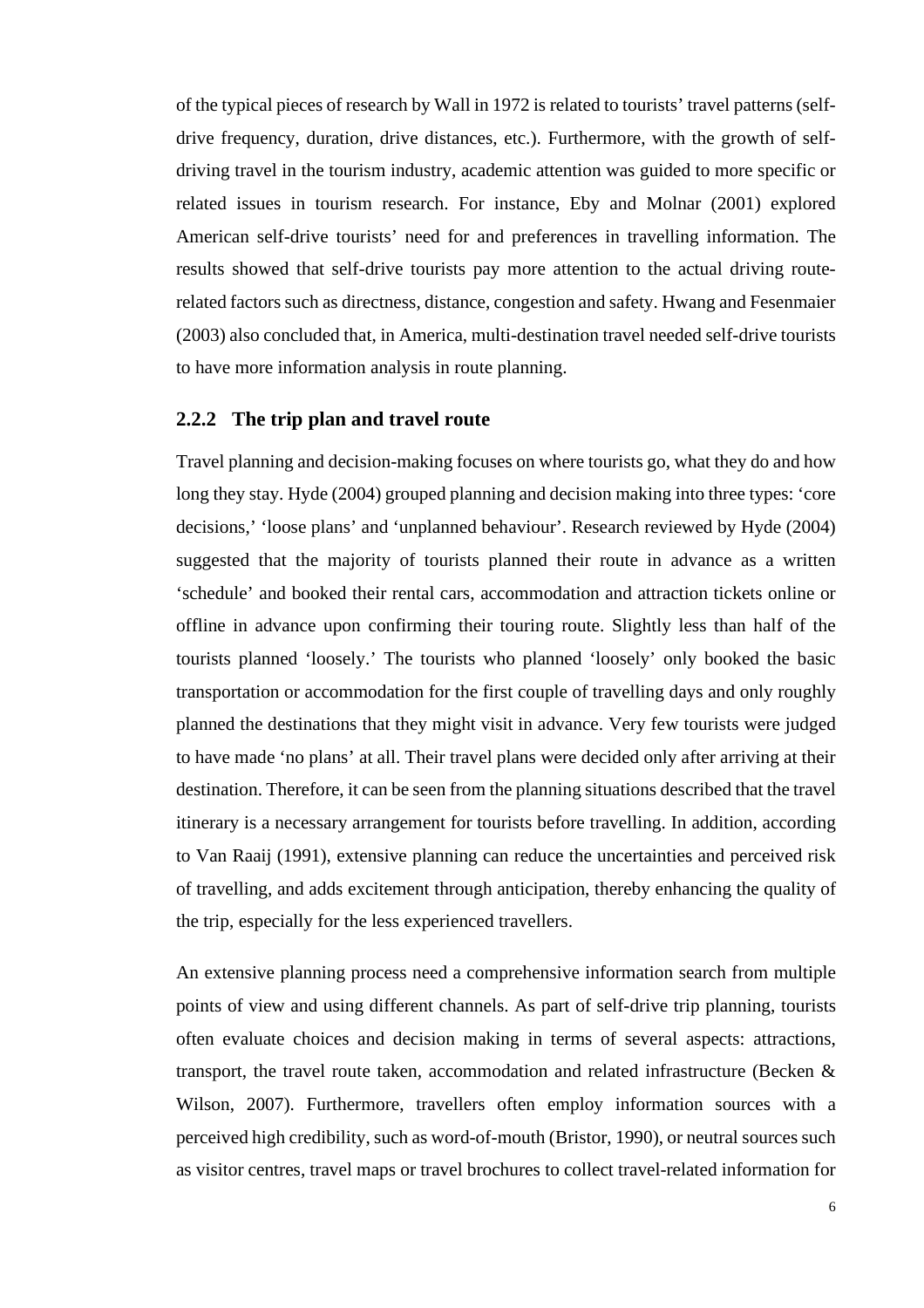of the typical pieces of research by Wall in 1972 is related to tourists' travel patterns (self-drive frequency, duration, drive distances, etc.). Furthermore, with the growth of self-driving travel in the tourism industry, academic attention was guided to more specific or related issues in tourism research. For instance, Eby and Molnar (2001) explored American self-drive tourists' need for and preferences in travelling information. The results showed that self-drive tourists pay more attention to the actual driving route-related factors such as directness, distance, congestion and safety. Hwang and Fesenmaier (2003) also concluded that, in America, multi-destination travel needed self-drive tourists to have more information analysis in route planning.

### 2.2.2 The trip plan and travel route

Travel planning and decision-making focuses on where tourists go, what they do and how long they stay. Hyde (2004) grouped planning and decision making into three types: 'core decisions,' 'loose plans' and 'unplanned behaviour'. Research reviewed by Hyde (2004) suggested that the majority of tourists planned their route in advance as a written 'schedule' and booked their rental cars, accommodation and attraction tickets online or offline in advance upon confirming their touring route. Slightly less than half of the tourists planned 'loosely.' The tourists who planned 'loosely' only booked the basic transportation or accommodation for the first couple of travelling days and only roughly planned the destinations that they might visit in advance. Very few tourists were judged to have made 'no plans' at all. Their travel plans were decided only after arriving at their destination. Therefore, it can be seen from the planning situations described that the travel itinerary is a necessary arrangement for tourists before travelling. In addition, according to Van Raaij (1991), extensive planning can reduce the uncertainties and perceived risk of travelling, and adds excitement through anticipation, thereby enhancing the quality of the trip, especially for the less experienced travellers.

An extensive planning process need a comprehensive information search from multiple points of view and using different channels. As part of self-drive trip planning, tourists often evaluate choices and decision making in terms of several aspects: attractions, transport, the travel route taken, accommodation and related infrastructure (Becken & Wilson, 2007). Furthermore, travellers often employ information sources with a perceived high credibility, such as word-of-mouth (Bristor, 1990), or neutral sources such as visitor centres, travel maps or travel brochures to collect travel-related information for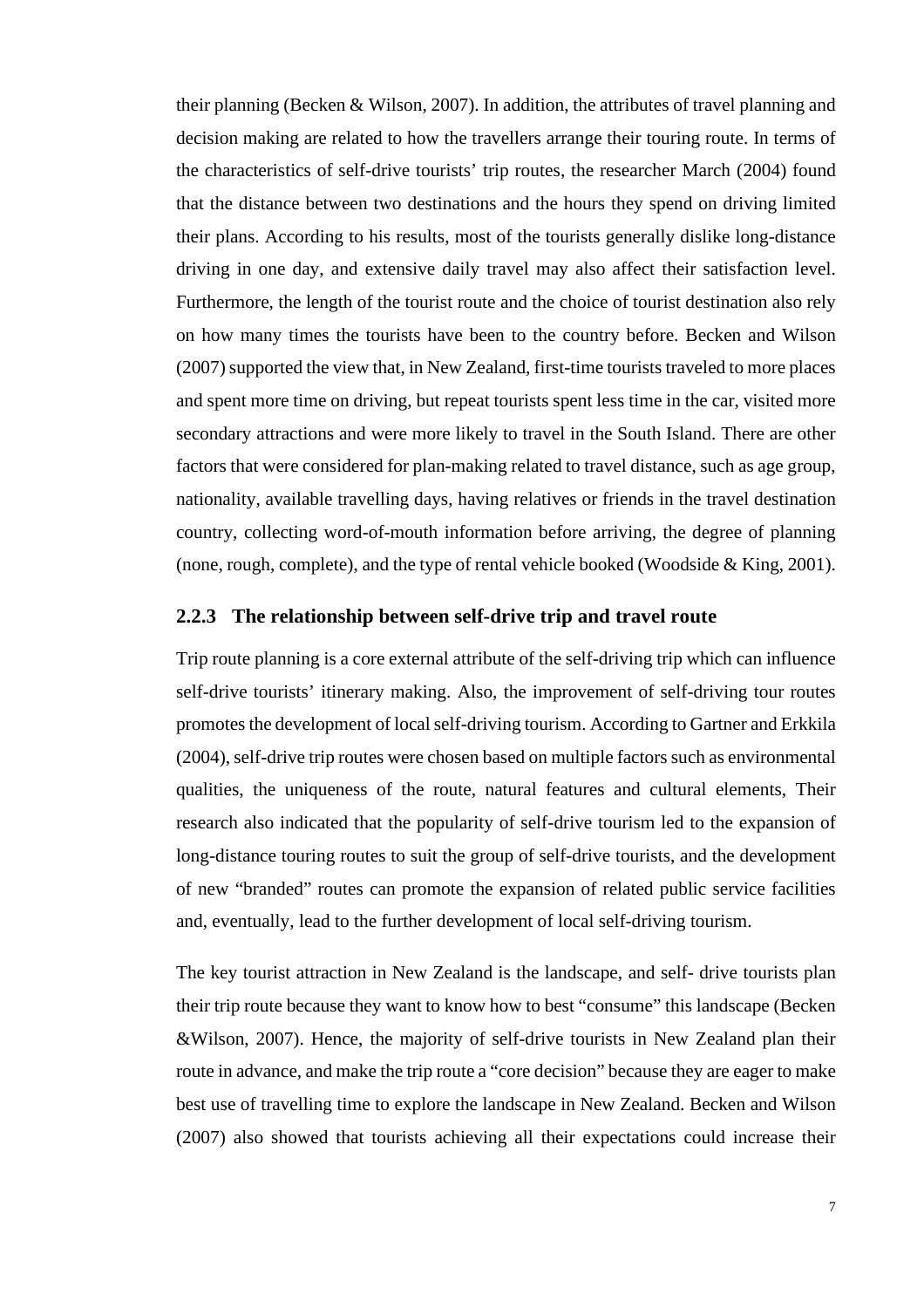their planning (Becken & Wilson, 2007). In addition, the attributes of travel planning and decision making are related to how the travellers arrange their touring route. In terms of the characteristics of self-drive tourists' trip routes, the researcher March (2004) found that the distance between two destinations and the hours they spend on driving limited their plans. According to his results, most of the tourists generally dislike long-distance driving in one day, and extensive daily travel may also affect their satisfaction level. Furthermore, the length of the tourist route and the choice of tourist destination also rely on how many times the tourists have been to the country before. Becken and Wilson (2007) supported the view that, in New Zealand, first-time tourists traveled to more places and spent more time on driving, but repeat tourists spent less time in the car, visited more secondary attractions and were more likely to travel in the South Island. There are other factors that were considered for plan-making related to travel distance, such as age group, nationality, available travelling days, having relatives or friends in the travel destination country, collecting word-of-mouth information before arriving, the degree of planning (none, rough, complete), and the type of rental vehicle booked (Woodside & King, 2001).

### 2.2.3 The relationship between self-drive trip and travel route

Trip route planning is a core external attribute of the self-driving trip which can influence self-drive tourists' itinerary making. Also, the improvement of self-driving tour routes promotes the development of local self-driving tourism. According to Gartner and Erkkila (2004), self-drive trip routes were chosen based on multiple factors such as environmental qualities, the uniqueness of the route, natural features and cultural elements, Their research also indicated that the popularity of self-drive tourism led to the expansion of long-distance touring routes to suit the group of self-drive tourists, and the development of new "branded" routes can promote the expansion of related public service facilities and, eventually, lead to the further development of local self-driving tourism.

The key tourist attraction in New Zealand is the landscape, and self- drive tourists plan their trip route because they want to know how to best "consume" this landscape (Becken &Wilson, 2007). Hence, the majority of self-drive tourists in New Zealand plan their route in advance, and make the trip route a "core decision" because they are eager to make best use of travelling time to explore the landscape in New Zealand. Becken and Wilson (2007) also showed that tourists achieving all their expectations could increase their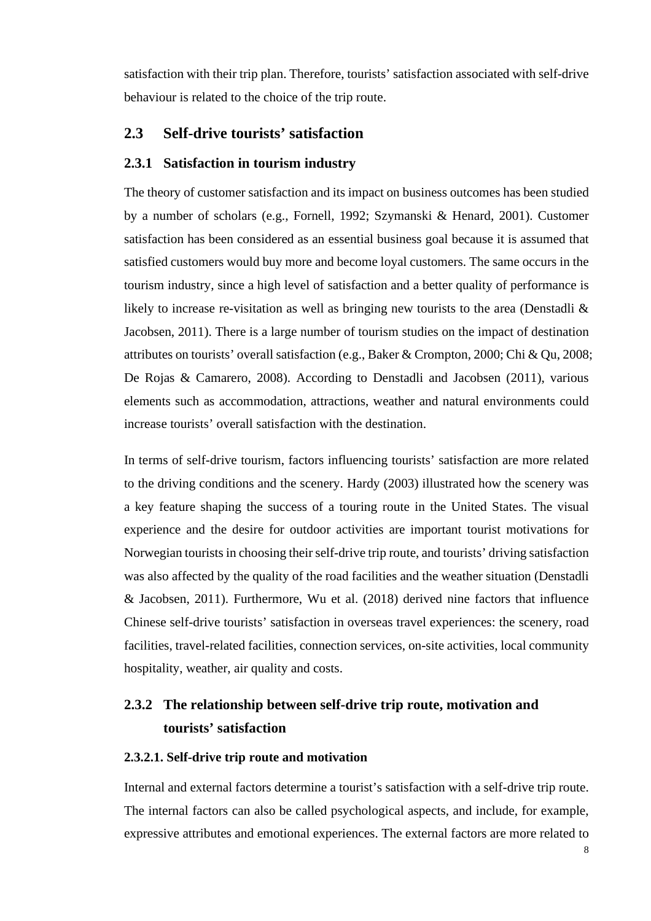satisfaction with their trip plan. Therefore, tourists' satisfaction associated with self-drive behaviour is related to the choice of the trip route.

## 2.3 Self-drive tourists' satisfaction

### 2.3.1 Satisfaction in tourism industry

The theory of customer satisfaction and its impact on business outcomes has been studied by a number of scholars (e.g., Fornell, 1992; Szymanski & Henard, 2001). Customer satisfaction has been considered as an essential business goal because it is assumed that satisfied customers would buy more and become loyal customers. The same occurs in the tourism industry, since a high level of satisfaction and a better quality of performance is likely to increase re-visitation as well as bringing new tourists to the area (Denstadli & Jacobsen, 2011). There is a large number of tourism studies on the impact of destination attributes on tourists' overall satisfaction (e.g., Baker & Crompton, 2000; Chi & Qu, 2008; De Rojas & Camarero, 2008). According to Denstadli and Jacobsen (2011), various elements such as accommodation, attractions, weather and natural environments could increase tourists' overall satisfaction with the destination.

In terms of self-drive tourism, factors influencing tourists' satisfaction are more related to the driving conditions and the scenery. Hardy (2003) illustrated how the scenery was a key feature shaping the success of a touring route in the United States. The visual experience and the desire for outdoor activities are important tourist motivations for Norwegian tourists in choosing their self-drive trip route, and tourists' driving satisfaction was also affected by the quality of the road facilities and the weather situation (Denstadli & Jacobsen, 2011). Furthermore, Wu et al. (2018) derived nine factors that influence Chinese self-drive tourists' satisfaction in overseas travel experiences: the scenery, road facilities, travel-related facilities, connection services, on-site activities, local community hospitality, weather, air quality and costs.

### 2.3.2 The relationship between self-drive trip route, motivation and tourists' satisfaction

#### 2.3.2.1. Self-drive trip route and motivation

Internal and external factors determine a tourist's satisfaction with a self-drive trip route. The internal factors can also be called psychological aspects, and include, for example, expressive attributes and emotional experiences. The external factors are more related to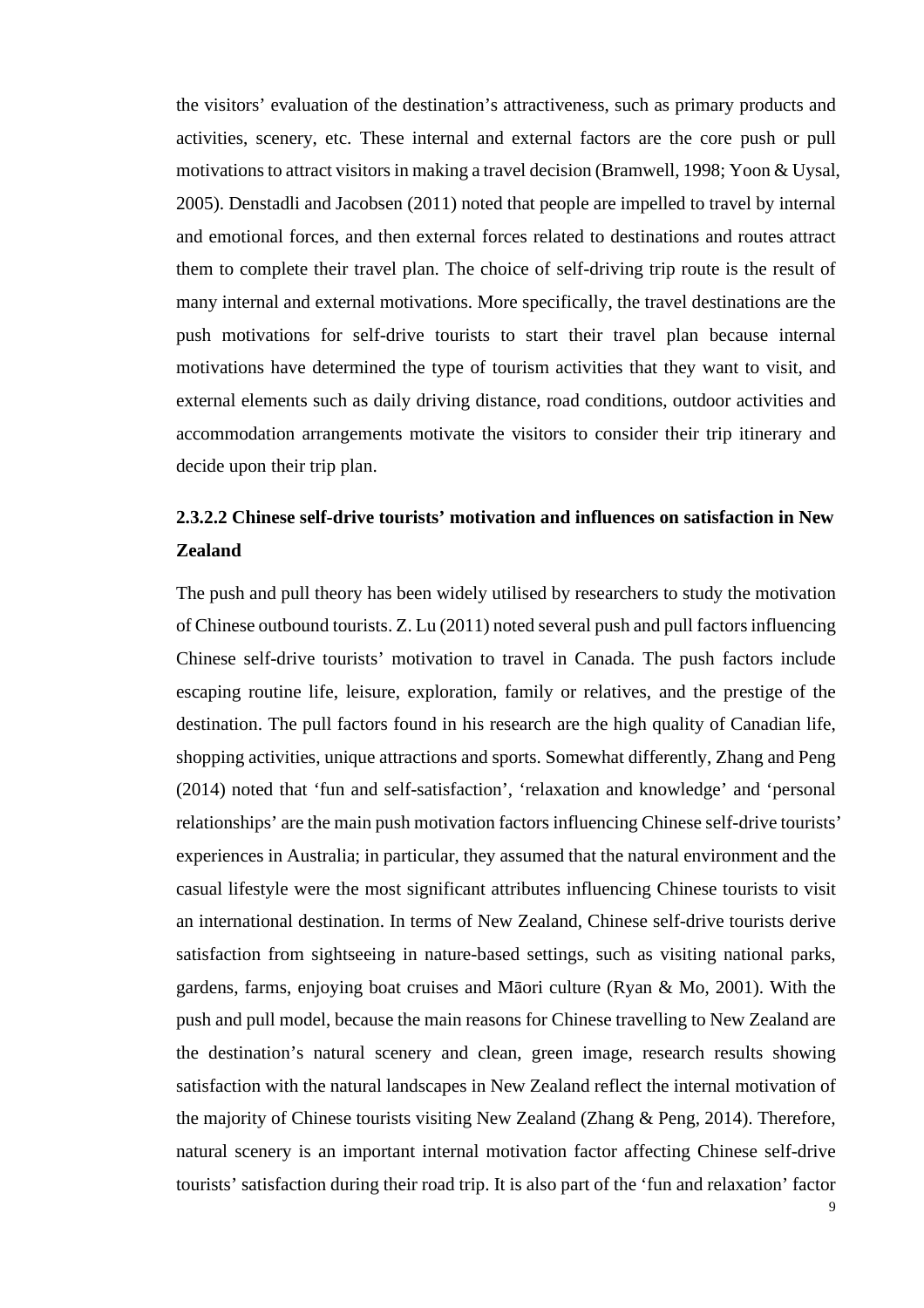the visitors' evaluation of the destination's attractiveness, such as primary products and activities, scenery, etc. These internal and external factors are the core push or pull motivations to attract visitors in making a travel decision (Bramwell, 1998; Yoon & Uysal, 2005). Denstadli and Jacobsen (2011) noted that people are impelled to travel by internal and emotional forces, and then external forces related to destinations and routes attract them to complete their travel plan. The choice of self-driving trip route is the result of many internal and external motivations. More specifically, the travel destinations are the push motivations for self-drive tourists to start their travel plan because internal motivations have determined the type of tourism activities that they want to visit, and external elements such as daily driving distance, road conditions, outdoor activities and accommodation arrangements motivate the visitors to consider their trip itinerary and decide upon their trip plan.

#### 2.3.2.2 Chinese self-drive tourists' motivation and influences on satisfaction in New Zealand

The push and pull theory has been widely utilised by researchers to study the motivation of Chinese outbound tourists. Z. Lu (2011) noted several push and pull factors influencing Chinese self-drive tourists' motivation to travel in Canada. The push factors include escaping routine life, leisure, exploration, family or relatives, and the prestige of the destination. The pull factors found in his research are the high quality of Canadian life, shopping activities, unique attractions and sports. Somewhat differently, Zhang and Peng (2014) noted that 'fun and self-satisfaction', 'relaxation and knowledge' and 'personal relationships' are the main push motivation factors influencing Chinese self-drive tourists' experiences in Australia; in particular, they assumed that the natural environment and the casual lifestyle were the most significant attributes influencing Chinese tourists to visit an international destination. In terms of New Zealand, Chinese self-drive tourists derive satisfaction from sightseeing in nature-based settings, such as visiting national parks, gardens, farms, enjoying boat cruises and Māori culture (Ryan & Mo, 2001). With the push and pull model, because the main reasons for Chinese travelling to New Zealand are the destination's natural scenery and clean, green image, research results showing satisfaction with the natural landscapes in New Zealand reflect the internal motivation of the majority of Chinese tourists visiting New Zealand (Zhang & Peng, 2014). Therefore, natural scenery is an important internal motivation factor affecting Chinese self-drive tourists' satisfaction during their road trip. It is also part of the 'fun and relaxation' factor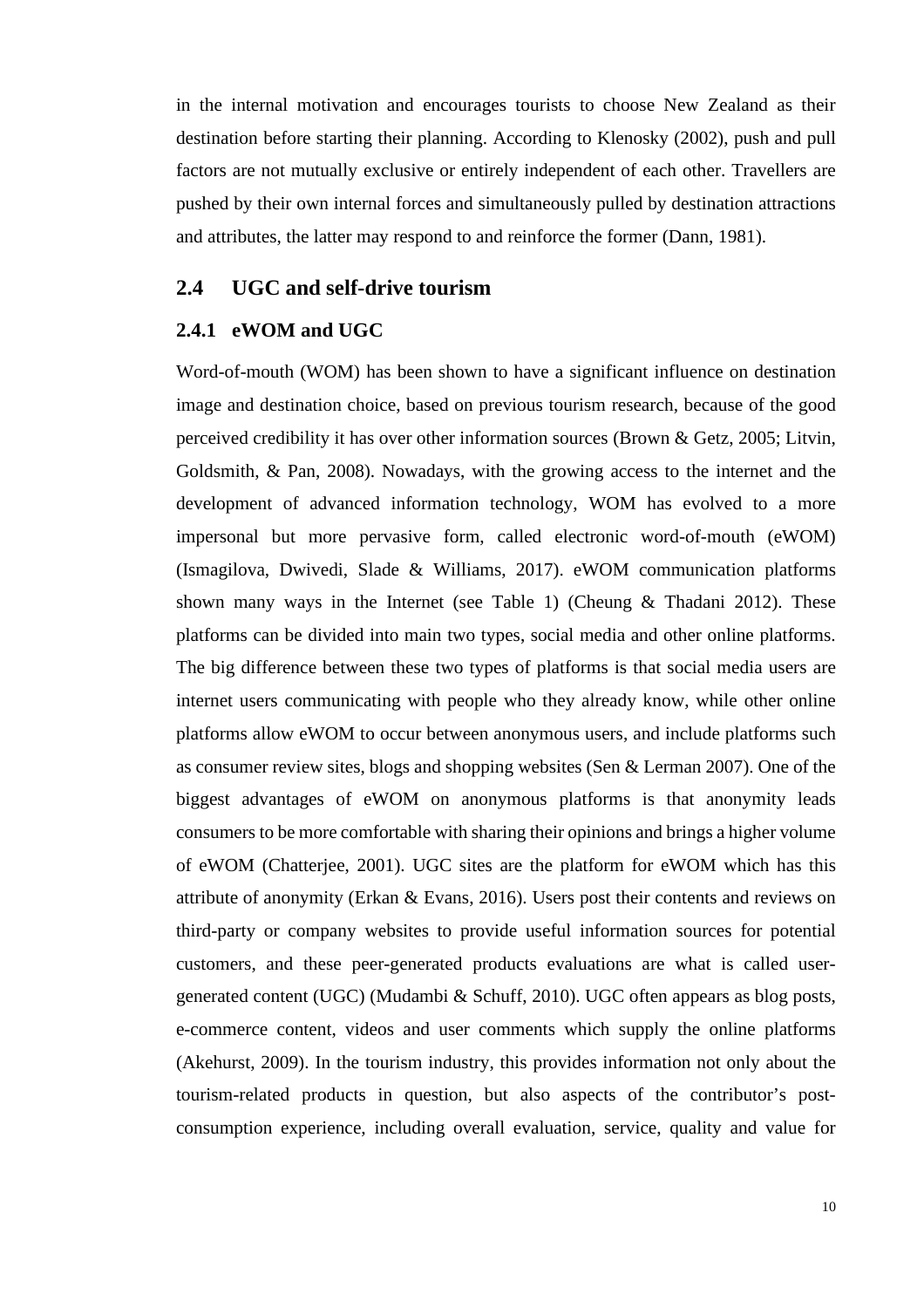in the internal motivation and encourages tourists to choose New Zealand as their destination before starting their planning. According to Klenosky (2002), push and pull factors are not mutually exclusive or entirely independent of each other. Travellers are pushed by their own internal forces and simultaneously pulled by destination attractions and attributes, the latter may respond to and reinforce the former (Dann, 1981).

## 2.4 UGC and self-drive tourism

### 2.4.1 eWOM and UGC

Word-of-mouth (WOM) has been shown to have a significant influence on destination image and destination choice, based on previous tourism research, because of the good perceived credibility it has over other information sources (Brown & Getz, 2005; Litvin, Goldsmith, & Pan, 2008). Nowadays, with the growing access to the internet and the development of advanced information technology, WOM has evolved to a more impersonal but more pervasive form, called electronic word-of-mouth (eWOM) (Ismagilova, Dwivedi, Slade & Williams, 2017). eWOM communication platforms shown many ways in the Internet (see Table 1) (Cheung & Thadani 2012). These platforms can be divided into main two types, social media and other online platforms. The big difference between these two types of platforms is that social media users are internet users communicating with people who they already know, while other online platforms allow eWOM to occur between anonymous users, and include platforms such as consumer review sites, blogs and shopping websites (Sen & Lerman 2007). One of the biggest advantages of eWOM on anonymous platforms is that anonymity leads consumers to be more comfortable with sharing their opinions and brings a higher volume of eWOM (Chatterjee, 2001). UGC sites are the platform for eWOM which has this attribute of anonymity (Erkan & Evans, 2016). Users post their contents and reviews on third-party or company websites to provide useful information sources for potential customers, and these peer-generated products evaluations are what is called user-generated content (UGC) (Mudambi & Schuff, 2010). UGC often appears as blog posts, e-commerce content, videos and user comments which supply the online platforms (Akehurst, 2009). In the tourism industry, this provides information not only about the tourism-related products in question, but also aspects of the contributor's post-consumption experience, including overall evaluation, service, quality and value for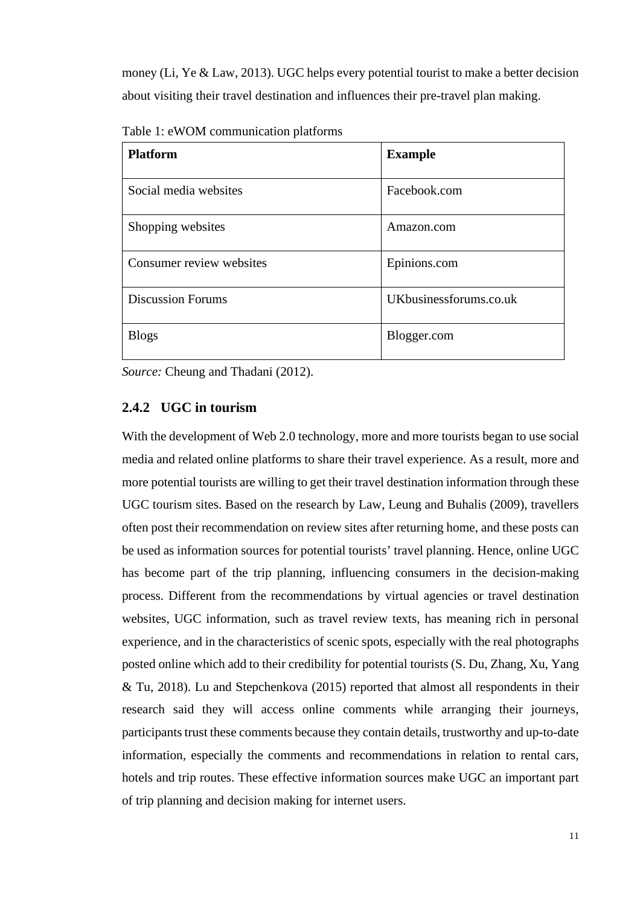money (Li, Ye & Law, 2013). UGC helps every potential tourist to make a better decision about visiting their travel destination and influences their pre-travel plan making.

Table 1: eWOM communication platforms

| **Platform** | **Example** |
|---|---|
| Social media websites | Facebook.com |
| Shopping websites | Amazon.com |
| Consumer review websites | Epinions.com |
| Discussion Forums | UKbusinessforums.co.uk |
| Blogs | Blogger.com |

*Source:* Cheung and Thadani (2012).

### 2.4.2 UGC in tourism

With the development of Web 2.0 technology, more and more tourists began to use social media and related online platforms to share their travel experience. As a result, more and more potential tourists are willing to get their travel destination information through these UGC tourism sites. Based on the research by Law, Leung and Buhalis (2009), travellers often post their recommendation on review sites after returning home, and these posts can be used as information sources for potential tourists' travel planning. Hence, online UGC has become part of the trip planning, influencing consumers in the decision-making process. Different from the recommendations by virtual agencies or travel destination websites, UGC information, such as travel review texts, has meaning rich in personal experience, and in the characteristics of scenic spots, especially with the real photographs posted online which add to their credibility for potential tourists (S. Du, Zhang, Xu, Yang & Tu, 2018). Lu and Stepchenkova (2015) reported that almost all respondents in their research said they will access online comments while arranging their journeys, participants trust these comments because they contain details, trustworthy and up-to-date information, especially the comments and recommendations in relation to rental cars, hotels and trip routes. These effective information sources make UGC an important part of trip planning and decision making for internet users.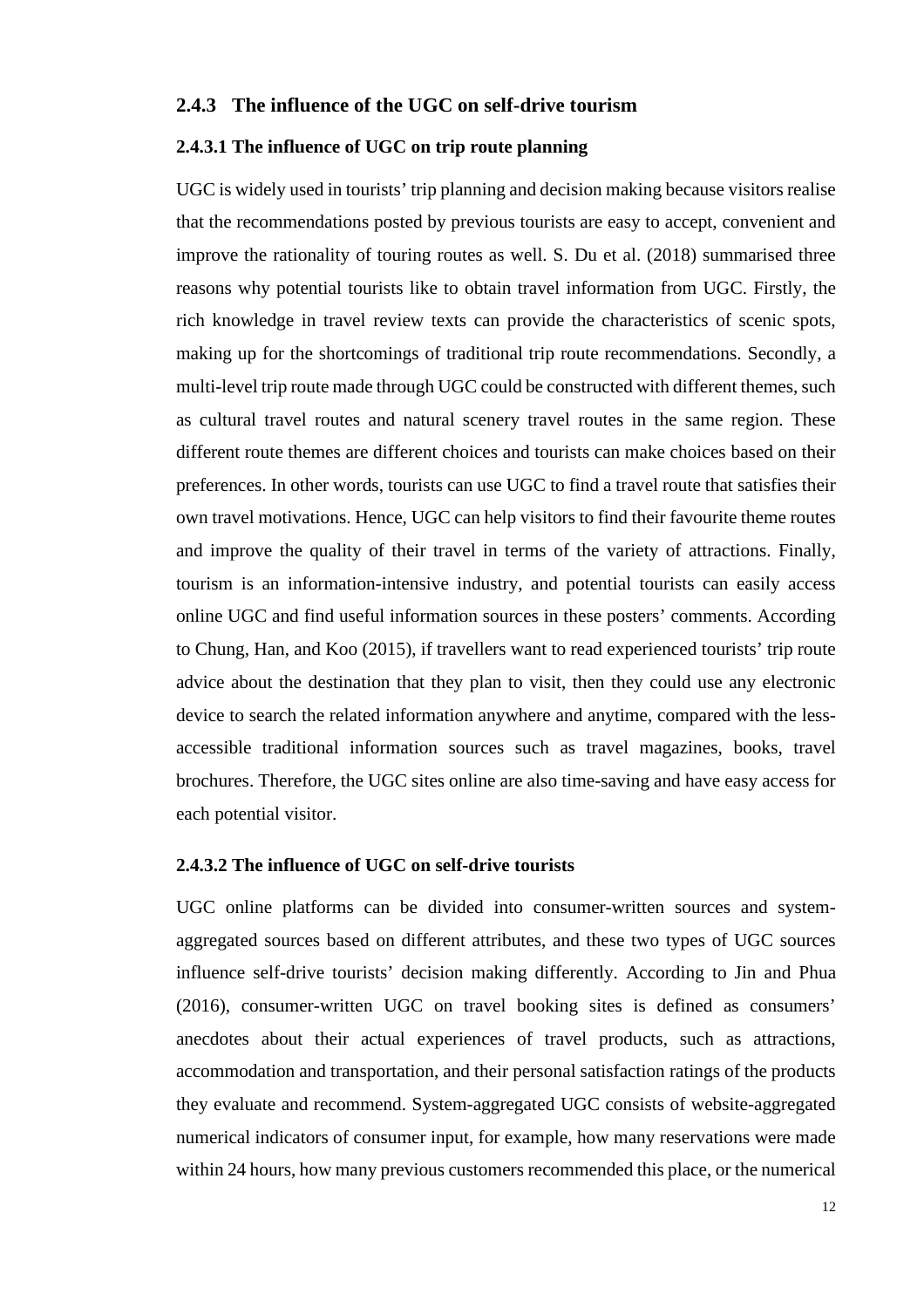### 2.4.3 The influence of the UGC on self-drive tourism

#### 2.4.3.1 The influence of UGC on trip route planning

UGC is widely used in tourists' trip planning and decision making because visitors realise that the recommendations posted by previous tourists are easy to accept, convenient and improve the rationality of touring routes as well. S. Du et al. (2018) summarised three reasons why potential tourists like to obtain travel information from UGC. Firstly, the rich knowledge in travel review texts can provide the characteristics of scenic spots, making up for the shortcomings of traditional trip route recommendations. Secondly, a multi-level trip route made through UGC could be constructed with different themes, such as cultural travel routes and natural scenery travel routes in the same region. These different route themes are different choices and tourists can make choices based on their preferences. In other words, tourists can use UGC to find a travel route that satisfies their own travel motivations. Hence, UGC can help visitors to find their favourite theme routes and improve the quality of their travel in terms of the variety of attractions. Finally, tourism is an information-intensive industry, and potential tourists can easily access online UGC and find useful information sources in these posters' comments. According to Chung, Han, and Koo (2015), if travellers want to read experienced tourists' trip route advice about the destination that they plan to visit, then they could use any electronic device to search the related information anywhere and anytime, compared with the less-accessible traditional information sources such as travel magazines, books, travel brochures. Therefore, the UGC sites online are also time-saving and have easy access for each potential visitor.

#### 2.4.3.2 The influence of UGC on self-drive tourists

UGC online platforms can be divided into consumer-written sources and system-aggregated sources based on different attributes, and these two types of UGC sources influence self-drive tourists' decision making differently. According to Jin and Phua (2016), consumer-written UGC on travel booking sites is defined as consumers' anecdotes about their actual experiences of travel products, such as attractions, accommodation and transportation, and their personal satisfaction ratings of the products they evaluate and recommend. System-aggregated UGC consists of website-aggregated numerical indicators of consumer input, for example, how many reservations were made within 24 hours, how many previous customers recommended this place, or the numerical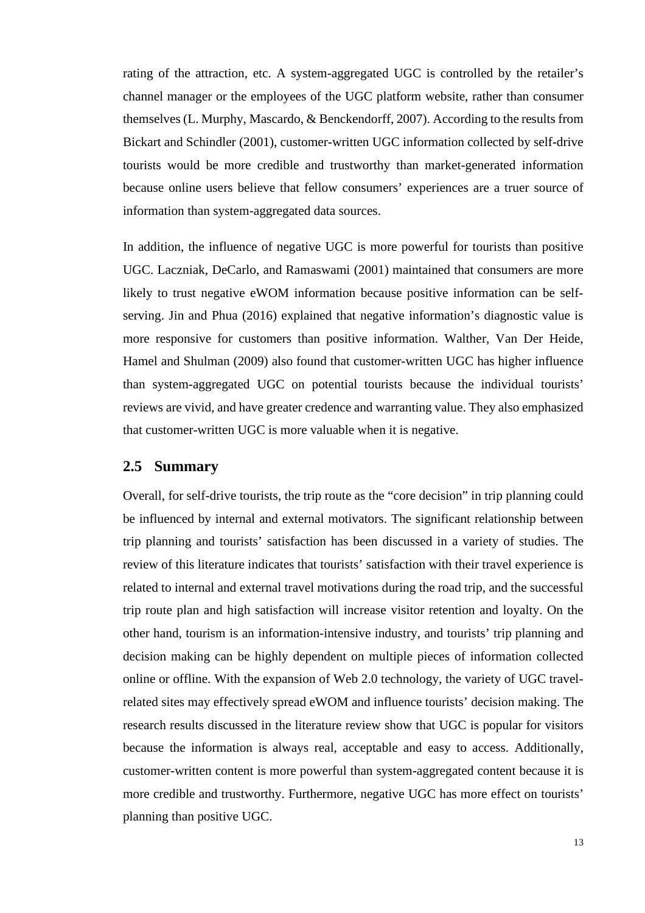rating of the attraction, etc. A system-aggregated UGC is controlled by the retailer's channel manager or the employees of the UGC platform website, rather than consumer themselves (L. Murphy, Mascardo, & Benckendorff, 2007). According to the results from Bickart and Schindler (2001), customer-written UGC information collected by self-drive tourists would be more credible and trustworthy than market-generated information because online users believe that fellow consumers' experiences are a truer source of information than system-aggregated data sources.

In addition, the influence of negative UGC is more powerful for tourists than positive UGC. Laczniak, DeCarlo, and Ramaswami (2001) maintained that consumers are more likely to trust negative eWOM information because positive information can be self-serving. Jin and Phua (2016) explained that negative information's diagnostic value is more responsive for customers than positive information. Walther, Van Der Heide, Hamel and Shulman (2009) also found that customer-written UGC has higher influence than system-aggregated UGC on potential tourists because the individual tourists' reviews are vivid, and have greater credence and warranting value. They also emphasized that customer-written UGC is more valuable when it is negative.

## 2.5 Summary

Overall, for self-drive tourists, the trip route as the "core decision" in trip planning could be influenced by internal and external motivators. The significant relationship between trip planning and tourists' satisfaction has been discussed in a variety of studies. The review of this literature indicates that tourists' satisfaction with their travel experience is related to internal and external travel motivations during the road trip, and the successful trip route plan and high satisfaction will increase visitor retention and loyalty. On the other hand, tourism is an information-intensive industry, and tourists' trip planning and decision making can be highly dependent on multiple pieces of information collected online or offline. With the expansion of Web 2.0 technology, the variety of UGC travel-related sites may effectively spread eWOM and influence tourists' decision making. The research results discussed in the literature review show that UGC is popular for visitors because the information is always real, acceptable and easy to access. Additionally, customer-written content is more powerful than system-aggregated content because it is more credible and trustworthy. Furthermore, negative UGC has more effect on tourists' planning than positive UGC.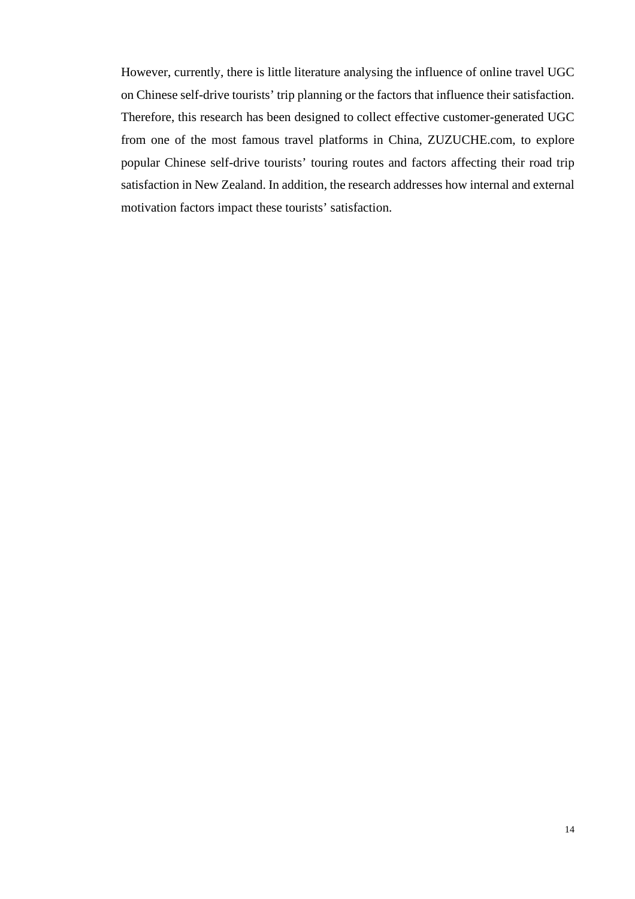However, currently, there is little literature analysing the influence of online travel UGC on Chinese self-drive tourists' trip planning or the factors that influence their satisfaction. Therefore, this research has been designed to collect effective customer-generated UGC from one of the most famous travel platforms in China, ZUZUCHE.com, to explore popular Chinese self-drive tourists' touring routes and factors affecting their road trip satisfaction in New Zealand. In addition, the research addresses how internal and external motivation factors impact these tourists' satisfaction.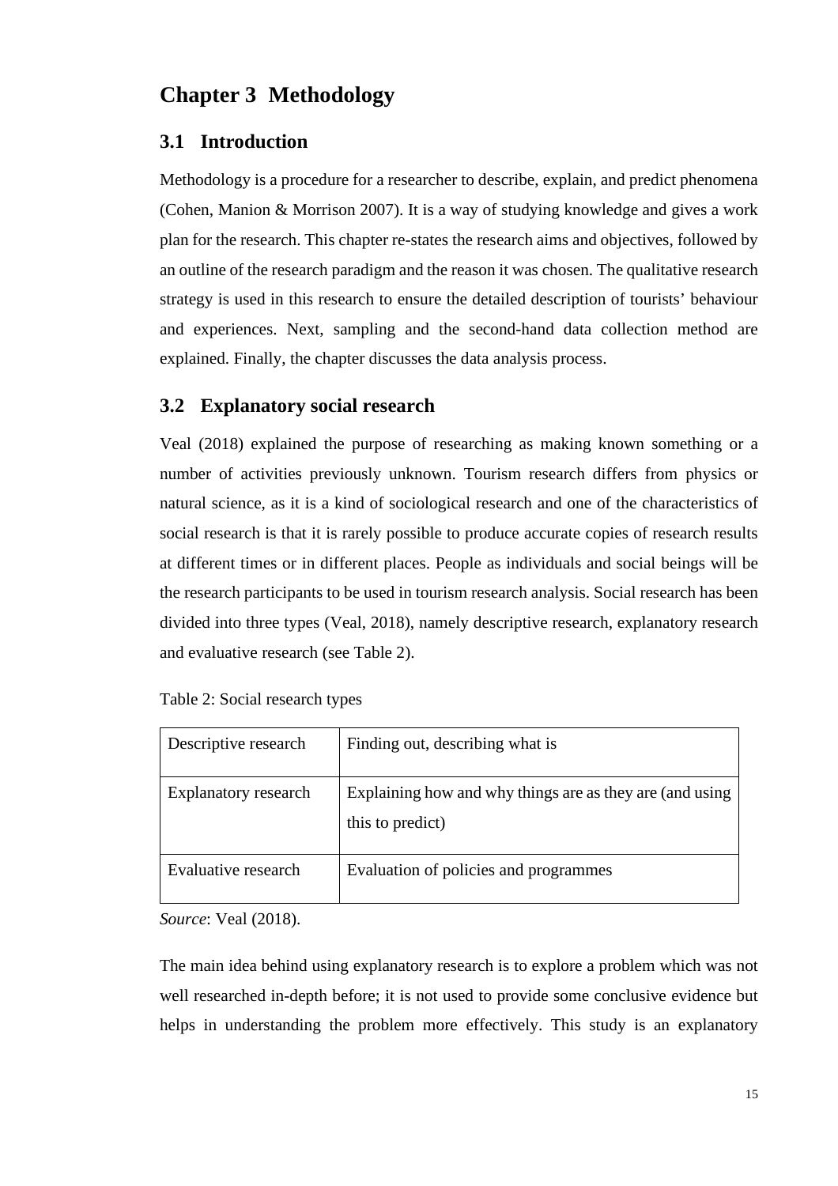# Chapter 3 Methodology

## 3.1 Introduction

Methodology is a procedure for a researcher to describe, explain, and predict phenomena (Cohen, Manion & Morrison 2007). It is a way of studying knowledge and gives a work plan for the research. This chapter re-states the research aims and objectives, followed by an outline of the research paradigm and the reason it was chosen. The qualitative research strategy is used in this research to ensure the detailed description of tourists' behaviour and experiences. Next, sampling and the second-hand data collection method are explained. Finally, the chapter discusses the data analysis process.

## 3.2 Explanatory social research

Veal (2018) explained the purpose of researching as making known something or a number of activities previously unknown. Tourism research differs from physics or natural science, as it is a kind of sociological research and one of the characteristics of social research is that it is rarely possible to produce accurate copies of research results at different times or in different places. People as individuals and social beings will be the research participants to be used in tourism research analysis. Social research has been divided into three types (Veal, 2018), namely descriptive research, explanatory research and evaluative research (see Table 2).

Table 2: Social research types

| | |
|---|---|
| Descriptive research | Finding out, describing what is |
| Explanatory research | Explaining how and why things are as they are (and using this to predict) |
| Evaluative research | Evaluation of policies and programmes |

*Source*: Veal (2018).

The main idea behind using explanatory research is to explore a problem which was not well researched in-depth before; it is not used to provide some conclusive evidence but helps in understanding the problem more effectively. This study is an explanatory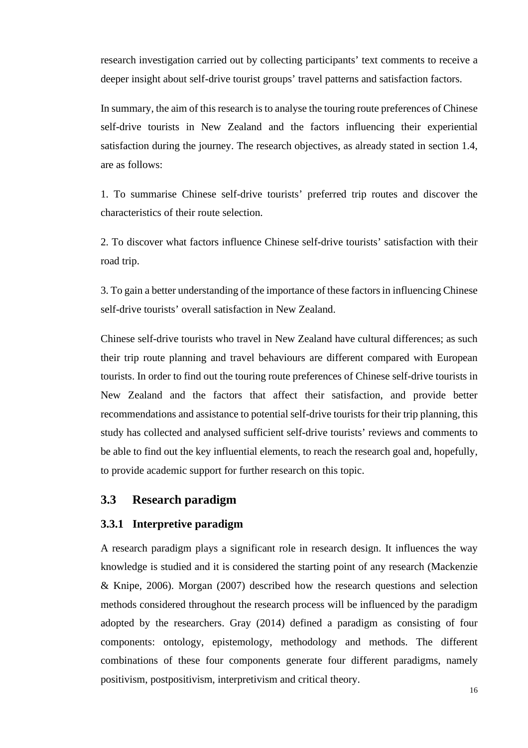research investigation carried out by collecting participants' text comments to receive a deeper insight about self-drive tourist groups' travel patterns and satisfaction factors.

In summary, the aim of this research is to analyse the touring route preferences of Chinese self-drive tourists in New Zealand and the factors influencing their experiential satisfaction during the journey. The research objectives, as already stated in section 1.4, are as follows:

1. To summarise Chinese self-drive tourists' preferred trip routes and discover the characteristics of their route selection.

2. To discover what factors influence Chinese self-drive tourists' satisfaction with their road trip.

3. To gain a better understanding of the importance of these factors in influencing Chinese self-drive tourists' overall satisfaction in New Zealand.

Chinese self-drive tourists who travel in New Zealand have cultural differences; as such their trip route planning and travel behaviours are different compared with European tourists. In order to find out the touring route preferences of Chinese self-drive tourists in New Zealand and the factors that affect their satisfaction, and provide better recommendations and assistance to potential self-drive tourists for their trip planning, this study has collected and analysed sufficient self-drive tourists' reviews and comments to be able to find out the key influential elements, to reach the research goal and, hopefully, to provide academic support for further research on this topic.

## 3.3 Research paradigm

### 3.3.1 Interpretive paradigm

A research paradigm plays a significant role in research design. It influences the way knowledge is studied and it is considered the starting point of any research (Mackenzie & Knipe, 2006). Morgan (2007) described how the research questions and selection methods considered throughout the research process will be influenced by the paradigm adopted by the researchers. Gray (2014) defined a paradigm as consisting of four components: ontology, epistemology, methodology and methods. The different combinations of these four components generate four different paradigms, namely positivism, postpositivism, interpretivism and critical theory.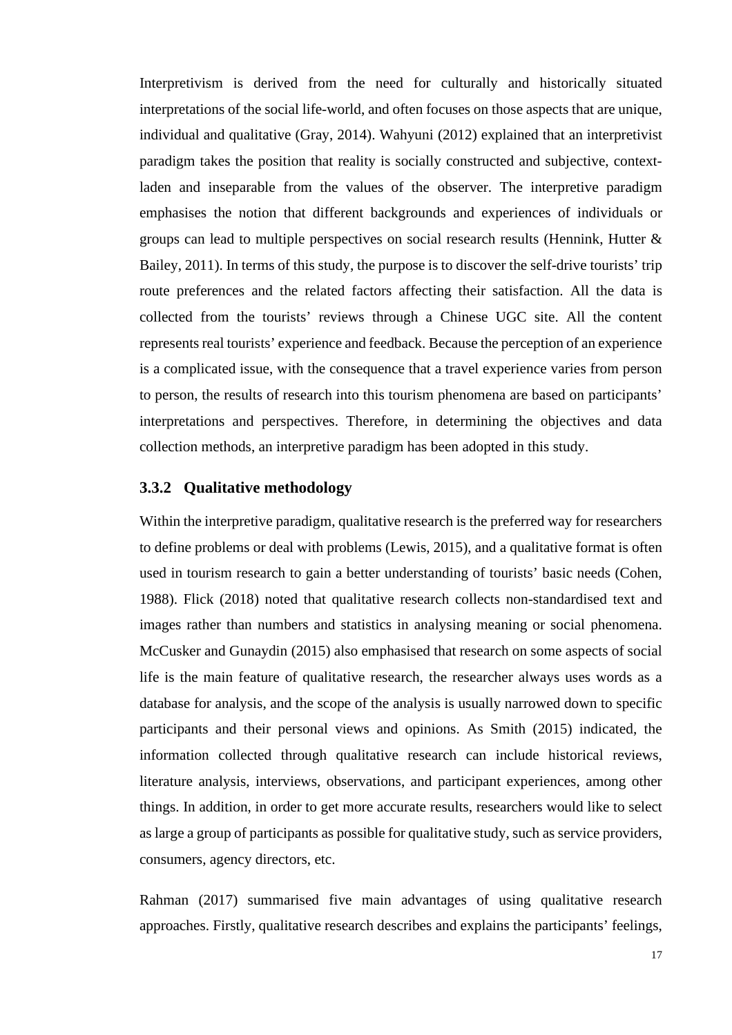Interpretivism is derived from the need for culturally and historically situated interpretations of the social life-world, and often focuses on those aspects that are unique, individual and qualitative (Gray, 2014). Wahyuni (2012) explained that an interpretivist paradigm takes the position that reality is socially constructed and subjective, context-laden and inseparable from the values of the observer. The interpretive paradigm emphasises the notion that different backgrounds and experiences of individuals or groups can lead to multiple perspectives on social research results (Hennink, Hutter & Bailey, 2011). In terms of this study, the purpose is to discover the self-drive tourists' trip route preferences and the related factors affecting their satisfaction. All the data is collected from the tourists' reviews through a Chinese UGC site. All the content represents real tourists' experience and feedback. Because the perception of an experience is a complicated issue, with the consequence that a travel experience varies from person to person, the results of research into this tourism phenomena are based on participants' interpretations and perspectives. Therefore, in determining the objectives and data collection methods, an interpretive paradigm has been adopted in this study.

### 3.3.2 Qualitative methodology

Within the interpretive paradigm, qualitative research is the preferred way for researchers to define problems or deal with problems (Lewis, 2015), and a qualitative format is often used in tourism research to gain a better understanding of tourists' basic needs (Cohen, 1988). Flick (2018) noted that qualitative research collects non-standardised text and images rather than numbers and statistics in analysing meaning or social phenomena. McCusker and Gunaydin (2015) also emphasised that research on some aspects of social life is the main feature of qualitative research, the researcher always uses words as a database for analysis, and the scope of the analysis is usually narrowed down to specific participants and their personal views and opinions. As Smith (2015) indicated, the information collected through qualitative research can include historical reviews, literature analysis, interviews, observations, and participant experiences, among other things. In addition, in order to get more accurate results, researchers would like to select as large a group of participants as possible for qualitative study, such as service providers, consumers, agency directors, etc.

Rahman (2017) summarised five main advantages of using qualitative research approaches. Firstly, qualitative research describes and explains the participants' feelings,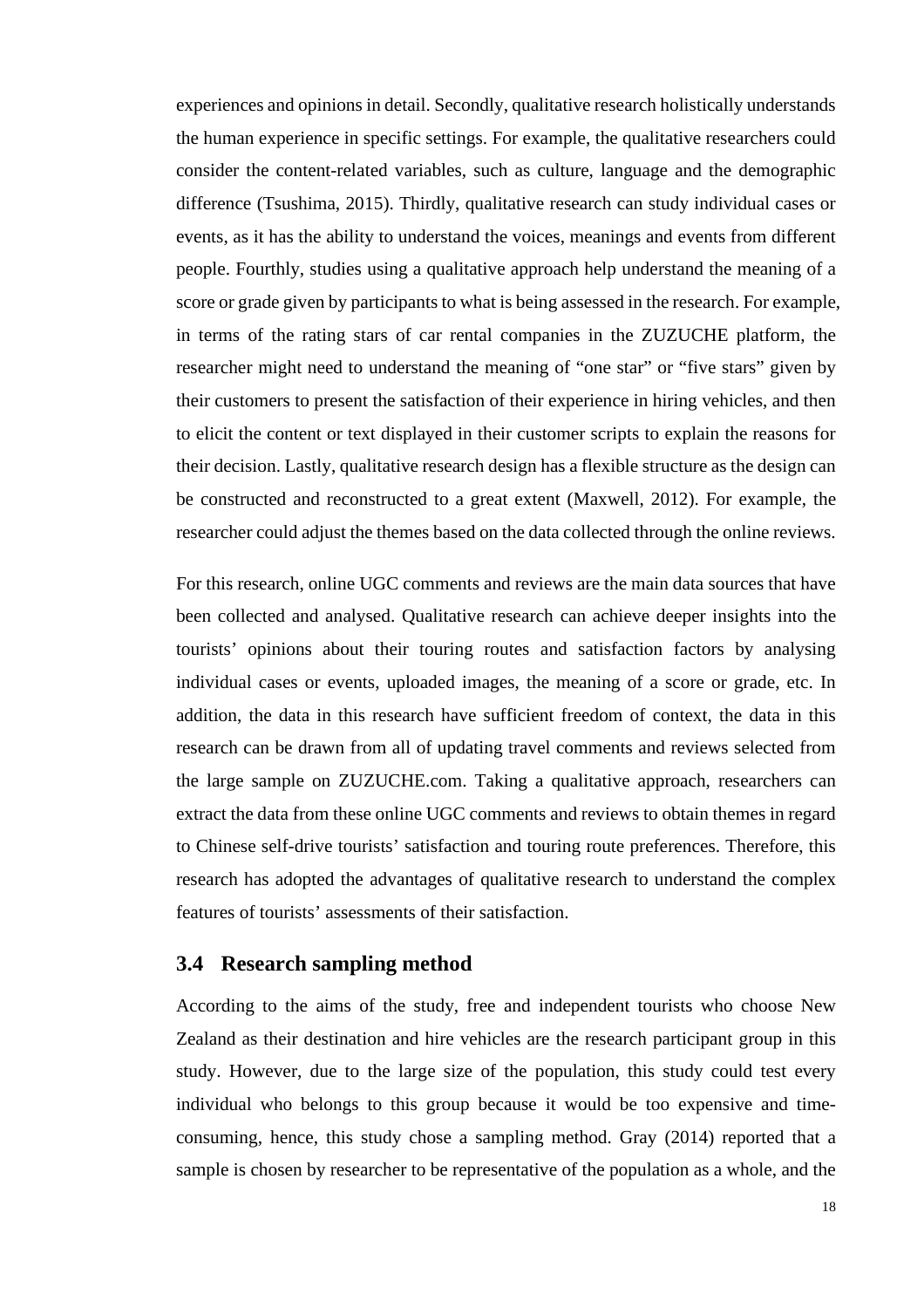experiences and opinions in detail. Secondly, qualitative research holistically understands the human experience in specific settings. For example, the qualitative researchers could consider the content-related variables, such as culture, language and the demographic difference (Tsushima, 2015). Thirdly, qualitative research can study individual cases or events, as it has the ability to understand the voices, meanings and events from different people. Fourthly, studies using a qualitative approach help understand the meaning of a score or grade given by participants to what is being assessed in the research. For example, in terms of the rating stars of car rental companies in the ZUZUCHE platform, the researcher might need to understand the meaning of "one star" or "five stars" given by their customers to present the satisfaction of their experience in hiring vehicles, and then to elicit the content or text displayed in their customer scripts to explain the reasons for their decision. Lastly, qualitative research design has a flexible structure as the design can be constructed and reconstructed to a great extent (Maxwell, 2012). For example, the researcher could adjust the themes based on the data collected through the online reviews.

For this research, online UGC comments and reviews are the main data sources that have been collected and analysed. Qualitative research can achieve deeper insights into the tourists' opinions about their touring routes and satisfaction factors by analysing individual cases or events, uploaded images, the meaning of a score or grade, etc. In addition, the data in this research have sufficient freedom of context, the data in this research can be drawn from all of updating travel comments and reviews selected from the large sample on ZUZUCHE.com. Taking a qualitative approach, researchers can extract the data from these online UGC comments and reviews to obtain themes in regard to Chinese self-drive tourists' satisfaction and touring route preferences. Therefore, this research has adopted the advantages of qualitative research to understand the complex features of tourists' assessments of their satisfaction.

## 3.4 Research sampling method

According to the aims of the study, free and independent tourists who choose New Zealand as their destination and hire vehicles are the research participant group in this study. However, due to the large size of the population, this study could test every individual who belongs to this group because it would be too expensive and time-consuming, hence, this study chose a sampling method. Gray (2014) reported that a sample is chosen by researcher to be representative of the population as a whole, and the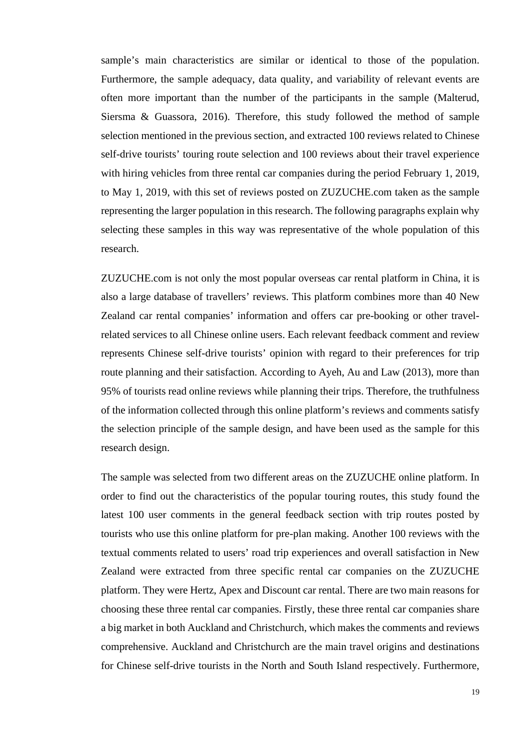sample's main characteristics are similar or identical to those of the population. Furthermore, the sample adequacy, data quality, and variability of relevant events are often more important than the number of the participants in the sample (Malterud, Siersma & Guassora, 2016). Therefore, this study followed the method of sample selection mentioned in the previous section, and extracted 100 reviews related to Chinese self-drive tourists' touring route selection and 100 reviews about their travel experience with hiring vehicles from three rental car companies during the period February 1, 2019, to May 1, 2019, with this set of reviews posted on ZUZUCHE.com taken as the sample representing the larger population in this research. The following paragraphs explain why selecting these samples in this way was representative of the whole population of this research.

ZUZUCHE.com is not only the most popular overseas car rental platform in China, it is also a large database of travellers' reviews. This platform combines more than 40 New Zealand car rental companies' information and offers car pre-booking or other travel-related services to all Chinese online users. Each relevant feedback comment and review represents Chinese self-drive tourists' opinion with regard to their preferences for trip route planning and their satisfaction. According to Ayeh, Au and Law (2013), more than 95% of tourists read online reviews while planning their trips. Therefore, the truthfulness of the information collected through this online platform's reviews and comments satisfy the selection principle of the sample design, and have been used as the sample for this research design.

The sample was selected from two different areas on the ZUZUCHE online platform. In order to find out the characteristics of the popular touring routes, this study found the latest 100 user comments in the general feedback section with trip routes posted by tourists who use this online platform for pre-plan making. Another 100 reviews with the textual comments related to users' road trip experiences and overall satisfaction in New Zealand were extracted from three specific rental car companies on the ZUZUCHE platform. They were Hertz, Apex and Discount car rental. There are two main reasons for choosing these three rental car companies. Firstly, these three rental car companies share a big market in both Auckland and Christchurch, which makes the comments and reviews comprehensive. Auckland and Christchurch are the main travel origins and destinations for Chinese self-drive tourists in the North and South Island respectively. Furthermore,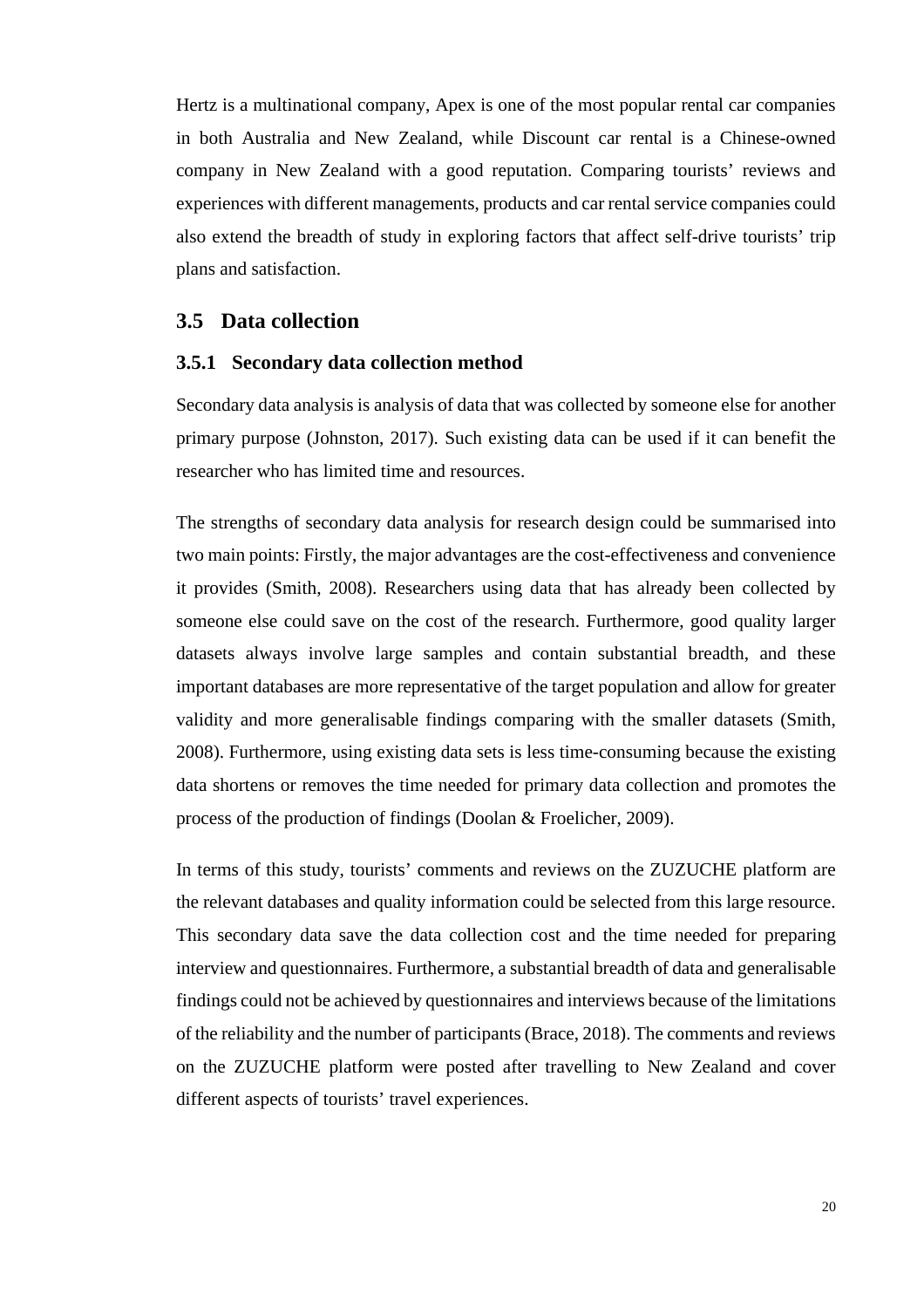Hertz is a multinational company, Apex is one of the most popular rental car companies in both Australia and New Zealand, while Discount car rental is a Chinese-owned company in New Zealand with a good reputation. Comparing tourists' reviews and experiences with different managements, products and car rental service companies could also extend the breadth of study in exploring factors that affect self-drive tourists' trip plans and satisfaction.

## 3.5 Data collection

### 3.5.1 Secondary data collection method

Secondary data analysis is analysis of data that was collected by someone else for another primary purpose (Johnston, 2017). Such existing data can be used if it can benefit the researcher who has limited time and resources.

The strengths of secondary data analysis for research design could be summarised into two main points: Firstly, the major advantages are the cost-effectiveness and convenience it provides (Smith, 2008). Researchers using data that has already been collected by someone else could save on the cost of the research. Furthermore, good quality larger datasets always involve large samples and contain substantial breadth, and these important databases are more representative of the target population and allow for greater validity and more generalisable findings comparing with the smaller datasets (Smith, 2008). Furthermore, using existing data sets is less time-consuming because the existing data shortens or removes the time needed for primary data collection and promotes the process of the production of findings (Doolan & Froelicher, 2009).

In terms of this study, tourists' comments and reviews on the ZUZUCHE platform are the relevant databases and quality information could be selected from this large resource. This secondary data save the data collection cost and the time needed for preparing interview and questionnaires. Furthermore, a substantial breadth of data and generalisable findings could not be achieved by questionnaires and interviews because of the limitations of the reliability and the number of participants (Brace, 2018). The comments and reviews on the ZUZUCHE platform were posted after travelling to New Zealand and cover different aspects of tourists' travel experiences.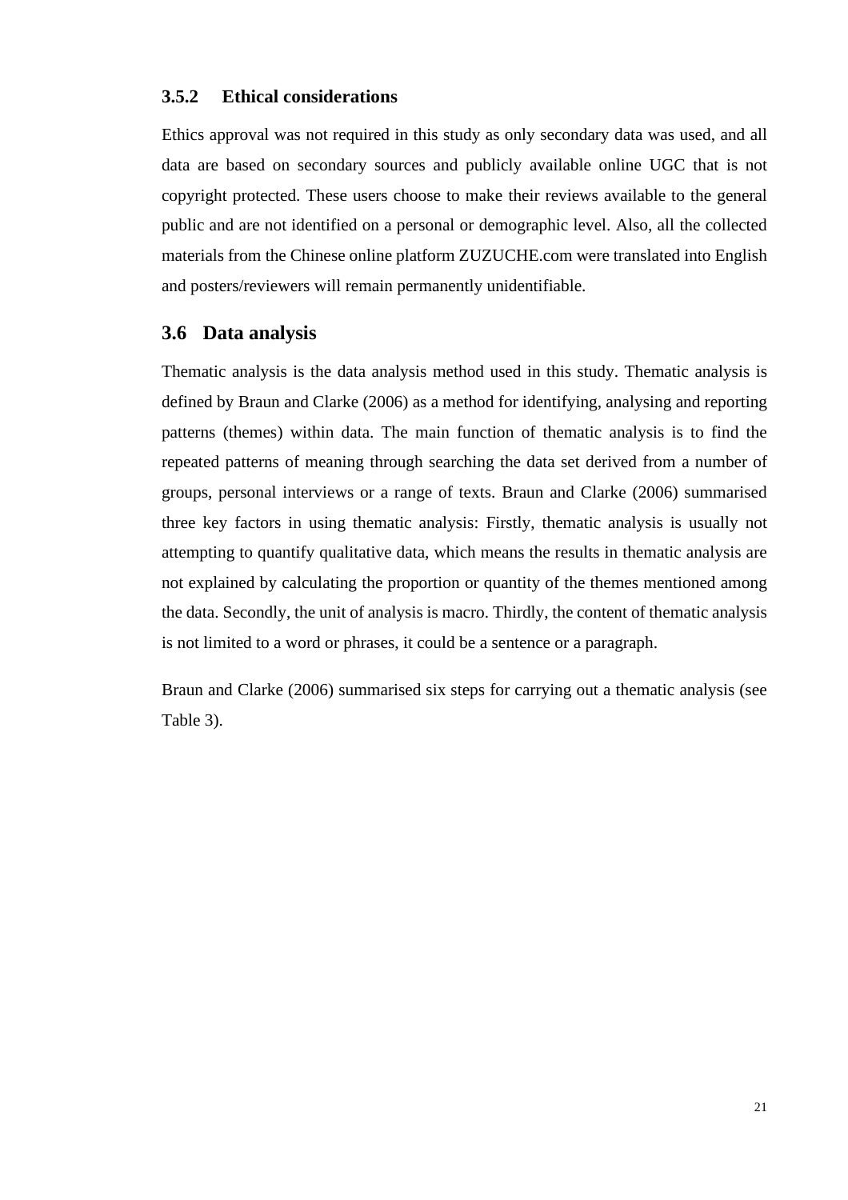### 3.5.2 Ethical considerations

Ethics approval was not required in this study as only secondary data was used, and all data are based on secondary sources and publicly available online UGC that is not copyright protected. These users choose to make their reviews available to the general public and are not identified on a personal or demographic level. Also, all the collected materials from the Chinese online platform ZUZUCHE.com were translated into English and posters/reviewers will remain permanently unidentifiable.

## 3.6 Data analysis

Thematic analysis is the data analysis method used in this study. Thematic analysis is defined by Braun and Clarke (2006) as a method for identifying, analysing and reporting patterns (themes) within data. The main function of thematic analysis is to find the repeated patterns of meaning through searching the data set derived from a number of groups, personal interviews or a range of texts. Braun and Clarke (2006) summarised three key factors in using thematic analysis: Firstly, thematic analysis is usually not attempting to quantify qualitative data, which means the results in thematic analysis are not explained by calculating the proportion or quantity of the themes mentioned among the data. Secondly, the unit of analysis is macro. Thirdly, the content of thematic analysis is not limited to a word or phrases, it could be a sentence or a paragraph.

Braun and Clarke (2006) summarised six steps for carrying out a thematic analysis (see Table 3).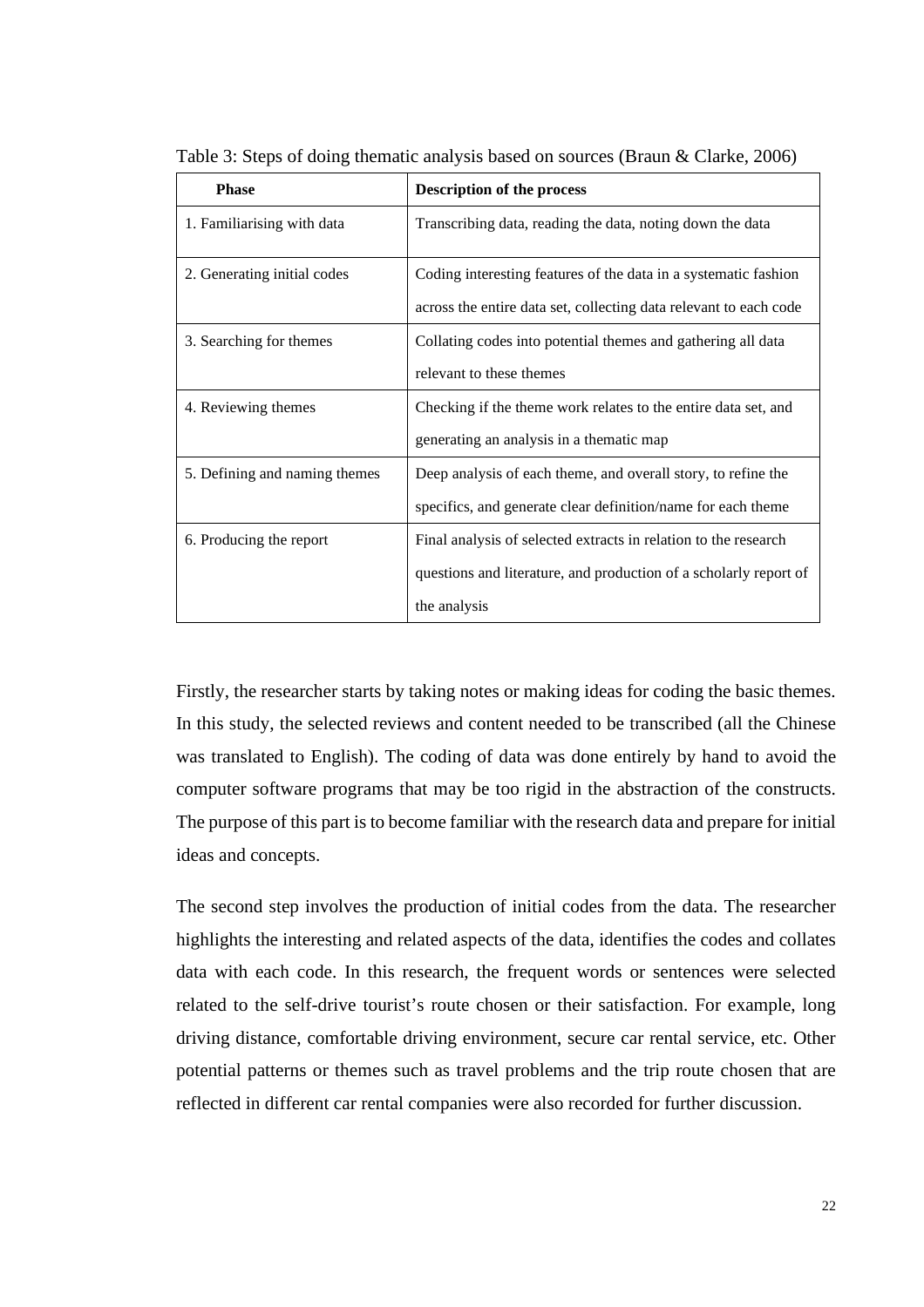Table 3: Steps of doing thematic analysis based on sources (Braun & Clarke, 2006)

| Phase | Description of the process |
| --- | --- |
| 1. Familiarising with data | Transcribing data, reading the data, noting down the data |
| 2. Generating initial codes | Coding interesting features of the data in a systematic fashion across the entire data set, collecting data relevant to each code |
| 3. Searching for themes | Collating codes into potential themes and gathering all data relevant to these themes |
| 4. Reviewing themes | Checking if the theme work relates to the entire data set, and generating an analysis in a thematic map |
| 5. Defining and naming themes | Deep analysis of each theme, and overall story, to refine the specifics, and generate clear definition/name for each theme |
| 6. Producing the report | Final analysis of selected extracts in relation to the research questions and literature, and production of a scholarly report of the analysis |

Firstly, the researcher starts by taking notes or making ideas for coding the basic themes. In this study, the selected reviews and content needed to be transcribed (all the Chinese was translated to English). The coding of data was done entirely by hand to avoid the computer software programs that may be too rigid in the abstraction of the constructs. The purpose of this part is to become familiar with the research data and prepare for initial ideas and concepts.

The second step involves the production of initial codes from the data. The researcher highlights the interesting and related aspects of the data, identifies the codes and collates data with each code. In this research, the frequent words or sentences were selected related to the self-drive tourist's route chosen or their satisfaction. For example, long driving distance, comfortable driving environment, secure car rental service, etc. Other potential patterns or themes such as travel problems and the trip route chosen that are reflected in different car rental companies were also recorded for further discussion.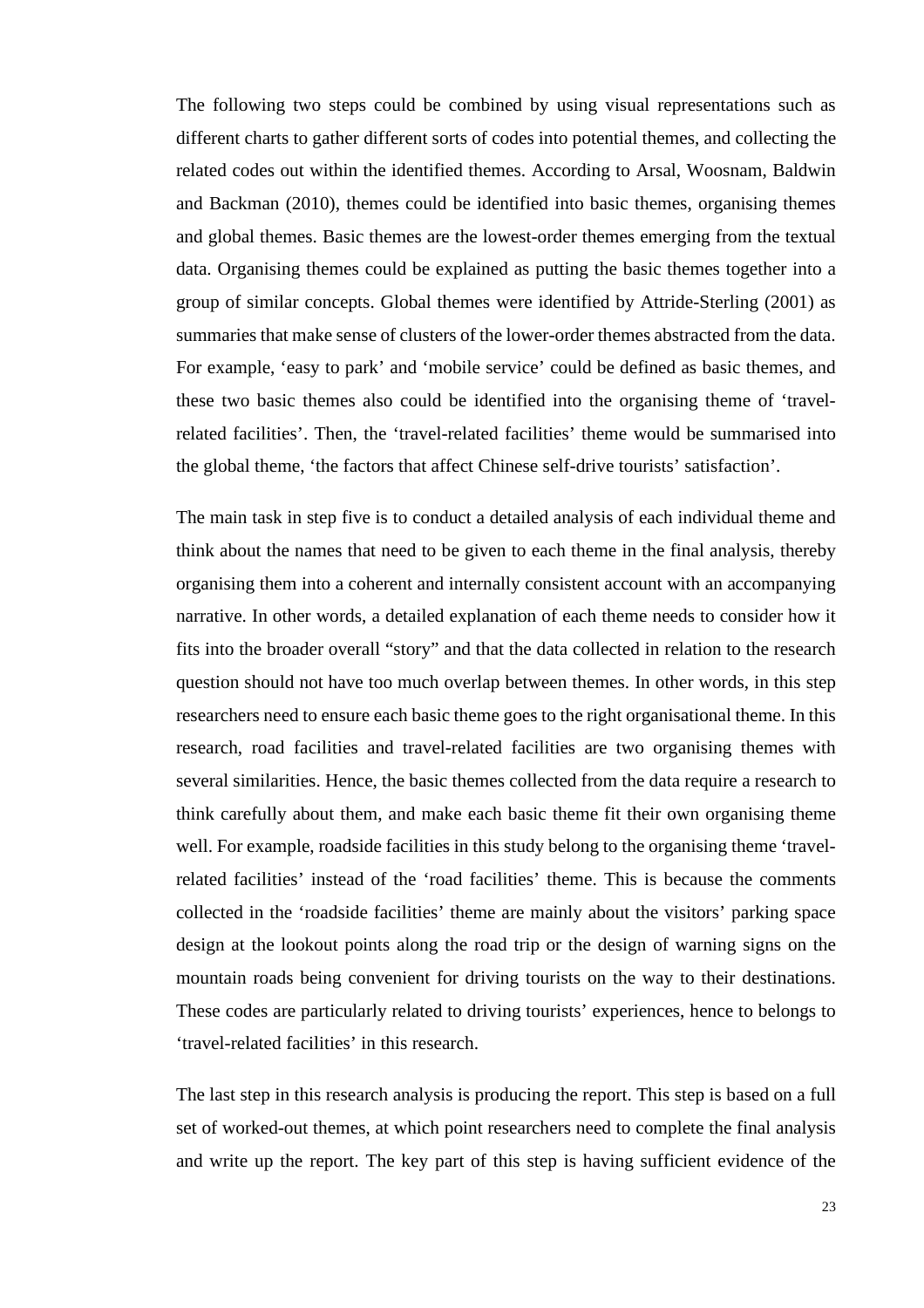The following two steps could be combined by using visual representations such as different charts to gather different sorts of codes into potential themes, and collecting the related codes out within the identified themes. According to Arsal, Woosnam, Baldwin and Backman (2010), themes could be identified into basic themes, organising themes and global themes. Basic themes are the lowest-order themes emerging from the textual data. Organising themes could be explained as putting the basic themes together into a group of similar concepts. Global themes were identified by Attride-Sterling (2001) as summaries that make sense of clusters of the lower-order themes abstracted from the data. For example, 'easy to park' and 'mobile service' could be defined as basic themes, and these two basic themes also could be identified into the organising theme of 'travel-related facilities'. Then, the 'travel-related facilities' theme would be summarised into the global theme, 'the factors that affect Chinese self-drive tourists' satisfaction'.

The main task in step five is to conduct a detailed analysis of each individual theme and think about the names that need to be given to each theme in the final analysis, thereby organising them into a coherent and internally consistent account with an accompanying narrative. In other words, a detailed explanation of each theme needs to consider how it fits into the broader overall "story" and that the data collected in relation to the research question should not have too much overlap between themes. In other words, in this step researchers need to ensure each basic theme goes to the right organisational theme. In this research, road facilities and travel-related facilities are two organising themes with several similarities. Hence, the basic themes collected from the data require a research to think carefully about them, and make each basic theme fit their own organising theme well. For example, roadside facilities in this study belong to the organising theme 'travel-related facilities' instead of the 'road facilities' theme. This is because the comments collected in the 'roadside facilities' theme are mainly about the visitors' parking space design at the lookout points along the road trip or the design of warning signs on the mountain roads being convenient for driving tourists on the way to their destinations. These codes are particularly related to driving tourists' experiences, hence to belongs to 'travel-related facilities' in this research.

The last step in this research analysis is producing the report. This step is based on a full set of worked-out themes, at which point researchers need to complete the final analysis and write up the report. The key part of this step is having sufficient evidence of the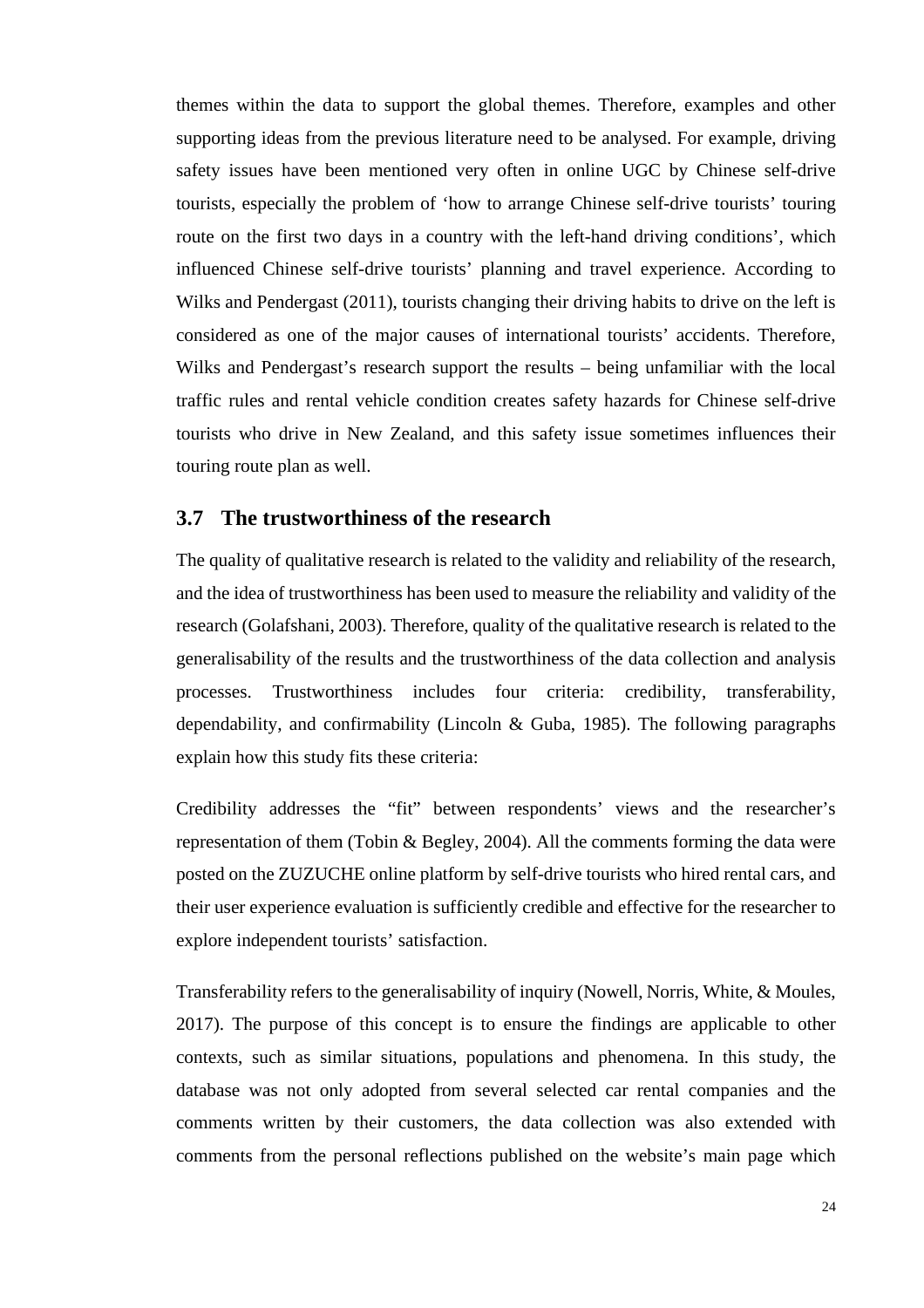themes within the data to support the global themes. Therefore, examples and other supporting ideas from the previous literature need to be analysed. For example, driving safety issues have been mentioned very often in online UGC by Chinese self-drive tourists, especially the problem of 'how to arrange Chinese self-drive tourists' touring route on the first two days in a country with the left-hand driving conditions', which influenced Chinese self-drive tourists' planning and travel experience. According to Wilks and Pendergast (2011), tourists changing their driving habits to drive on the left is considered as one of the major causes of international tourists' accidents. Therefore, Wilks and Pendergast's research support the results – being unfamiliar with the local traffic rules and rental vehicle condition creates safety hazards for Chinese self-drive tourists who drive in New Zealand, and this safety issue sometimes influences their touring route plan as well.

## 3.7 The trustworthiness of the research

The quality of qualitative research is related to the validity and reliability of the research, and the idea of trustworthiness has been used to measure the reliability and validity of the research (Golafshani, 2003). Therefore, quality of the qualitative research is related to the generalisability of the results and the trustworthiness of the data collection and analysis processes. Trustworthiness includes four criteria: credibility, transferability, dependability, and confirmability (Lincoln & Guba, 1985). The following paragraphs explain how this study fits these criteria:

Credibility addresses the "fit" between respondents' views and the researcher's representation of them (Tobin & Begley, 2004). All the comments forming the data were posted on the ZUZUCHE online platform by self-drive tourists who hired rental cars, and their user experience evaluation is sufficiently credible and effective for the researcher to explore independent tourists' satisfaction.

Transferability refers to the generalisability of inquiry (Nowell, Norris, White, & Moules, 2017). The purpose of this concept is to ensure the findings are applicable to other contexts, such as similar situations, populations and phenomena. In this study, the database was not only adopted from several selected car rental companies and the comments written by their customers, the data collection was also extended with comments from the personal reflections published on the website's main page which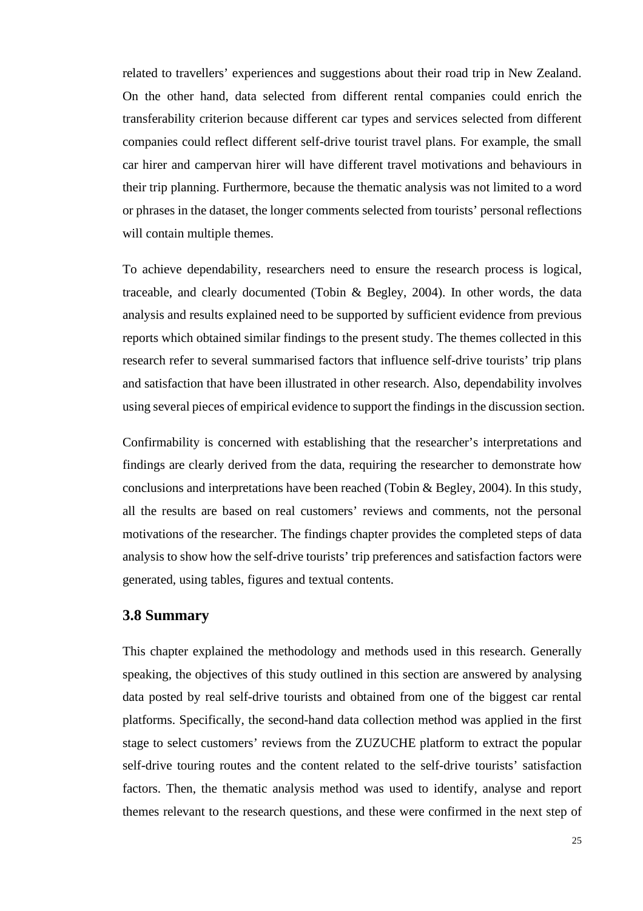related to travellers' experiences and suggestions about their road trip in New Zealand. On the other hand, data selected from different rental companies could enrich the transferability criterion because different car types and services selected from different companies could reflect different self-drive tourist travel plans. For example, the small car hirer and campervan hirer will have different travel motivations and behaviours in their trip planning. Furthermore, because the thematic analysis was not limited to a word or phrases in the dataset, the longer comments selected from tourists' personal reflections will contain multiple themes.

To achieve dependability, researchers need to ensure the research process is logical, traceable, and clearly documented (Tobin & Begley, 2004). In other words, the data analysis and results explained need to be supported by sufficient evidence from previous reports which obtained similar findings to the present study. The themes collected in this research refer to several summarised factors that influence self-drive tourists' trip plans and satisfaction that have been illustrated in other research. Also, dependability involves using several pieces of empirical evidence to support the findings in the discussion section.

Confirmability is concerned with establishing that the researcher's interpretations and findings are clearly derived from the data, requiring the researcher to demonstrate how conclusions and interpretations have been reached (Tobin & Begley, 2004). In this study, all the results are based on real customers' reviews and comments, not the personal motivations of the researcher. The findings chapter provides the completed steps of data analysis to show how the self-drive tourists' trip preferences and satisfaction factors were generated, using tables, figures and textual contents.

## 3.8 Summary

This chapter explained the methodology and methods used in this research. Generally speaking, the objectives of this study outlined in this section are answered by analysing data posted by real self-drive tourists and obtained from one of the biggest car rental platforms. Specifically, the second-hand data collection method was applied in the first stage to select customers' reviews from the ZUZUCHE platform to extract the popular self-drive touring routes and the content related to the self-drive tourists' satisfaction factors. Then, the thematic analysis method was used to identify, analyse and report themes relevant to the research questions, and these were confirmed in the next step of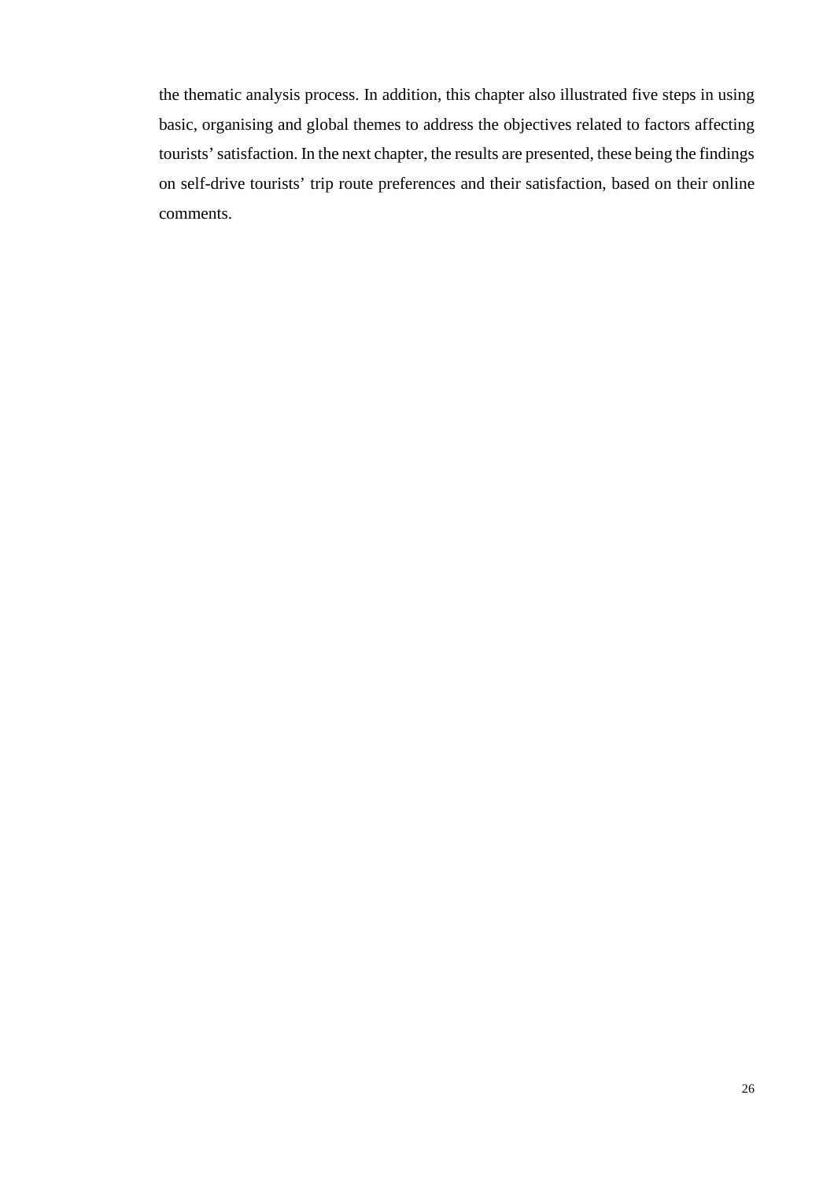the thematic analysis process. In addition, this chapter also illustrated five steps in using basic, organising and global themes to address the objectives related to factors affecting tourists' satisfaction. In the next chapter, the results are presented, these being the findings on self-drive tourists' trip route preferences and their satisfaction, based on their online comments.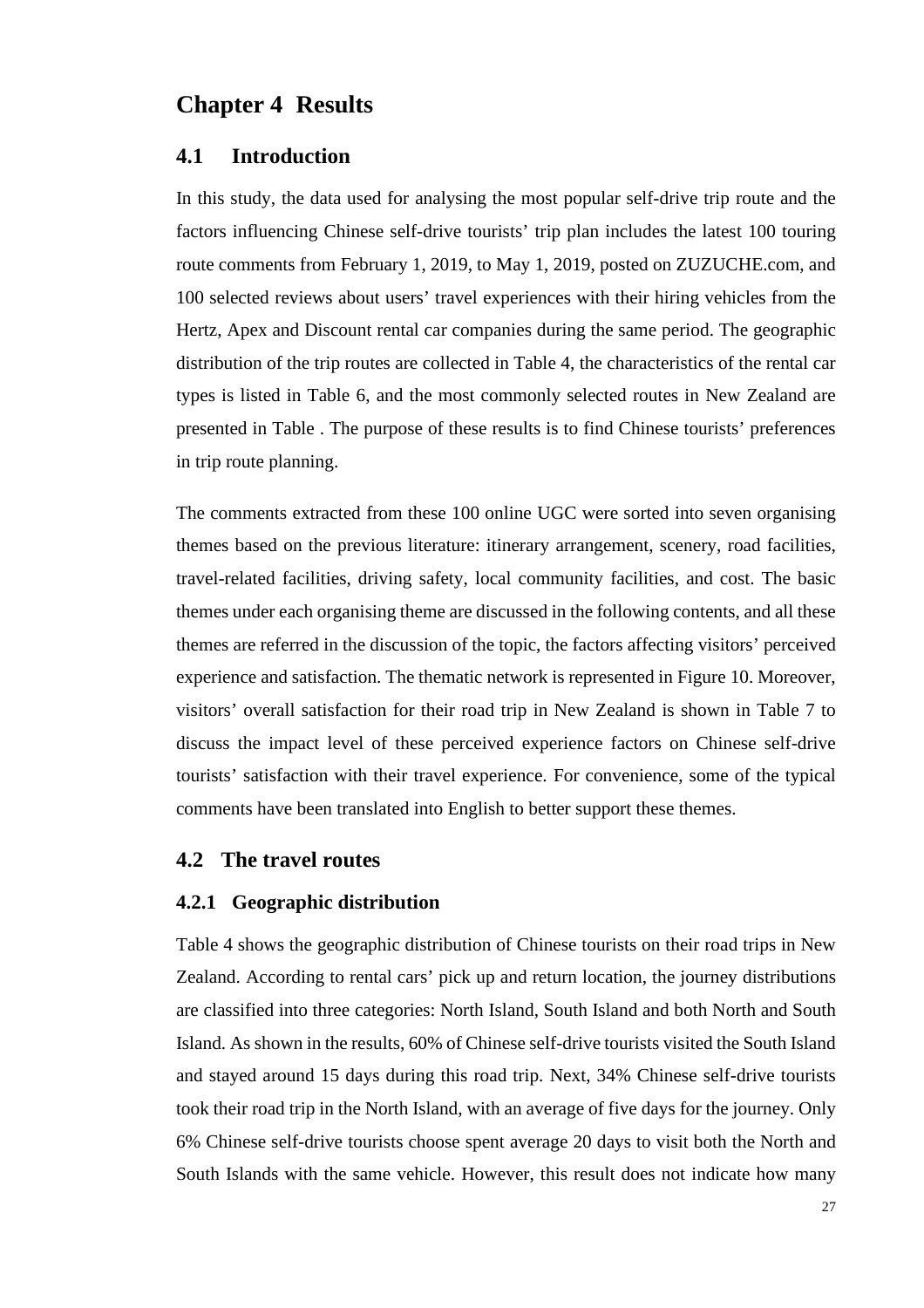# Chapter 4 Results

## 4.1 Introduction

In this study, the data used for analysing the most popular self-drive trip route and the factors influencing Chinese self-drive tourists' trip plan includes the latest 100 touring route comments from February 1, 2019, to May 1, 2019, posted on ZUZUCHE.com, and 100 selected reviews about users' travel experiences with their hiring vehicles from the Hertz, Apex and Discount rental car companies during the same period. The geographic distribution of the trip routes are collected in Table 4, the characteristics of the rental car types is listed in Table 6, and the most commonly selected routes in New Zealand are presented in Table . The purpose of these results is to find Chinese tourists' preferences in trip route planning.

The comments extracted from these 100 online UGC were sorted into seven organising themes based on the previous literature: itinerary arrangement, scenery, road facilities, travel-related facilities, driving safety, local community facilities, and cost. The basic themes under each organising theme are discussed in the following contents, and all these themes are referred in the discussion of the topic, the factors affecting visitors' perceived experience and satisfaction. The thematic network is represented in Figure 10. Moreover, visitors' overall satisfaction for their road trip in New Zealand is shown in Table 7 to discuss the impact level of these perceived experience factors on Chinese self-drive tourists' satisfaction with their travel experience. For convenience, some of the typical comments have been translated into English to better support these themes.

## 4.2 The travel routes

### 4.2.1 Geographic distribution

Table 4 shows the geographic distribution of Chinese tourists on their road trips in New Zealand. According to rental cars' pick up and return location, the journey distributions are classified into three categories: North Island, South Island and both North and South Island. As shown in the results, 60% of Chinese self-drive tourists visited the South Island and stayed around 15 days during this road trip. Next, 34% Chinese self-drive tourists took their road trip in the North Island, with an average of five days for the journey. Only 6% Chinese self-drive tourists choose spent average 20 days to visit both the North and South Islands with the same vehicle. However, this result does not indicate how many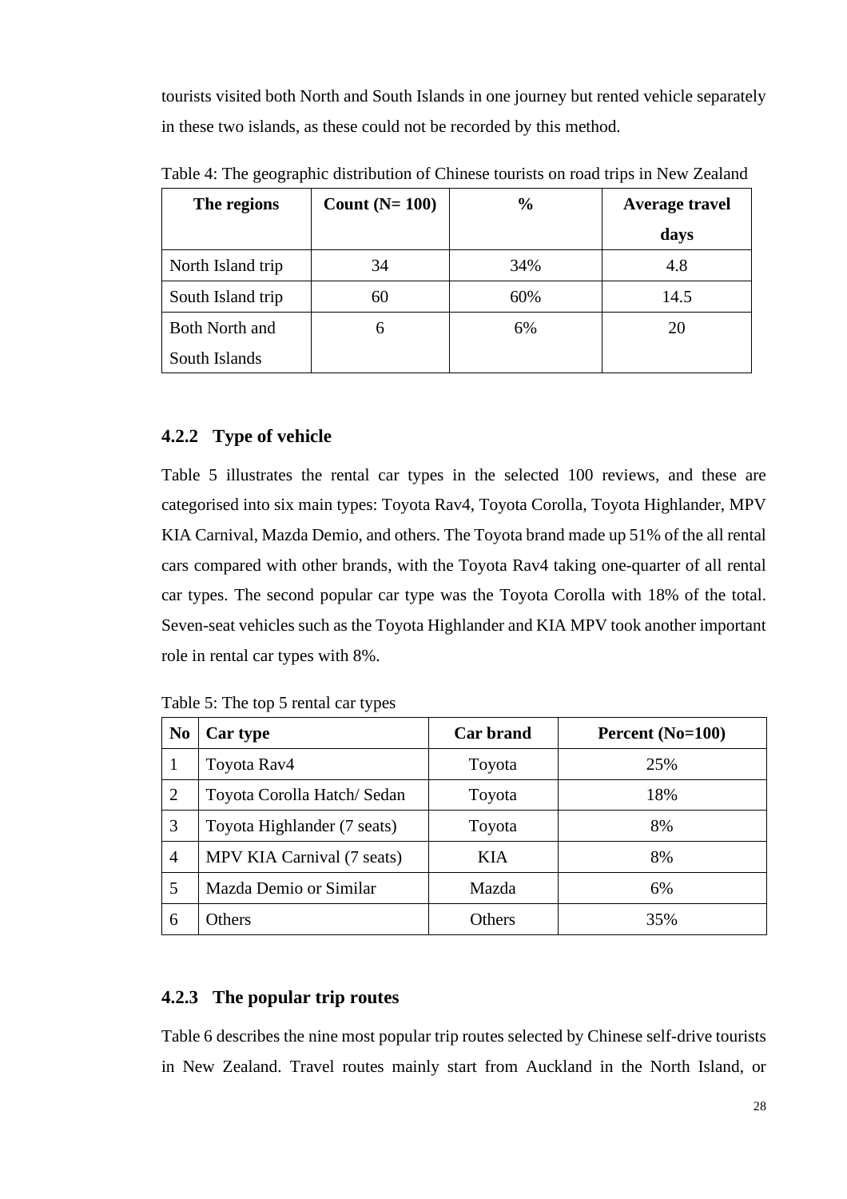tourists visited both North and South Islands in one journey but rented vehicle separately in these two islands, as these could not be recorded by this method.

Table 4: The geographic distribution of Chinese tourists on road trips in New Zealand

| The regions | Count (N= 100) | % | Average travel days |
|---|---|---|---|
| North Island trip | 34 | 34% | 4.8 |
| South Island trip | 60 | 60% | 14.5 |
| Both North and South Islands | 6 | 6% | 20 |

### 4.2.2 Type of vehicle

Table 5 illustrates the rental car types in the selected 100 reviews, and these are categorised into six main types: Toyota Rav4, Toyota Corolla, Toyota Highlander, MPV KIA Carnival, Mazda Demio, and others. The Toyota brand made up 51% of the all rental cars compared with other brands, with the Toyota Rav4 taking one-quarter of all rental car types. The second popular car type was the Toyota Corolla with 18% of the total. Seven-seat vehicles such as the Toyota Highlander and KIA MPV took another important role in rental car types with 8%.

Table 5: The top 5 rental car types

| No | Car type | Car brand | Percent (No=100) |
|---|---|---|---|
| 1 | Toyota Rav4 | Toyota | 25% |
| 2 | Toyota Corolla Hatch/ Sedan | Toyota | 18% |
| 3 | Toyota Highlander (7 seats) | Toyota | 8% |
| 4 | MPV KIA Carnival (7 seats) | KIA | 8% |
| 5 | Mazda Demio or Similar | Mazda | 6% |
| 6 | Others | Others | 35% |

### 4.2.3 The popular trip routes

Table 6 describes the nine most popular trip routes selected by Chinese self-drive tourists in New Zealand. Travel routes mainly start from Auckland in the North Island, or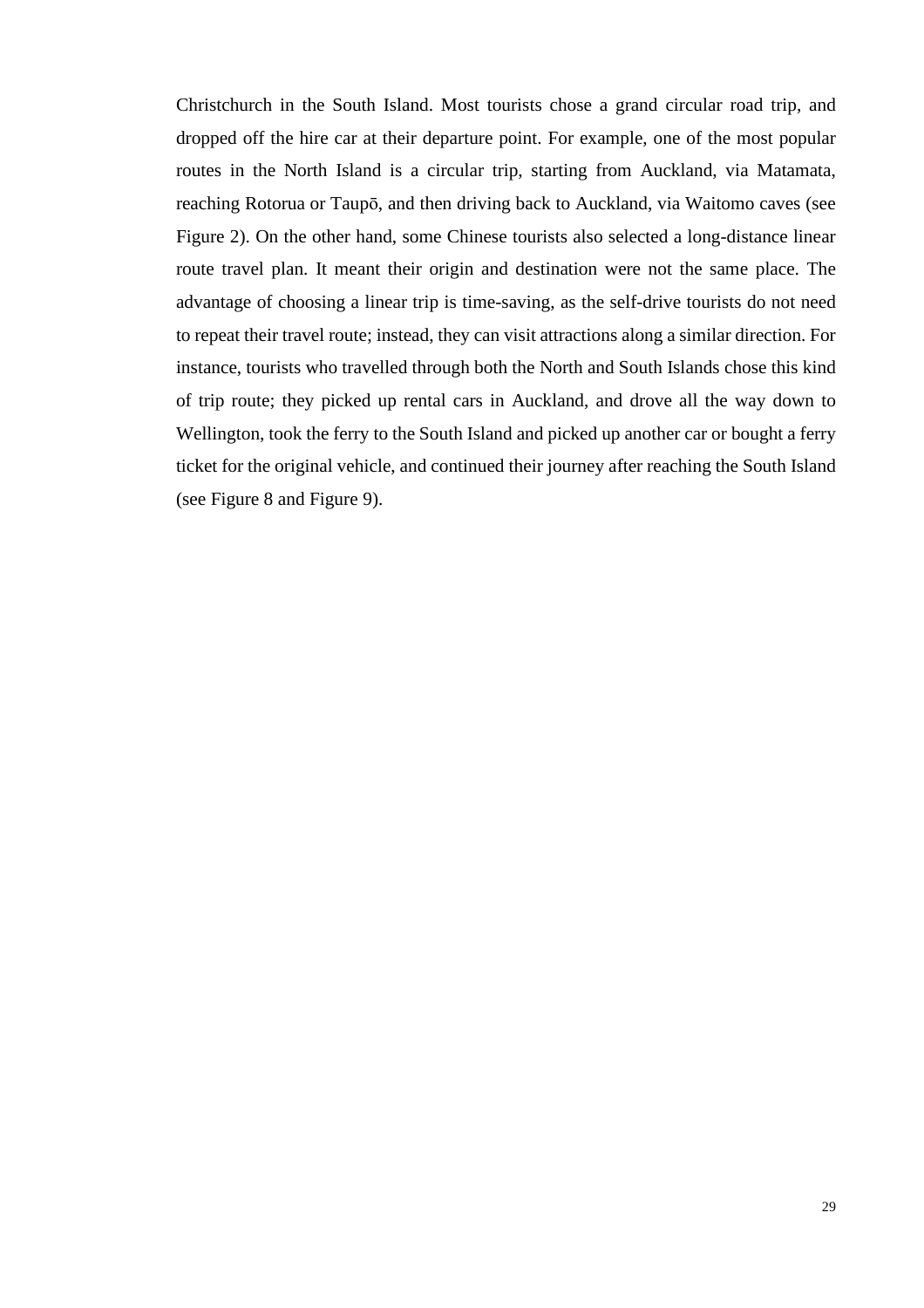Christchurch in the South Island. Most tourists chose a grand circular road trip, and dropped off the hire car at their departure point. For example, one of the most popular routes in the North Island is a circular trip, starting from Auckland, via Matamata, reaching Rotorua or Taupō, and then driving back to Auckland, via Waitomo caves (see Figure 2). On the other hand, some Chinese tourists also selected a long-distance linear route travel plan. It meant their origin and destination were not the same place. The advantage of choosing a linear trip is time-saving, as the self-drive tourists do not need to repeat their travel route; instead, they can visit attractions along a similar direction. For instance, tourists who travelled through both the North and South Islands chose this kind of trip route; they picked up rental cars in Auckland, and drove all the way down to Wellington, took the ferry to the South Island and picked up another car or bought a ferry ticket for the original vehicle, and continued their journey after reaching the South Island (see Figure 8 and Figure 9).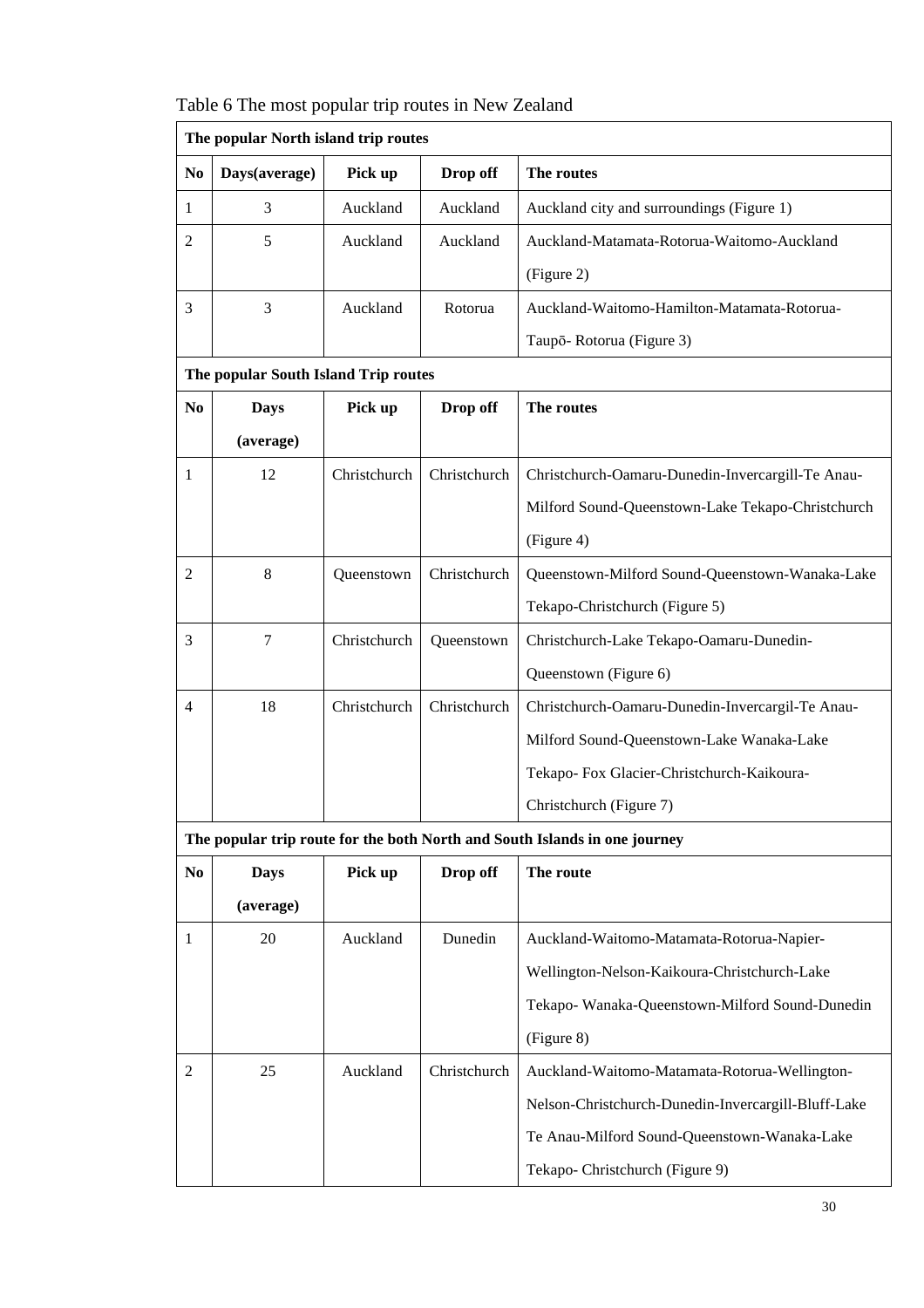Table 6 The most popular trip routes in New Zealand

| The popular North island trip routes | | | | |
|---|---|---|---|---|
| **No** | **Days(average)** | **Pick up** | **Drop off** | **The routes** |
| 1 | 3 | Auckland | Auckland | Auckland city and surroundings (Figure 1) |
| 2 | 5 | Auckland | Auckland | Auckland-Matamata-Rotorua-Waitomo-Auckland (Figure 2) |
| 3 | 3 | Auckland | Rotorua | Auckland-Waitomo-Hamilton-Matamata-Rotorua-Taupō- Rotorua (Figure 3) |
| **The popular South Island Trip routes** | | | | |
| **No** | **Days (average)** | **Pick up** | **Drop off** | **The routes** |
| 1 | 12 | Christchurch | Christchurch | Christchurch-Oamaru-Dunedin-Invercargill-Te Anau-Milford Sound-Queenstown-Lake Tekapo-Christchurch (Figure 4) |
| 2 | 8 | Queenstown | Christchurch | Queenstown-Milford Sound-Queenstown-Wanaka-Lake Tekapo-Christchurch (Figure 5) |
| 3 | 7 | Christchurch | Queenstown | Christchurch-Lake Tekapo-Oamaru-Dunedin-Queenstown (Figure 6) |
| 4 | 18 | Christchurch | Christchurch | Christchurch-Oamaru-Dunedin-Invercargil-Te Anau-Milford Sound-Queenstown-Lake Wanaka-Lake Tekapo- Fox Glacier-Christchurch-Kaikoura-Christchurch (Figure 7) |
| **The popular trip route for the both North and South Islands in one journey** | | | | |
| **No** | **Days (average)** | **Pick up** | **Drop off** | **The route** |
| 1 | 20 | Auckland | Dunedin | Auckland-Waitomo-Matamata-Rotorua-Napier-Wellington-Nelson-Kaikoura-Christchurch-Lake Tekapo- Wanaka-Queenstown-Milford Sound-Dunedin (Figure 8) |
| 2 | 25 | Auckland | Christchurch | Auckland-Waitomo-Matamata-Rotorua-Wellington-Nelson-Christchurch-Dunedin-Invercargill-Bluff-Lake Te Anau-Milford Sound-Queenstown-Wanaka-Lake Tekapo- Christchurch (Figure 9) |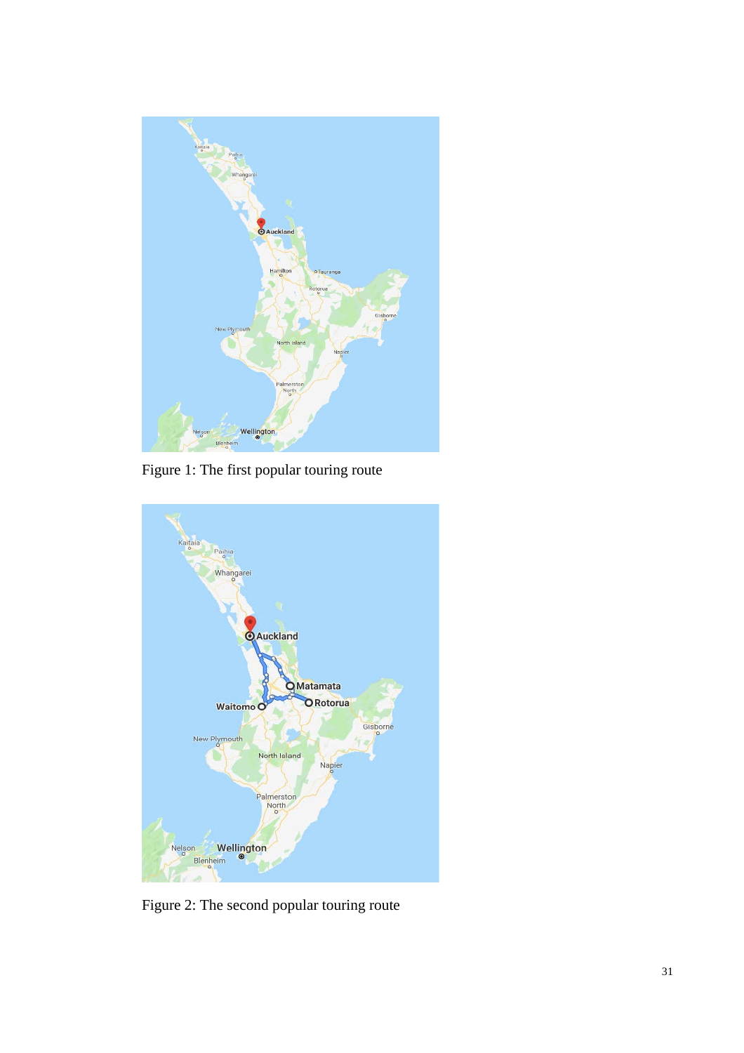Figure 1: The first popular touring route

Figure 2: The second popular touring route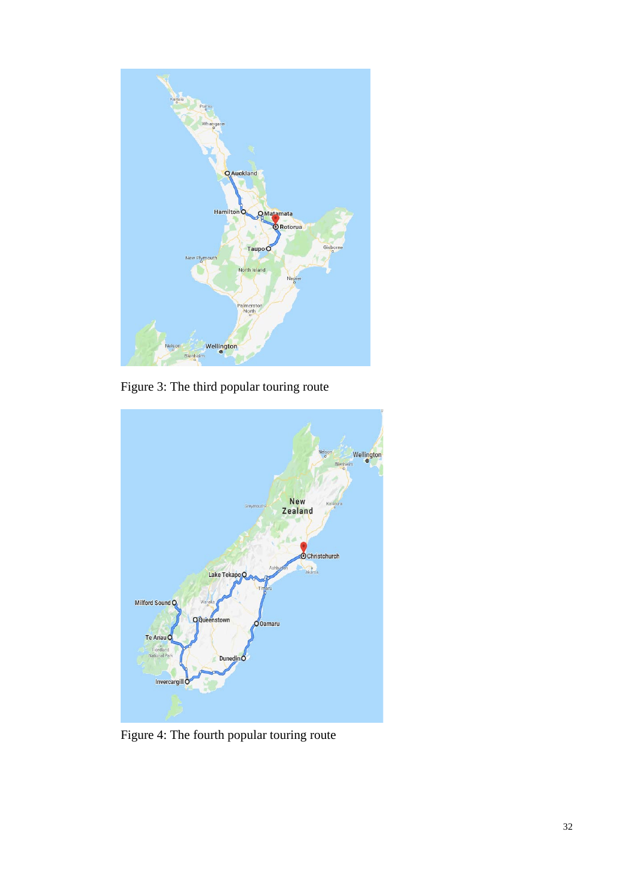Figure 3: The third popular touring route

Figure 4: The fourth popular touring route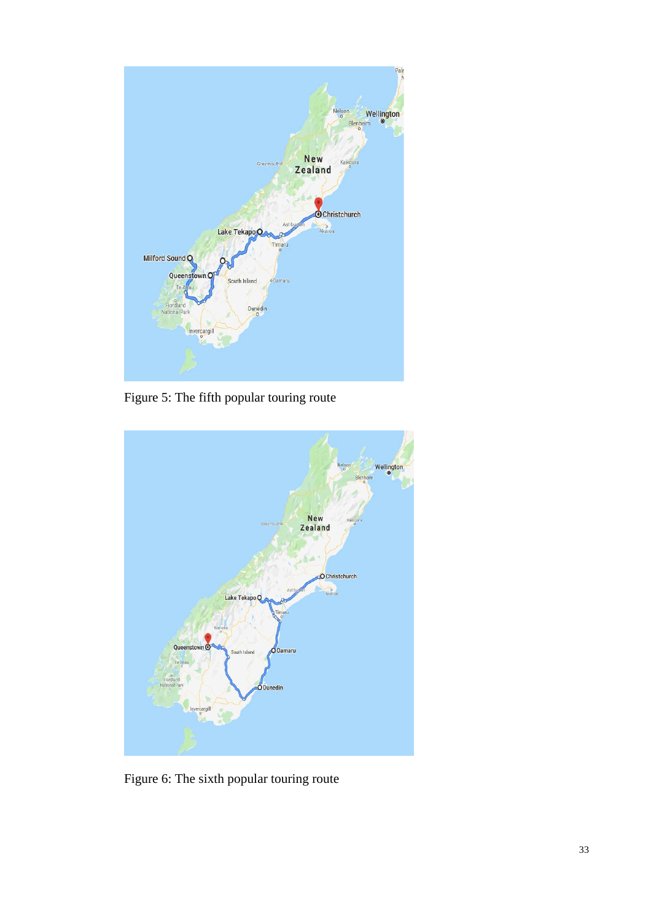Figure 5: The fifth popular touring route

Figure 6: The sixth popular touring route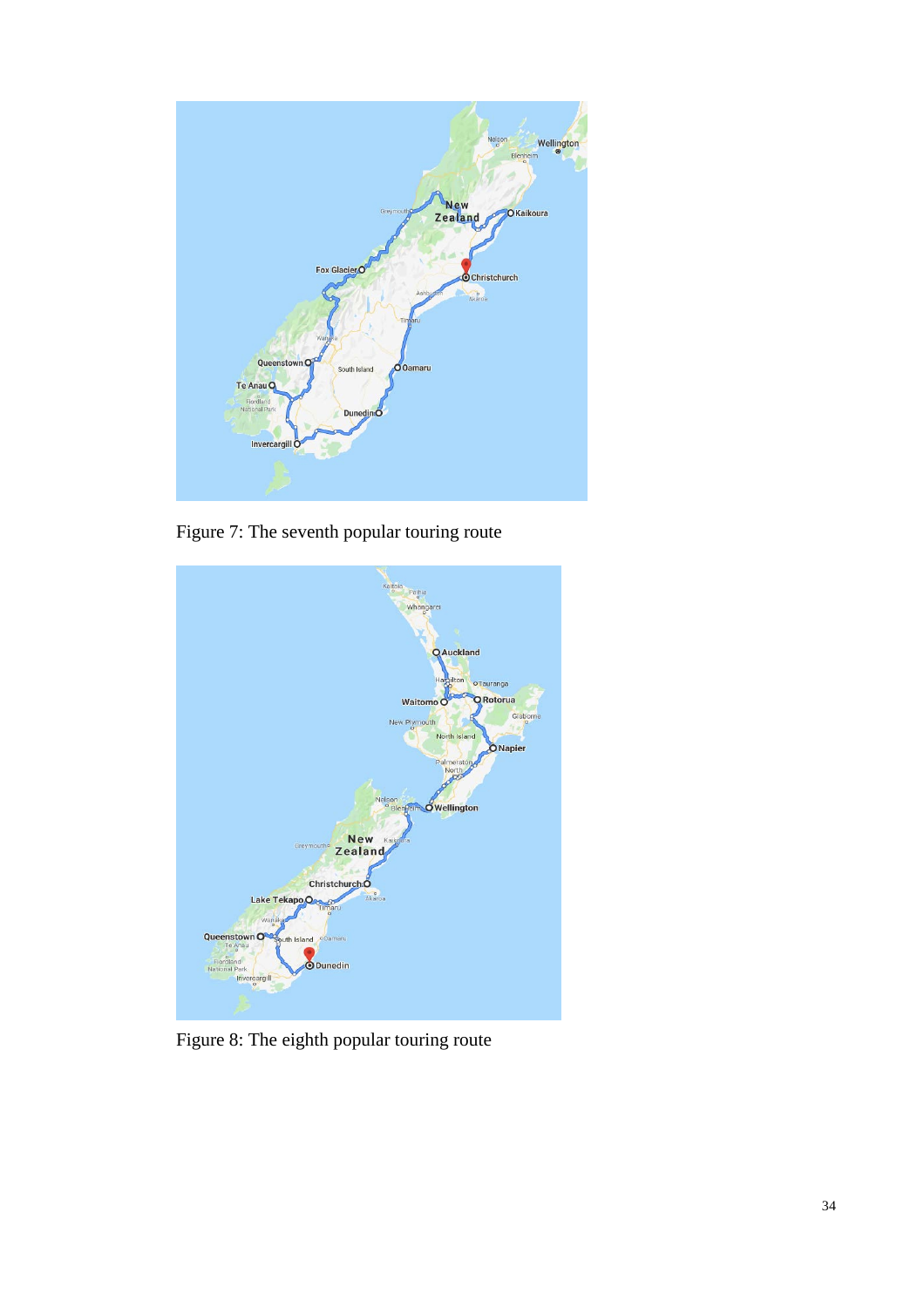Figure 7: The seventh popular touring route

Figure 8: The eighth popular touring route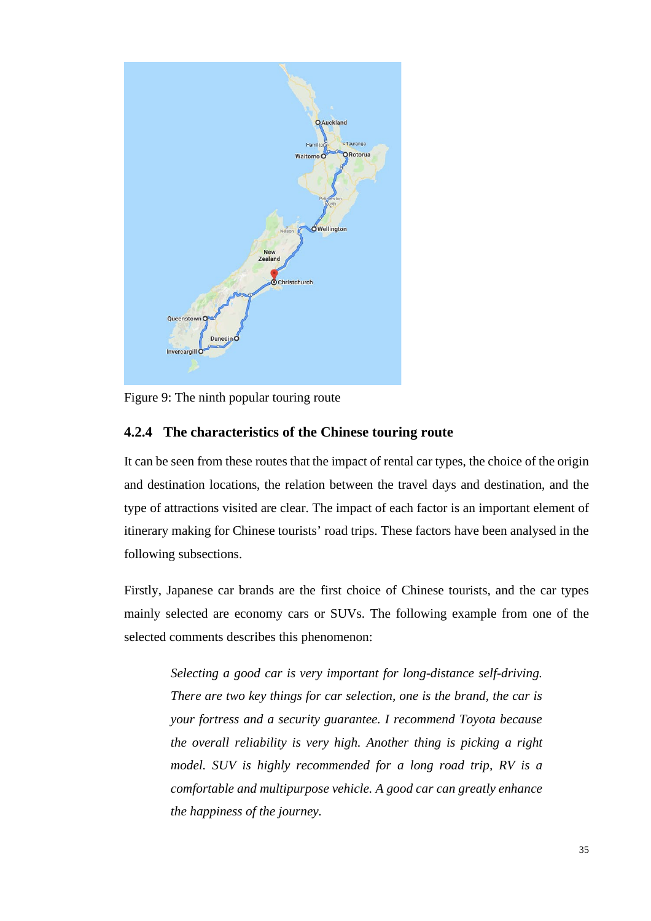Figure 9: The ninth popular touring route

### 4.2.4 The characteristics of the Chinese touring route

It can be seen from these routes that the impact of rental car types, the choice of the origin and destination locations, the relation between the travel days and destination, and the type of attractions visited are clear. The impact of each factor is an important element of itinerary making for Chinese tourists' road trips. These factors have been analysed in the following subsections.

Firstly, Japanese car brands are the first choice of Chinese tourists, and the car types mainly selected are economy cars or SUVs. The following example from one of the selected comments describes this phenomenon:

> *Selecting a good car is very important for long-distance self-driving. There are two key things for car selection, one is the brand, the car is your fortress and a security guarantee. I recommend Toyota because the overall reliability is very high. Another thing is picking a right model. SUV is highly recommended for a long road trip, RV is a comfortable and multipurpose vehicle. A good car can greatly enhance the happiness of the journey.*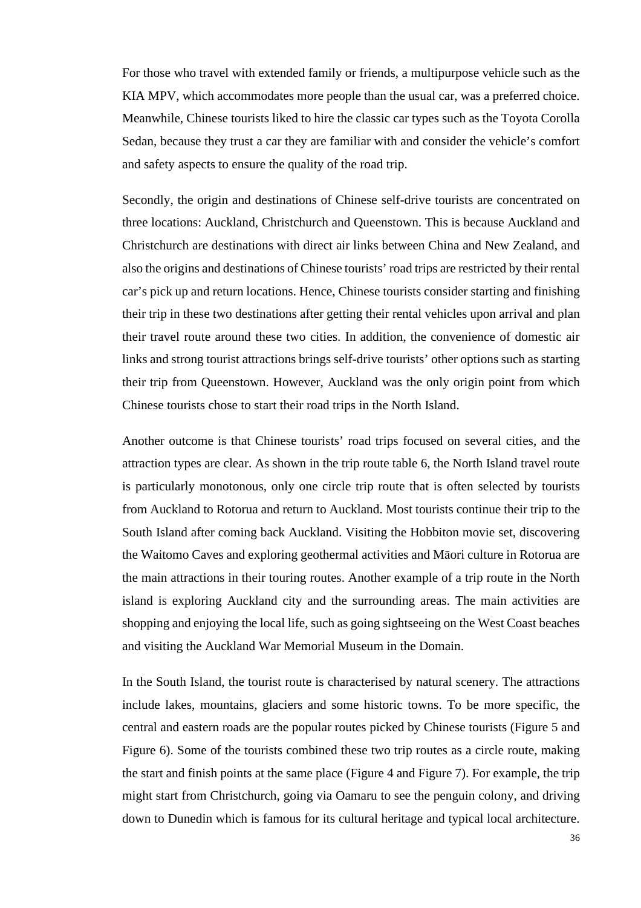For those who travel with extended family or friends, a multipurpose vehicle such as the KIA MPV, which accommodates more people than the usual car, was a preferred choice. Meanwhile, Chinese tourists liked to hire the classic car types such as the Toyota Corolla Sedan, because they trust a car they are familiar with and consider the vehicle's comfort and safety aspects to ensure the quality of the road trip.

Secondly, the origin and destinations of Chinese self-drive tourists are concentrated on three locations: Auckland, Christchurch and Queenstown. This is because Auckland and Christchurch are destinations with direct air links between China and New Zealand, and also the origins and destinations of Chinese tourists' road trips are restricted by their rental car's pick up and return locations. Hence, Chinese tourists consider starting and finishing their trip in these two destinations after getting their rental vehicles upon arrival and plan their travel route around these two cities. In addition, the convenience of domestic air links and strong tourist attractions brings self-drive tourists' other options such as starting their trip from Queenstown. However, Auckland was the only origin point from which Chinese tourists chose to start their road trips in the North Island.

Another outcome is that Chinese tourists' road trips focused on several cities, and the attraction types are clear. As shown in the trip route table 6, the North Island travel route is particularly monotonous, only one circle trip route that is often selected by tourists from Auckland to Rotorua and return to Auckland. Most tourists continue their trip to the South Island after coming back Auckland. Visiting the Hobbiton movie set, discovering the Waitomo Caves and exploring geothermal activities and Māori culture in Rotorua are the main attractions in their touring routes. Another example of a trip route in the North island is exploring Auckland city and the surrounding areas. The main activities are shopping and enjoying the local life, such as going sightseeing on the West Coast beaches and visiting the Auckland War Memorial Museum in the Domain.

In the South Island, the tourist route is characterised by natural scenery. The attractions include lakes, mountains, glaciers and some historic towns. To be more specific, the central and eastern roads are the popular routes picked by Chinese tourists (Figure 5 and Figure 6). Some of the tourists combined these two trip routes as a circle route, making the start and finish points at the same place (Figure 4 and Figure 7). For example, the trip might start from Christchurch, going via Oamaru to see the penguin colony, and driving down to Dunedin which is famous for its cultural heritage and typical local architecture.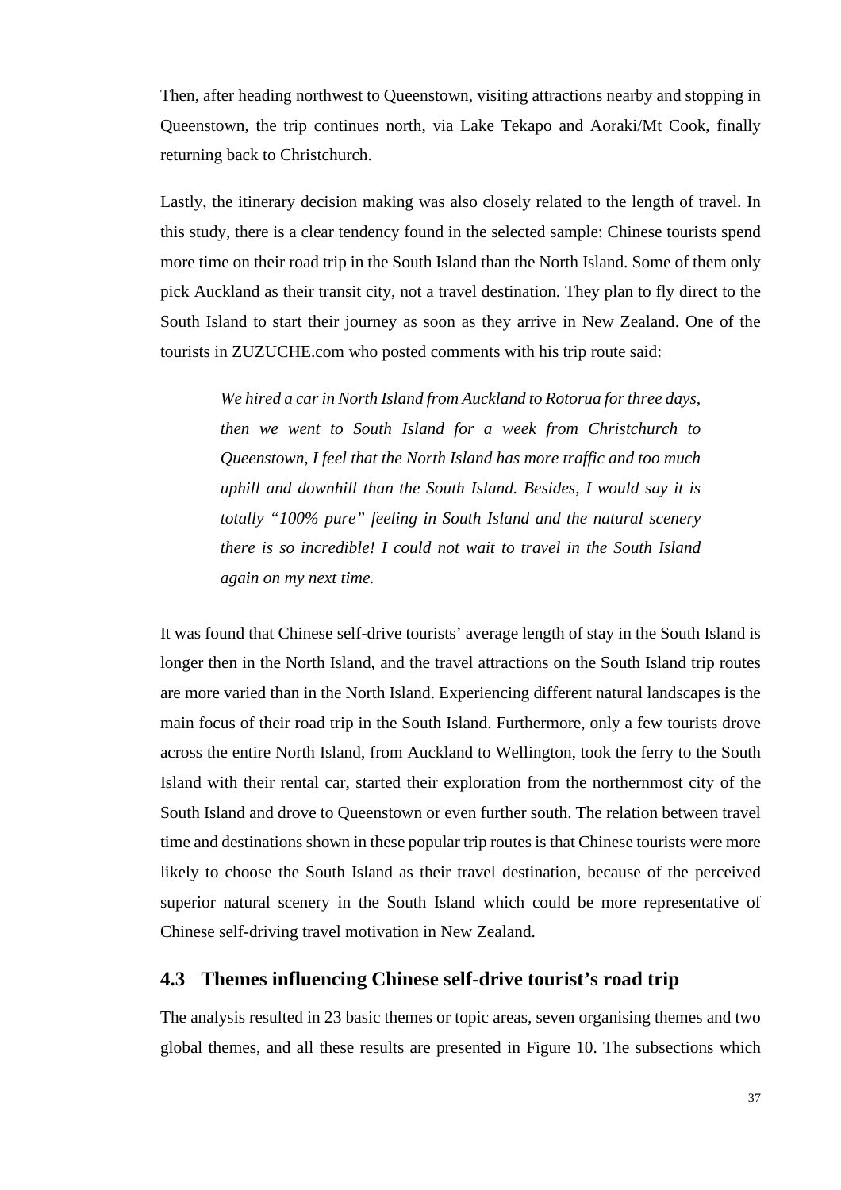Then, after heading northwest to Queenstown, visiting attractions nearby and stopping in Queenstown, the trip continues north, via Lake Tekapo and Aoraki/Mt Cook, finally returning back to Christchurch.

Lastly, the itinerary decision making was also closely related to the length of travel. In this study, there is a clear tendency found in the selected sample: Chinese tourists spend more time on their road trip in the South Island than the North Island. Some of them only pick Auckland as their transit city, not a travel destination. They plan to fly direct to the South Island to start their journey as soon as they arrive in New Zealand. One of the tourists in ZUZUCHE.com who posted comments with his trip route said:

> *We hired a car in North Island from Auckland to Rotorua for three days, then we went to South Island for a week from Christchurch to Queenstown, I feel that the North Island has more traffic and too much uphill and downhill than the South Island. Besides, I would say it is totally "100% pure" feeling in South Island and the natural scenery there is so incredible! I could not wait to travel in the South Island again on my next time.*

It was found that Chinese self-drive tourists' average length of stay in the South Island is longer then in the North Island, and the travel attractions on the South Island trip routes are more varied than in the North Island. Experiencing different natural landscapes is the main focus of their road trip in the South Island. Furthermore, only a few tourists drove across the entire North Island, from Auckland to Wellington, took the ferry to the South Island with their rental car, started their exploration from the northernmost city of the South Island and drove to Queenstown or even further south. The relation between travel time and destinations shown in these popular trip routes is that Chinese tourists were more likely to choose the South Island as their travel destination, because of the perceived superior natural scenery in the South Island which could be more representative of Chinese self-driving travel motivation in New Zealand.

## 4.3 Themes influencing Chinese self-drive tourist's road trip

The analysis resulted in 23 basic themes or topic areas, seven organising themes and two global themes, and all these results are presented in Figure 10. The subsections which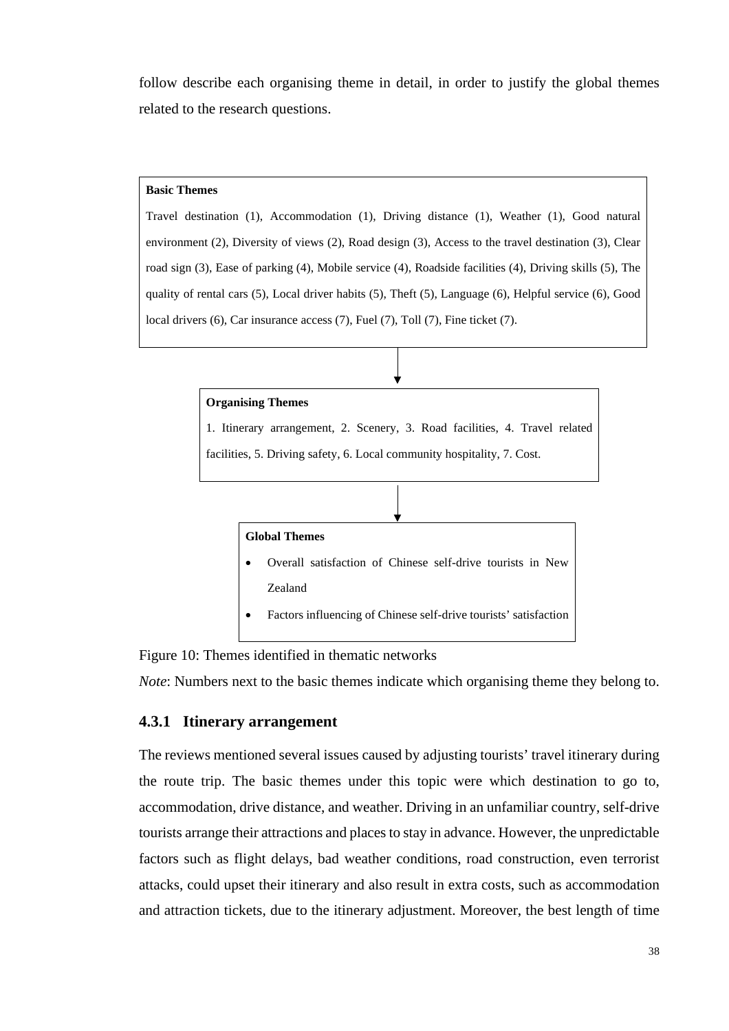follow describe each organising theme in detail, in order to justify the global themes related to the research questions.

**Basic Themes**

Travel destination (1), Accommodation (1), Driving distance (1), Weather (1), Good natural environment (2), Diversity of views (2), Road design (3), Access to the travel destination (3), Clear road sign (3), Ease of parking (4), Mobile service (4), Roadside facilities (4), Driving skills (5), The quality of rental cars (5), Local driver habits (5), Theft (5), Language (6), Helpful service (6), Good local drivers (6), Car insurance access (7), Fuel (7), Toll (7), Fine ticket (7).

↓

**Organising Themes**

1. Itinerary arrangement, 2. Scenery, 3. Road facilities, 4. Travel related facilities, 5. Driving safety, 6. Local community hospitality, 7. Cost.

↓

**Global Themes**

- Overall satisfaction of Chinese self-drive tourists in New Zealand
- Factors influencing of Chinese self-drive tourists' satisfaction

Figure 10: Themes identified in thematic networks

*Note*: Numbers next to the basic themes indicate which organising theme they belong to.

### 4.3.1 Itinerary arrangement

The reviews mentioned several issues caused by adjusting tourists' travel itinerary during the route trip. The basic themes under this topic were which destination to go to, accommodation, drive distance, and weather. Driving in an unfamiliar country, self-drive tourists arrange their attractions and places to stay in advance. However, the unpredictable factors such as flight delays, bad weather conditions, road construction, even terrorist attacks, could upset their itinerary and also result in extra costs, such as accommodation and attraction tickets, due to the itinerary adjustment. Moreover, the best length of time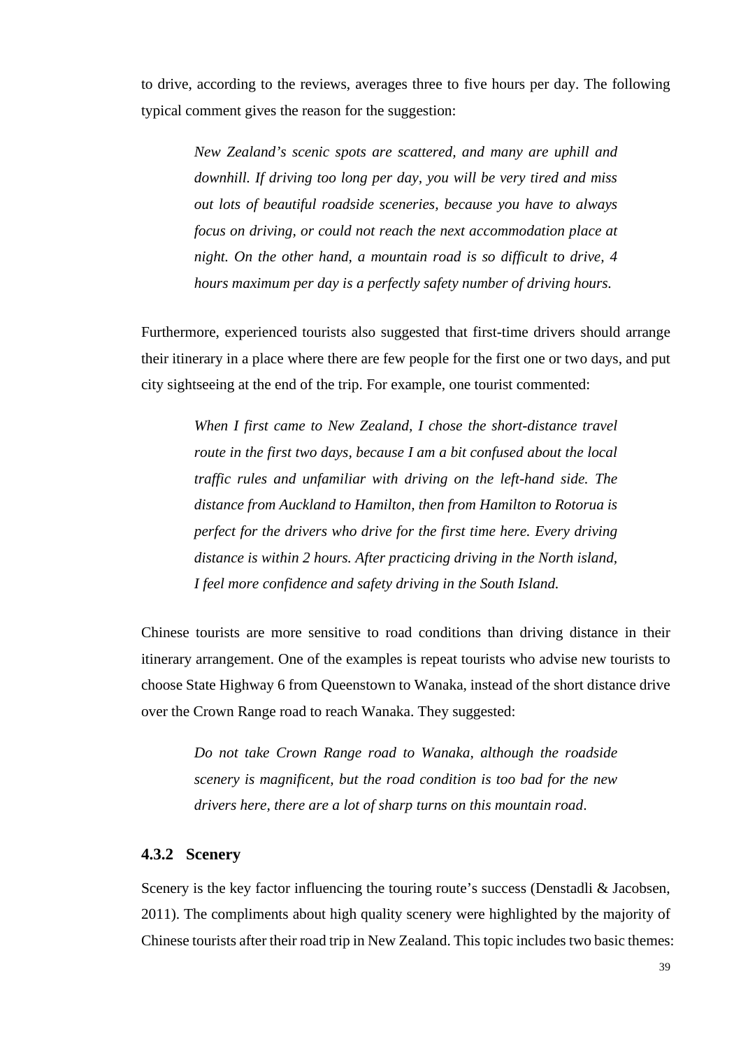to drive, according to the reviews, averages three to five hours per day. The following typical comment gives the reason for the suggestion:

> *New Zealand's scenic spots are scattered, and many are uphill and downhill. If driving too long per day, you will be very tired and miss out lots of beautiful roadside sceneries, because you have to always focus on driving, or could not reach the next accommodation place at night. On the other hand, a mountain road is so difficult to drive, 4 hours maximum per day is a perfectly safety number of driving hours.*

Furthermore, experienced tourists also suggested that first-time drivers should arrange their itinerary in a place where there are few people for the first one or two days, and put city sightseeing at the end of the trip. For example, one tourist commented:

> *When I first came to New Zealand, I chose the short-distance travel route in the first two days, because I am a bit confused about the local traffic rules and unfamiliar with driving on the left-hand side. The distance from Auckland to Hamilton, then from Hamilton to Rotorua is perfect for the drivers who drive for the first time here. Every driving distance is within 2 hours. After practicing driving in the North island, I feel more confidence and safety driving in the South Island.*

Chinese tourists are more sensitive to road conditions than driving distance in their itinerary arrangement. One of the examples is repeat tourists who advise new tourists to choose State Highway 6 from Queenstown to Wanaka, instead of the short distance drive over the Crown Range road to reach Wanaka. They suggested:

> *Do not take Crown Range road to Wanaka, although the roadside scenery is magnificent, but the road condition is too bad for the new drivers here, there are a lot of sharp turns on this mountain road*.

### 4.3.2 Scenery

Scenery is the key factor influencing the touring route's success (Denstadli & Jacobsen, 2011). The compliments about high quality scenery were highlighted by the majority of Chinese tourists after their road trip in New Zealand. This topic includes two basic themes: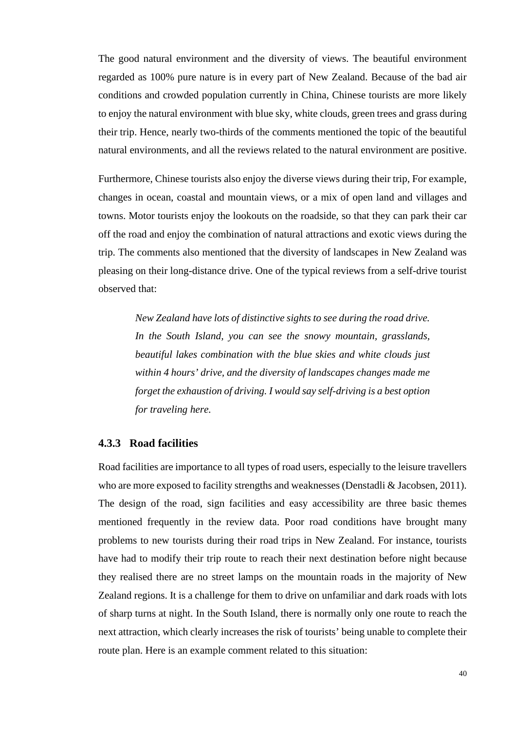The good natural environment and the diversity of views. The beautiful environment regarded as 100% pure nature is in every part of New Zealand. Because of the bad air conditions and crowded population currently in China, Chinese tourists are more likely to enjoy the natural environment with blue sky, white clouds, green trees and grass during their trip. Hence, nearly two-thirds of the comments mentioned the topic of the beautiful natural environments, and all the reviews related to the natural environment are positive.

Furthermore, Chinese tourists also enjoy the diverse views during their trip, For example, changes in ocean, coastal and mountain views, or a mix of open land and villages and towns. Motor tourists enjoy the lookouts on the roadside, so that they can park their car off the road and enjoy the combination of natural attractions and exotic views during the trip. The comments also mentioned that the diversity of landscapes in New Zealand was pleasing on their long-distance drive. One of the typical reviews from a self-drive tourist observed that:

> *New Zealand have lots of distinctive sights to see during the road drive. In the South Island, you can see the snowy mountain, grasslands, beautiful lakes combination with the blue skies and white clouds just within 4 hours' drive, and the diversity of landscapes changes made me forget the exhaustion of driving. I would say self-driving is a best option for traveling here.*

### 4.3.3 Road facilities

Road facilities are importance to all types of road users, especially to the leisure travellers who are more exposed to facility strengths and weaknesses (Denstadli & Jacobsen, 2011). The design of the road, sign facilities and easy accessibility are three basic themes mentioned frequently in the review data. Poor road conditions have brought many problems to new tourists during their road trips in New Zealand. For instance, tourists have had to modify their trip route to reach their next destination before night because they realised there are no street lamps on the mountain roads in the majority of New Zealand regions. It is a challenge for them to drive on unfamiliar and dark roads with lots of sharp turns at night. In the South Island, there is normally only one route to reach the next attraction, which clearly increases the risk of tourists' being unable to complete their route plan. Here is an example comment related to this situation: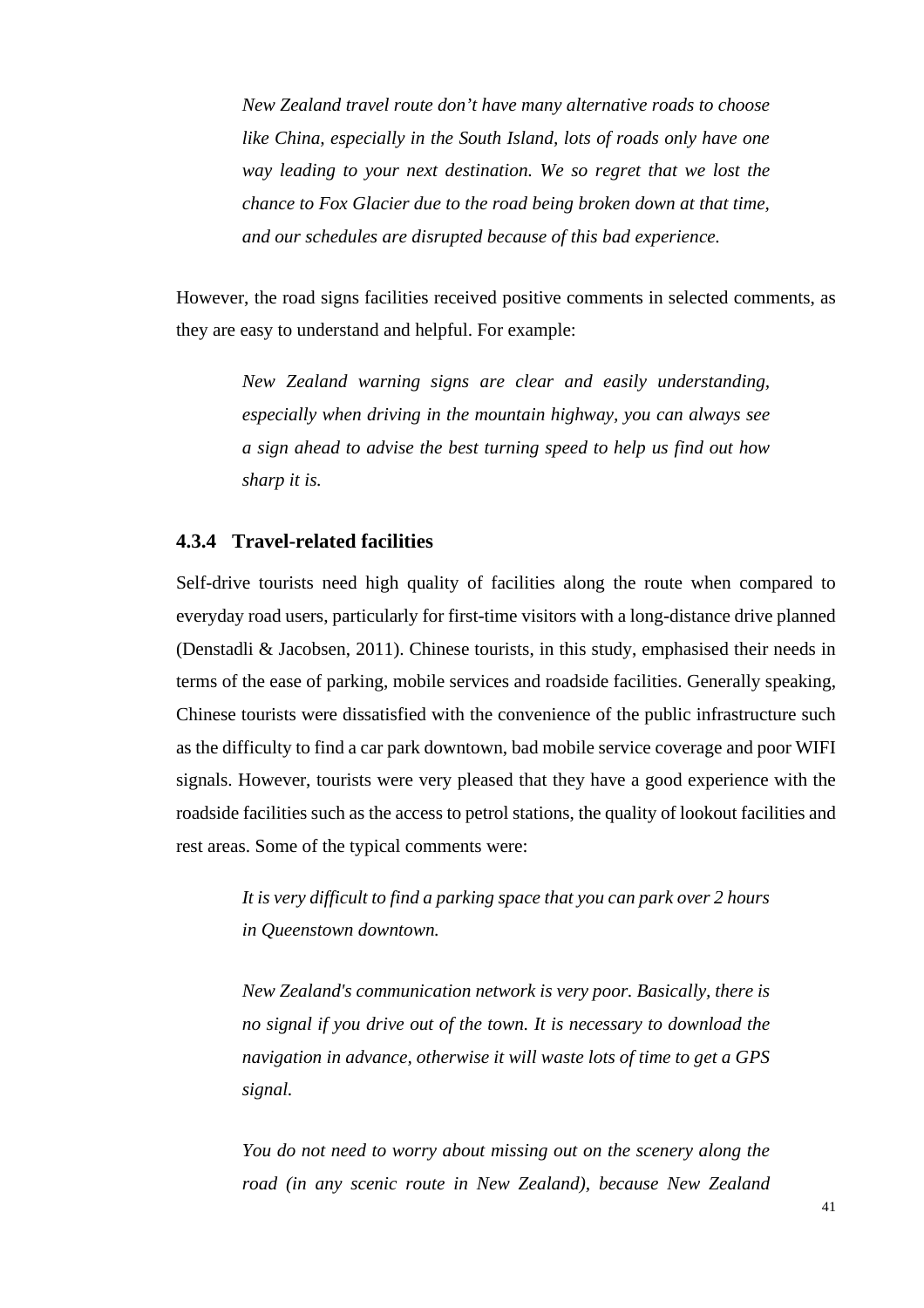> *New Zealand travel route don't have many alternative roads to choose like China, especially in the South Island, lots of roads only have one way leading to your next destination. We so regret that we lost the chance to Fox Glacier due to the road being broken down at that time, and our schedules are disrupted because of this bad experience.*

However, the road signs facilities received positive comments in selected comments, as they are easy to understand and helpful. For example:

> *New Zealand warning signs are clear and easily understanding, especially when driving in the mountain highway, you can always see a sign ahead to advise the best turning speed to help us find out how sharp it is.*

### 4.3.4 Travel-related facilities

Self-drive tourists need high quality of facilities along the route when compared to everyday road users, particularly for first-time visitors with a long-distance drive planned (Denstadli & Jacobsen, 2011). Chinese tourists, in this study, emphasised their needs in terms of the ease of parking, mobile services and roadside facilities. Generally speaking, Chinese tourists were dissatisfied with the convenience of the public infrastructure such as the difficulty to find a car park downtown, bad mobile service coverage and poor WIFI signals. However, tourists were very pleased that they have a good experience with the roadside facilities such as the access to petrol stations, the quality of lookout facilities and rest areas. Some of the typical comments were:

> *It is very difficult to find a parking space that you can park over 2 hours in Queenstown downtown.*

> *New Zealand's communication network is very poor. Basically, there is no signal if you drive out of the town. It is necessary to download the navigation in advance, otherwise it will waste lots of time to get a GPS signal.*

> *You do not need to worry about missing out on the scenery along the road (in any scenic route in New Zealand), because New Zealand*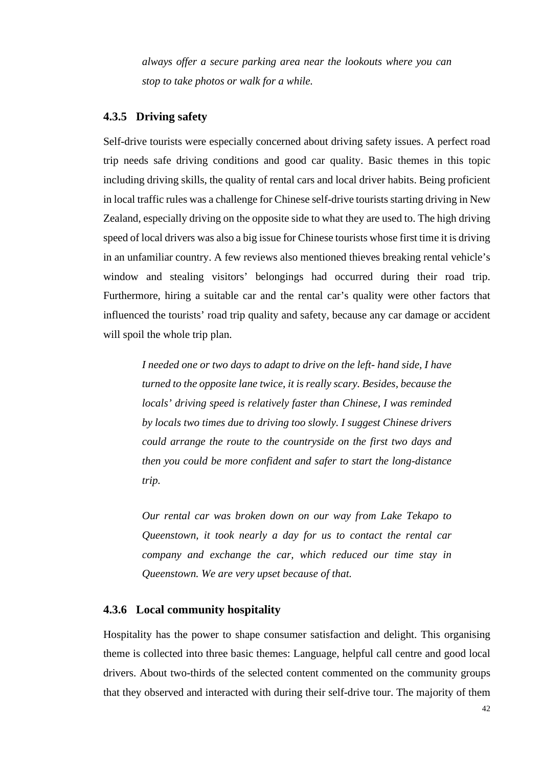*always offer a secure parking area near the lookouts where you can stop to take photos or walk for a while.*

### 4.3.5 Driving safety

Self-drive tourists were especially concerned about driving safety issues. A perfect road trip needs safe driving conditions and good car quality. Basic themes in this topic including driving skills, the quality of rental cars and local driver habits. Being proficient in local traffic rules was a challenge for Chinese self-drive tourists starting driving in New Zealand, especially driving on the opposite side to what they are used to. The high driving speed of local drivers was also a big issue for Chinese tourists whose first time it is driving in an unfamiliar country. A few reviews also mentioned thieves breaking rental vehicle's window and stealing visitors' belongings had occurred during their road trip. Furthermore, hiring a suitable car and the rental car's quality were other factors that influenced the tourists' road trip quality and safety, because any car damage or accident will spoil the whole trip plan.

> *I needed one or two days to adapt to drive on the left- hand side, I have turned to the opposite lane twice, it is really scary. Besides, because the locals' driving speed is relatively faster than Chinese, I was reminded by locals two times due to driving too slowly. I suggest Chinese drivers could arrange the route to the countryside on the first two days and then you could be more confident and safer to start the long-distance trip.*

> *Our rental car was broken down on our way from Lake Tekapo to Queenstown, it took nearly a day for us to contact the rental car company and exchange the car, which reduced our time stay in Queenstown. We are very upset because of that.*

### 4.3.6 Local community hospitality

Hospitality has the power to shape consumer satisfaction and delight. This organising theme is collected into three basic themes: Language, helpful call centre and good local drivers. About two-thirds of the selected content commented on the community groups that they observed and interacted with during their self-drive tour. The majority of them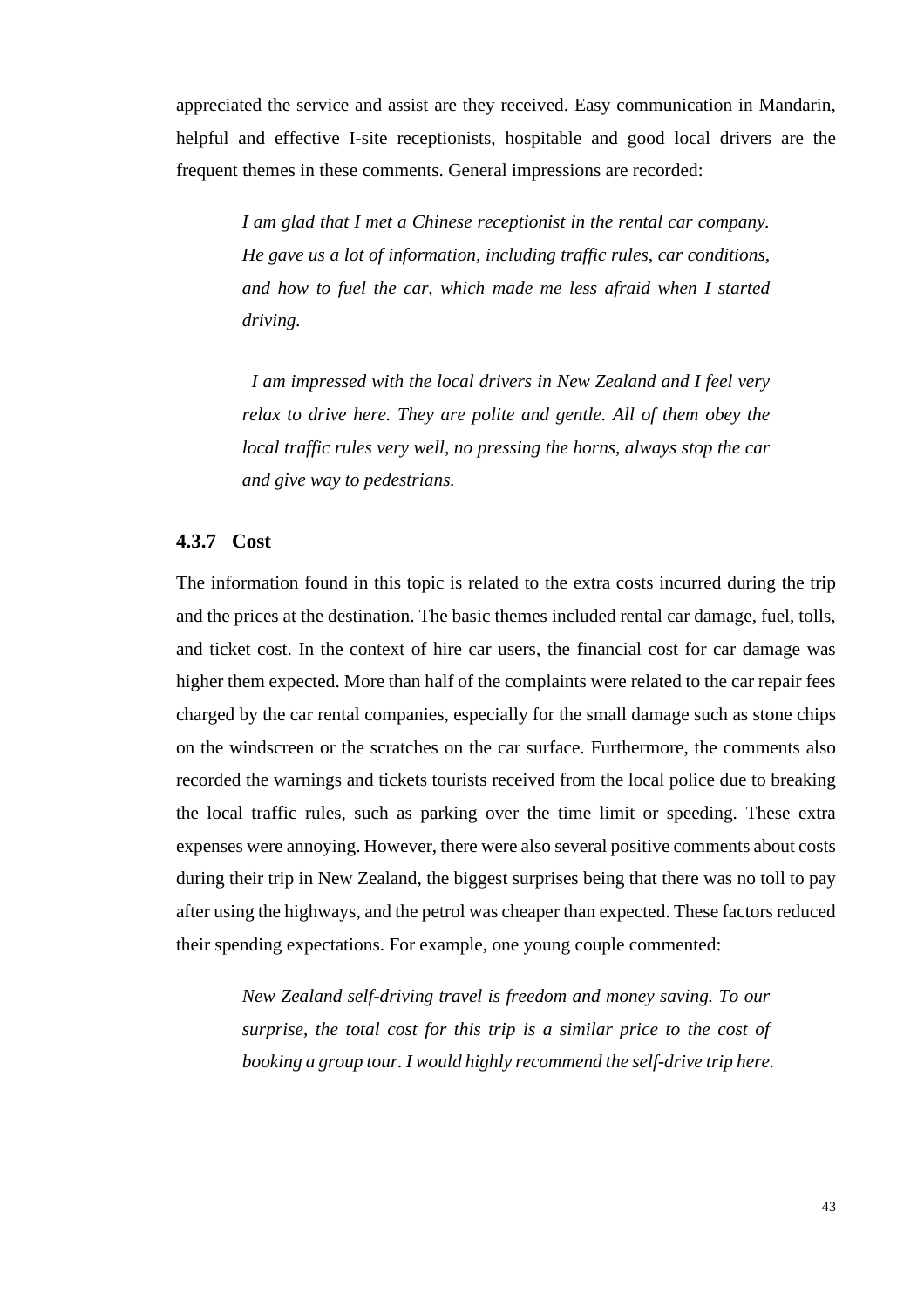appreciated the service and assist are they received. Easy communication in Mandarin, helpful and effective I-site receptionists, hospitable and good local drivers are the frequent themes in these comments. General impressions are recorded:

> *I am glad that I met a Chinese receptionist in the rental car company. He gave us a lot of information, including traffic rules, car conditions, and how to fuel the car, which made me less afraid when I started driving.*

> *I am impressed with the local drivers in New Zealand and I feel very relax to drive here. They are polite and gentle. All of them obey the local traffic rules very well, no pressing the horns, always stop the car and give way to pedestrians.*

### 4.3.7 Cost

The information found in this topic is related to the extra costs incurred during the trip and the prices at the destination. The basic themes included rental car damage, fuel, tolls, and ticket cost. In the context of hire car users, the financial cost for car damage was higher them expected. More than half of the complaints were related to the car repair fees charged by the car rental companies, especially for the small damage such as stone chips on the windscreen or the scratches on the car surface. Furthermore, the comments also recorded the warnings and tickets tourists received from the local police due to breaking the local traffic rules, such as parking over the time limit or speeding. These extra expenses were annoying. However, there were also several positive comments about costs during their trip in New Zealand, the biggest surprises being that there was no toll to pay after using the highways, and the petrol was cheaper than expected. These factors reduced their spending expectations. For example, one young couple commented:

> *New Zealand self-driving travel is freedom and money saving. To our surprise, the total cost for this trip is a similar price to the cost of booking a group tour. I would highly recommend the self-drive trip here.*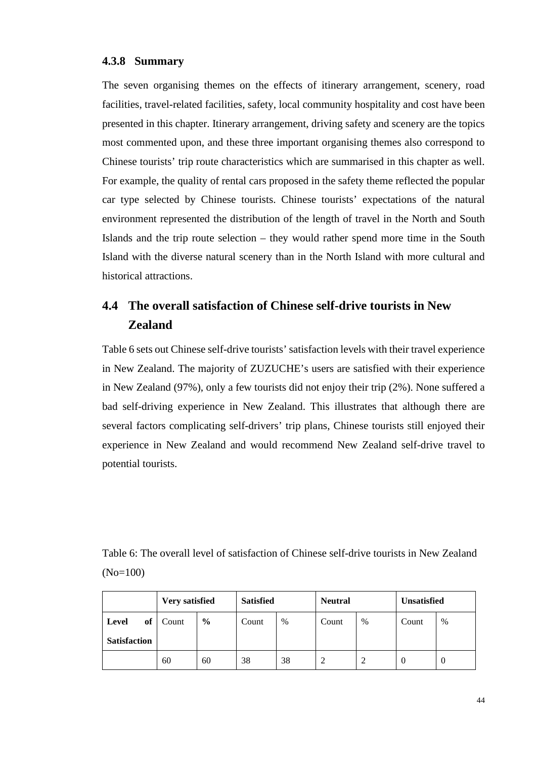### 4.3.8 Summary

The seven organising themes on the effects of itinerary arrangement, scenery, road facilities, travel-related facilities, safety, local community hospitality and cost have been presented in this chapter. Itinerary arrangement, driving safety and scenery are the topics most commented upon, and these three important organising themes also correspond to Chinese tourists' trip route characteristics which are summarised in this chapter as well. For example, the quality of rental cars proposed in the safety theme reflected the popular car type selected by Chinese tourists. Chinese tourists' expectations of the natural environment represented the distribution of the length of travel in the North and South Islands and the trip route selection – they would rather spend more time in the South Island with the diverse natural scenery than in the North Island with more cultural and historical attractions.

## 4.4 The overall satisfaction of Chinese self-drive tourists in New Zealand

Table 6 sets out Chinese self-drive tourists' satisfaction levels with their travel experience in New Zealand. The majority of ZUZUCHE's users are satisfied with their experience in New Zealand (97%), only a few tourists did not enjoy their trip (2%). None suffered a bad self-driving experience in New Zealand. This illustrates that although there are several factors complicating self-drivers' trip plans, Chinese tourists still enjoyed their experience in New Zealand and would recommend New Zealand self-drive travel to potential tourists.

Table 6: The overall level of satisfaction of Chinese self-drive tourists in New Zealand (No=100)

| | **Very satisfied** | | **Satisfied** | | **Neutral** | | **Unsatisfied** | |
|---|---|---|---|---|---|---|---|---|
| **Level of Satisfaction** | Count | **%** | Count | % | Count | % | Count | % |
| | 60 | 60 | 38 | 38 | 2 | 2 | 0 | 0 |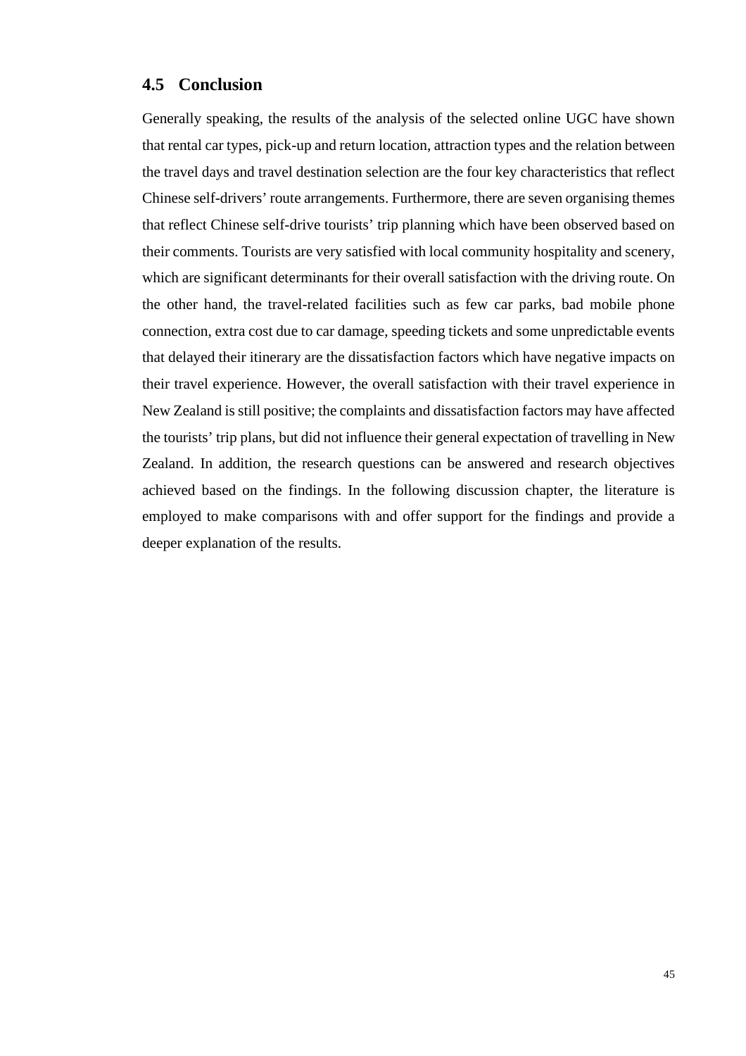## 4.5 Conclusion

Generally speaking, the results of the analysis of the selected online UGC have shown that rental car types, pick-up and return location, attraction types and the relation between the travel days and travel destination selection are the four key characteristics that reflect Chinese self-drivers' route arrangements. Furthermore, there are seven organising themes that reflect Chinese self-drive tourists' trip planning which have been observed based on their comments. Tourists are very satisfied with local community hospitality and scenery, which are significant determinants for their overall satisfaction with the driving route. On the other hand, the travel-related facilities such as few car parks, bad mobile phone connection, extra cost due to car damage, speeding tickets and some unpredictable events that delayed their itinerary are the dissatisfaction factors which have negative impacts on their travel experience. However, the overall satisfaction with their travel experience in New Zealand is still positive; the complaints and dissatisfaction factors may have affected the tourists' trip plans, but did not influence their general expectation of travelling in New Zealand. In addition, the research questions can be answered and research objectives achieved based on the findings. In the following discussion chapter, the literature is employed to make comparisons with and offer support for the findings and provide a deeper explanation of the results.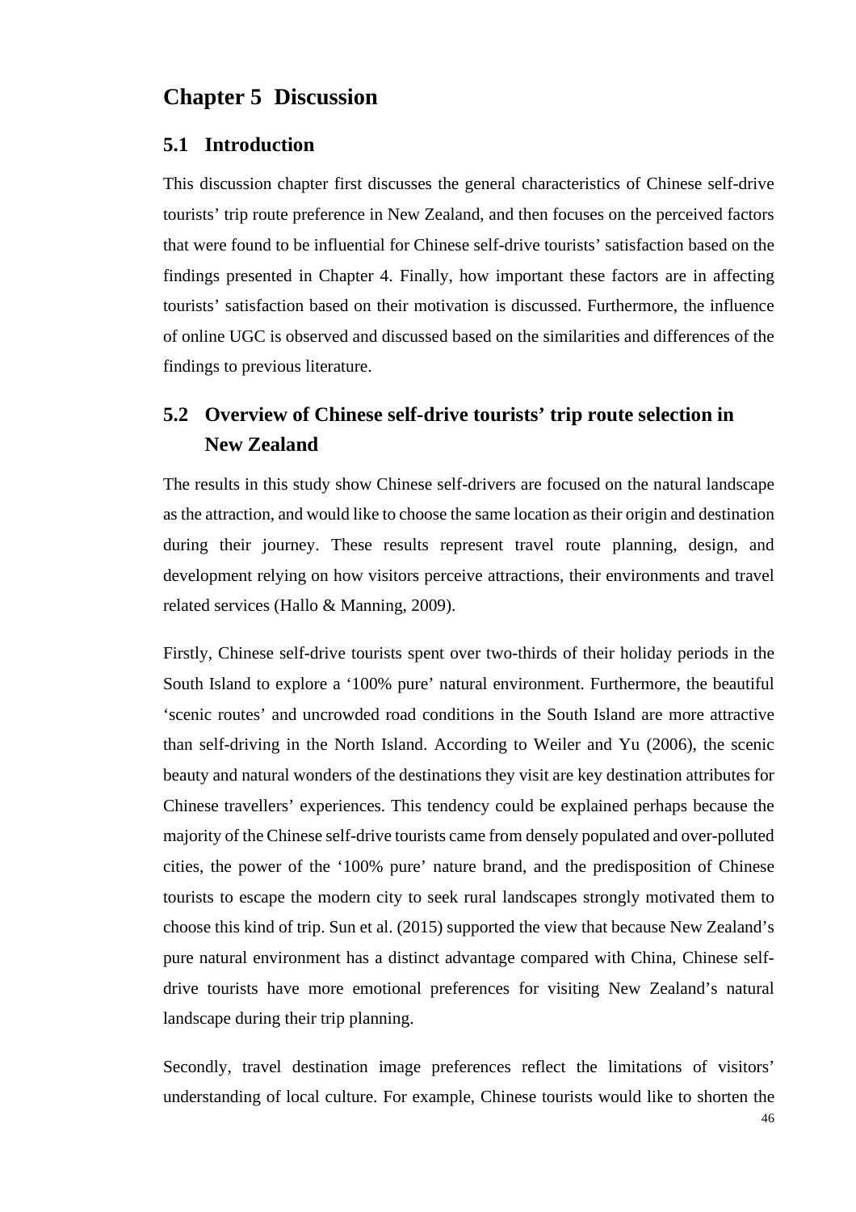# Chapter 5 Discussion

## 5.1 Introduction

This discussion chapter first discusses the general characteristics of Chinese self-drive tourists' trip route preference in New Zealand, and then focuses on the perceived factors that were found to be influential for Chinese self-drive tourists' satisfaction based on the findings presented in Chapter 4. Finally, how important these factors are in affecting tourists' satisfaction based on their motivation is discussed. Furthermore, the influence of online UGC is observed and discussed based on the similarities and differences of the findings to previous literature.

## 5.2 Overview of Chinese self-drive tourists' trip route selection in New Zealand

The results in this study show Chinese self-drivers are focused on the natural landscape as the attraction, and would like to choose the same location as their origin and destination during their journey. These results represent travel route planning, design, and development relying on how visitors perceive attractions, their environments and travel related services (Hallo & Manning, 2009).

Firstly, Chinese self-drive tourists spent over two-thirds of their holiday periods in the South Island to explore a '100% pure' natural environment. Furthermore, the beautiful 'scenic routes' and uncrowded road conditions in the South Island are more attractive than self-driving in the North Island. According to Weiler and Yu (2006), the scenic beauty and natural wonders of the destinations they visit are key destination attributes for Chinese travellers' experiences. This tendency could be explained perhaps because the majority of the Chinese self-drive tourists came from densely populated and over-polluted cities, the power of the '100% pure' nature brand, and the predisposition of Chinese tourists to escape the modern city to seek rural landscapes strongly motivated them to choose this kind of trip. Sun et al. (2015) supported the view that because New Zealand's pure natural environment has a distinct advantage compared with China, Chinese self-drive tourists have more emotional preferences for visiting New Zealand's natural landscape during their trip planning.

Secondly, travel destination image preferences reflect the limitations of visitors' understanding of local culture. For example, Chinese tourists would like to shorten the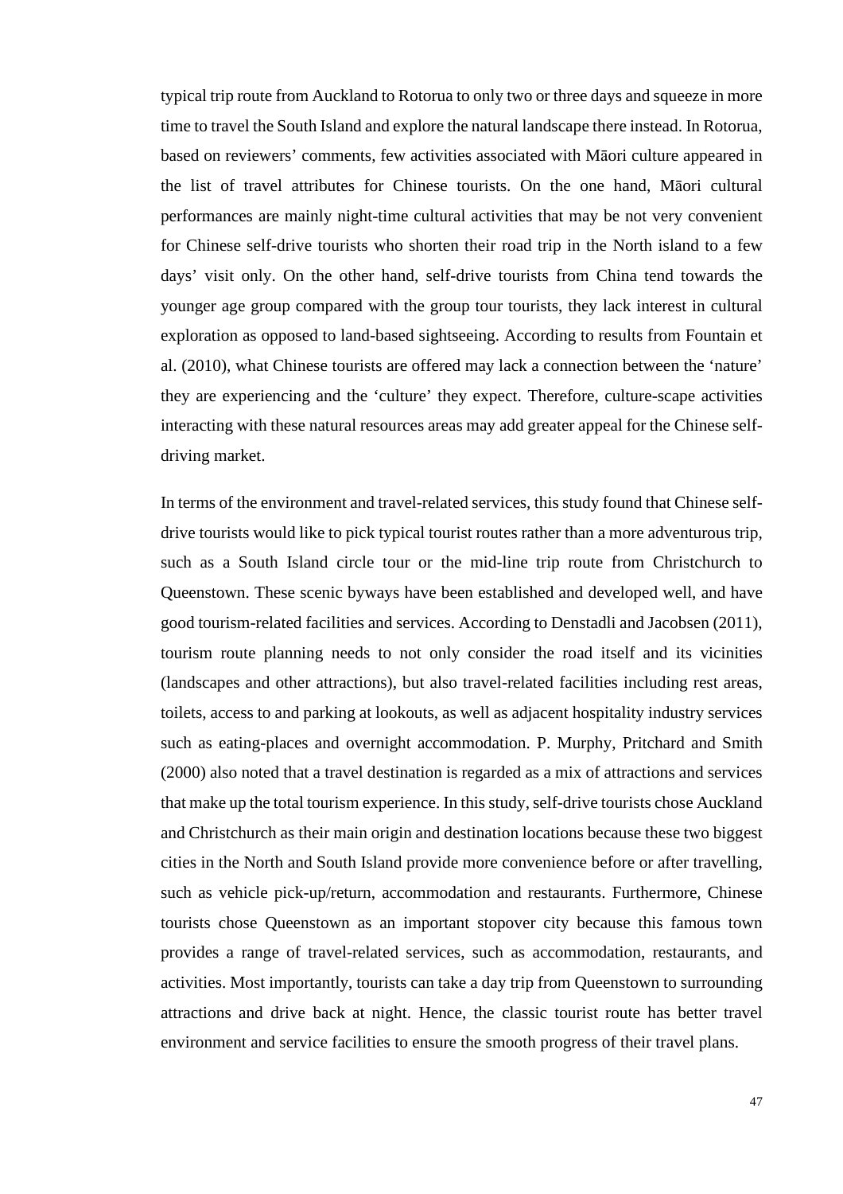typical trip route from Auckland to Rotorua to only two or three days and squeeze in more time to travel the South Island and explore the natural landscape there instead. In Rotorua, based on reviewers' comments, few activities associated with Māori culture appeared in the list of travel attributes for Chinese tourists. On the one hand, Māori cultural performances are mainly night-time cultural activities that may be not very convenient for Chinese self-drive tourists who shorten their road trip in the North island to a few days' visit only. On the other hand, self-drive tourists from China tend towards the younger age group compared with the group tour tourists, they lack interest in cultural exploration as opposed to land-based sightseeing. According to results from Fountain et al. (2010), what Chinese tourists are offered may lack a connection between the 'nature' they are experiencing and the 'culture' they expect. Therefore, culture-scape activities interacting with these natural resources areas may add greater appeal for the Chinese self-driving market.

In terms of the environment and travel-related services, this study found that Chinese self-drive tourists would like to pick typical tourist routes rather than a more adventurous trip, such as a South Island circle tour or the mid-line trip route from Christchurch to Queenstown. These scenic byways have been established and developed well, and have good tourism-related facilities and services. According to Denstadli and Jacobsen (2011), tourism route planning needs to not only consider the road itself and its vicinities (landscapes and other attractions), but also travel-related facilities including rest areas, toilets, access to and parking at lookouts, as well as adjacent hospitality industry services such as eating-places and overnight accommodation. P. Murphy, Pritchard and Smith (2000) also noted that a travel destination is regarded as a mix of attractions and services that make up the total tourism experience. In this study, self-drive tourists chose Auckland and Christchurch as their main origin and destination locations because these two biggest cities in the North and South Island provide more convenience before or after travelling, such as vehicle pick-up/return, accommodation and restaurants. Furthermore, Chinese tourists chose Queenstown as an important stopover city because this famous town provides a range of travel-related services, such as accommodation, restaurants, and activities. Most importantly, tourists can take a day trip from Queenstown to surrounding attractions and drive back at night. Hence, the classic tourist route has better travel environment and service facilities to ensure the smooth progress of their travel plans.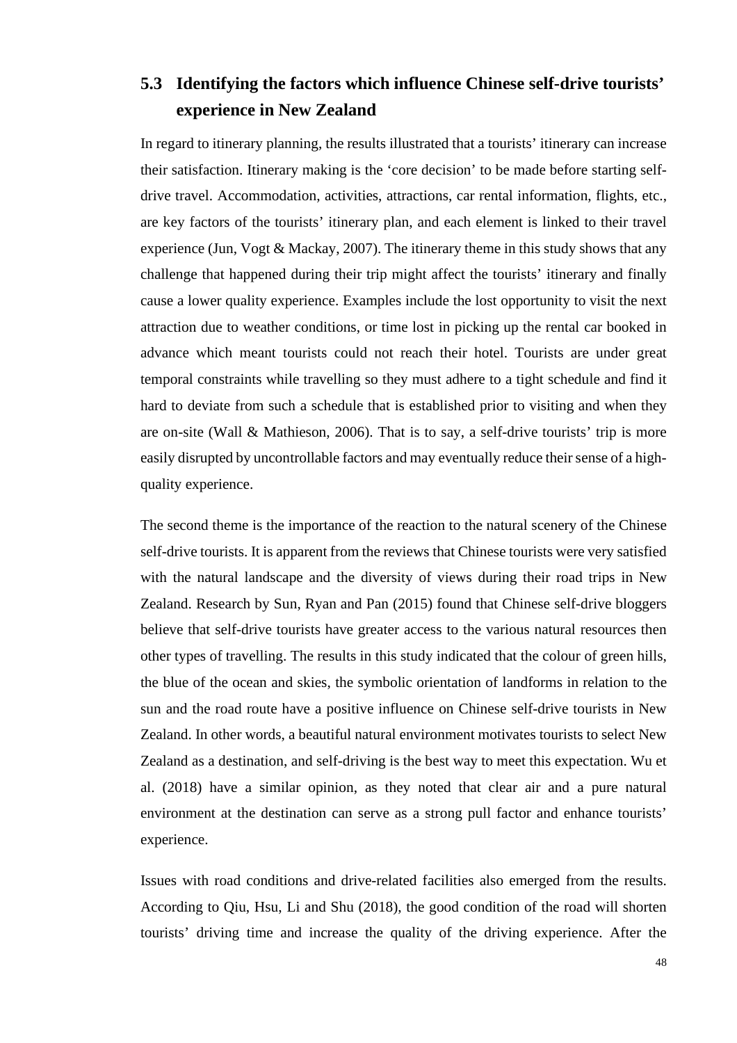## 5.3 Identifying the factors which influence Chinese self-drive tourists' experience in New Zealand

In regard to itinerary planning, the results illustrated that a tourists' itinerary can increase their satisfaction. Itinerary making is the 'core decision' to be made before starting self-drive travel. Accommodation, activities, attractions, car rental information, flights, etc., are key factors of the tourists' itinerary plan, and each element is linked to their travel experience (Jun, Vogt & Mackay, 2007). The itinerary theme in this study shows that any challenge that happened during their trip might affect the tourists' itinerary and finally cause a lower quality experience. Examples include the lost opportunity to visit the next attraction due to weather conditions, or time lost in picking up the rental car booked in advance which meant tourists could not reach their hotel. Tourists are under great temporal constraints while travelling so they must adhere to a tight schedule and find it hard to deviate from such a schedule that is established prior to visiting and when they are on-site (Wall & Mathieson, 2006). That is to say, a self-drive tourists' trip is more easily disrupted by uncontrollable factors and may eventually reduce their sense of a high-quality experience.

The second theme is the importance of the reaction to the natural scenery of the Chinese self-drive tourists. It is apparent from the reviews that Chinese tourists were very satisfied with the natural landscape and the diversity of views during their road trips in New Zealand. Research by Sun, Ryan and Pan (2015) found that Chinese self-drive bloggers believe that self-drive tourists have greater access to the various natural resources then other types of travelling. The results in this study indicated that the colour of green hills, the blue of the ocean and skies, the symbolic orientation of landforms in relation to the sun and the road route have a positive influence on Chinese self-drive tourists in New Zealand. In other words, a beautiful natural environment motivates tourists to select New Zealand as a destination, and self-driving is the best way to meet this expectation. Wu et al. (2018) have a similar opinion, as they noted that clear air and a pure natural environment at the destination can serve as a strong pull factor and enhance tourists' experience.

Issues with road conditions and drive-related facilities also emerged from the results. According to Qiu, Hsu, Li and Shu (2018), the good condition of the road will shorten tourists' driving time and increase the quality of the driving experience. After the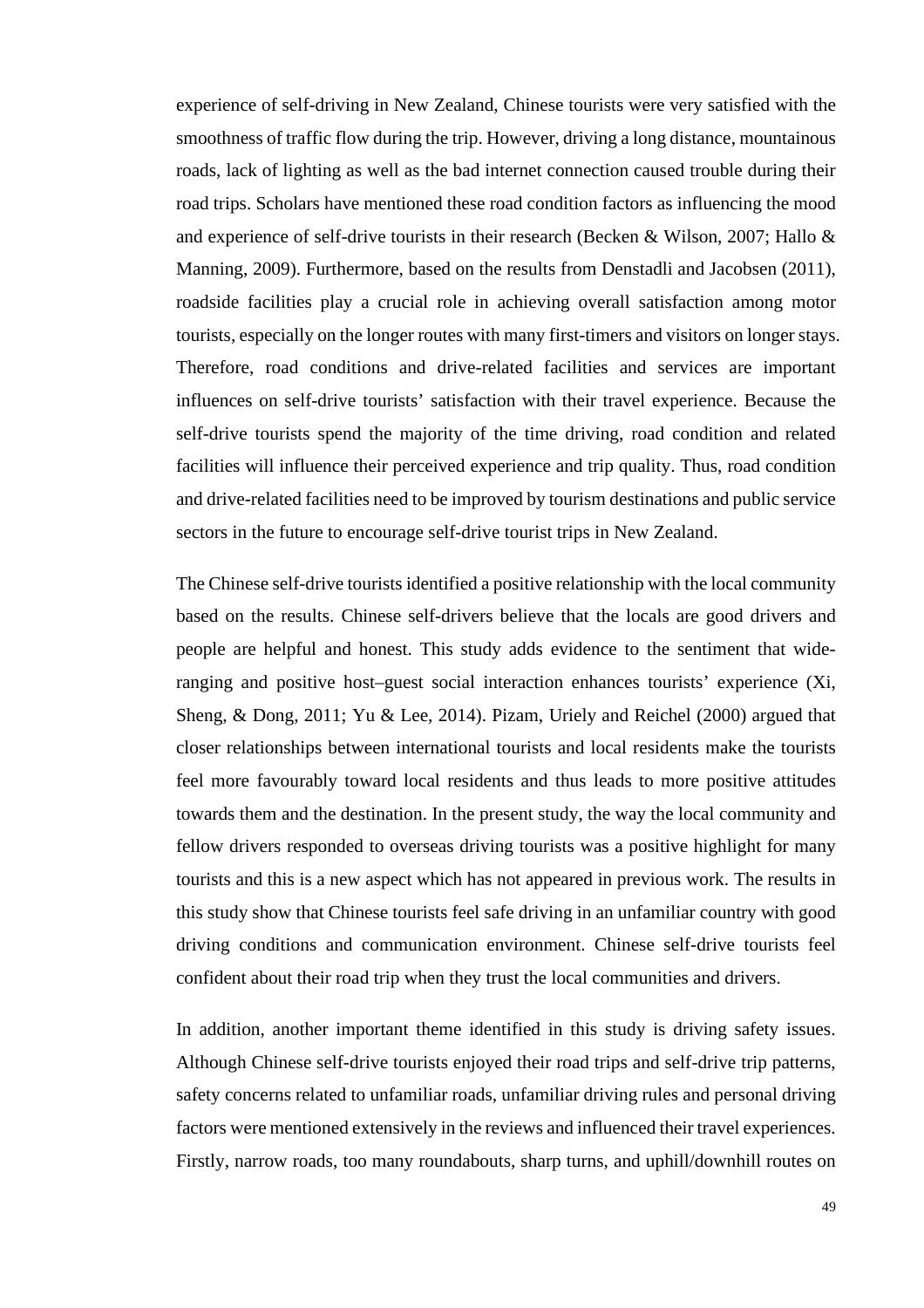experience of self-driving in New Zealand, Chinese tourists were very satisfied with the smoothness of traffic flow during the trip. However, driving a long distance, mountainous roads, lack of lighting as well as the bad internet connection caused trouble during their road trips. Scholars have mentioned these road condition factors as influencing the mood and experience of self-drive tourists in their research (Becken & Wilson, 2007; Hallo & Manning, 2009). Furthermore, based on the results from Denstadli and Jacobsen (2011), roadside facilities play a crucial role in achieving overall satisfaction among motor tourists, especially on the longer routes with many first-timers and visitors on longer stays. Therefore, road conditions and drive-related facilities and services are important influences on self-drive tourists' satisfaction with their travel experience. Because the self-drive tourists spend the majority of the time driving, road condition and related facilities will influence their perceived experience and trip quality. Thus, road condition and drive-related facilities need to be improved by tourism destinations and public service sectors in the future to encourage self-drive tourist trips in New Zealand.

The Chinese self-drive tourists identified a positive relationship with the local community based on the results. Chinese self-drivers believe that the locals are good drivers and people are helpful and honest. This study adds evidence to the sentiment that wide-ranging and positive host–guest social interaction enhances tourists' experience (Xi, Sheng, & Dong, 2011; Yu & Lee, 2014). Pizam, Uriely and Reichel (2000) argued that closer relationships between international tourists and local residents make the tourists feel more favourably toward local residents and thus leads to more positive attitudes towards them and the destination. In the present study, the way the local community and fellow drivers responded to overseas driving tourists was a positive highlight for many tourists and this is a new aspect which has not appeared in previous work. The results in this study show that Chinese tourists feel safe driving in an unfamiliar country with good driving conditions and communication environment. Chinese self-drive tourists feel confident about their road trip when they trust the local communities and drivers.

In addition, another important theme identified in this study is driving safety issues. Although Chinese self-drive tourists enjoyed their road trips and self-drive trip patterns, safety concerns related to unfamiliar roads, unfamiliar driving rules and personal driving factors were mentioned extensively in the reviews and influenced their travel experiences. Firstly, narrow roads, too many roundabouts, sharp turns, and uphill/downhill routes on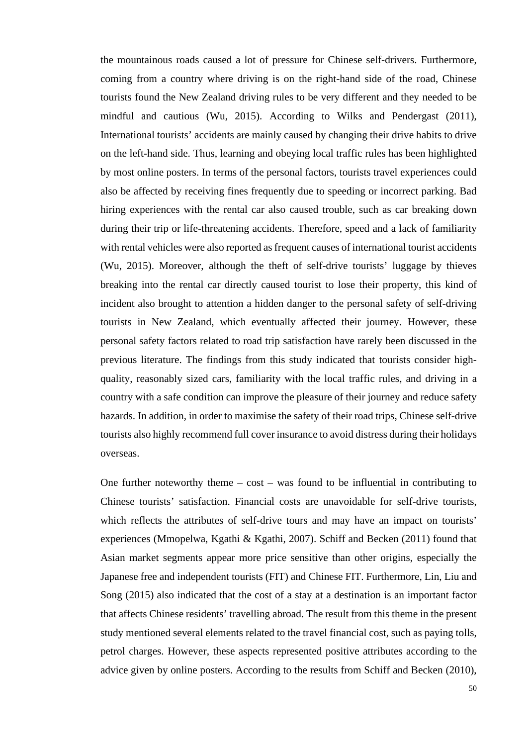the mountainous roads caused a lot of pressure for Chinese self-drivers. Furthermore, coming from a country where driving is on the right-hand side of the road, Chinese tourists found the New Zealand driving rules to be very different and they needed to be mindful and cautious (Wu, 2015). According to Wilks and Pendergast (2011), International tourists' accidents are mainly caused by changing their drive habits to drive on the left-hand side. Thus, learning and obeying local traffic rules has been highlighted by most online posters. In terms of the personal factors, tourists travel experiences could also be affected by receiving fines frequently due to speeding or incorrect parking. Bad hiring experiences with the rental car also caused trouble, such as car breaking down during their trip or life-threatening accidents. Therefore, speed and a lack of familiarity with rental vehicles were also reported as frequent causes of international tourist accidents (Wu, 2015). Moreover, although the theft of self-drive tourists' luggage by thieves breaking into the rental car directly caused tourist to lose their property, this kind of incident also brought to attention a hidden danger to the personal safety of self-driving tourists in New Zealand, which eventually affected their journey. However, these personal safety factors related to road trip satisfaction have rarely been discussed in the previous literature. The findings from this study indicated that tourists consider high-quality, reasonably sized cars, familiarity with the local traffic rules, and driving in a country with a safe condition can improve the pleasure of their journey and reduce safety hazards. In addition, in order to maximise the safety of their road trips, Chinese self-drive tourists also highly recommend full cover insurance to avoid distress during their holidays overseas.

One further noteworthy theme – cost – was found to be influential in contributing to Chinese tourists' satisfaction. Financial costs are unavoidable for self-drive tourists, which reflects the attributes of self-drive tours and may have an impact on tourists' experiences (Mmopelwa, Kgathi & Kgathi, 2007). Schiff and Becken (2011) found that Asian market segments appear more price sensitive than other origins, especially the Japanese free and independent tourists (FIT) and Chinese FIT. Furthermore, Lin, Liu and Song (2015) also indicated that the cost of a stay at a destination is an important factor that affects Chinese residents' travelling abroad. The result from this theme in the present study mentioned several elements related to the travel financial cost, such as paying tolls, petrol charges. However, these aspects represented positive attributes according to the advice given by online posters. According to the results from Schiff and Becken (2010),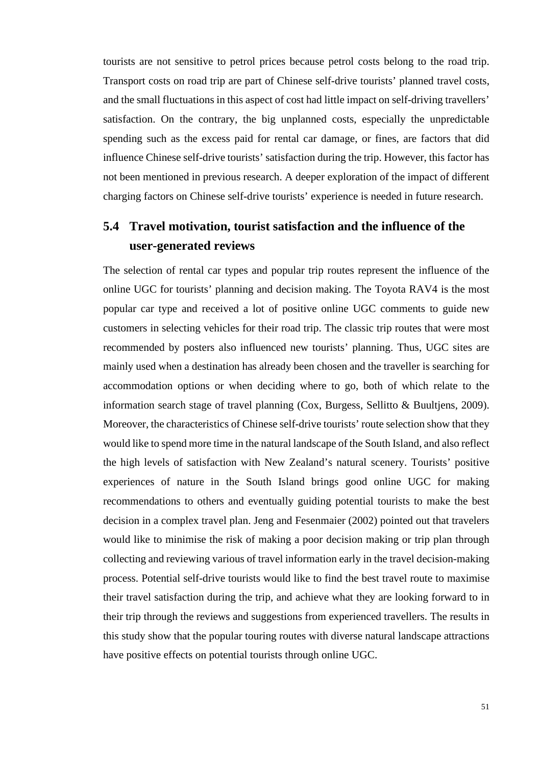tourists are not sensitive to petrol prices because petrol costs belong to the road trip. Transport costs on road trip are part of Chinese self-drive tourists' planned travel costs, and the small fluctuations in this aspect of cost had little impact on self-driving travellers' satisfaction. On the contrary, the big unplanned costs, especially the unpredictable spending such as the excess paid for rental car damage, or fines, are factors that did influence Chinese self-drive tourists' satisfaction during the trip. However, this factor has not been mentioned in previous research. A deeper exploration of the impact of different charging factors on Chinese self-drive tourists' experience is needed in future research.

## 5.4 Travel motivation, tourist satisfaction and the influence of the user-generated reviews

The selection of rental car types and popular trip routes represent the influence of the online UGC for tourists' planning and decision making. The Toyota RAV4 is the most popular car type and received a lot of positive online UGC comments to guide new customers in selecting vehicles for their road trip. The classic trip routes that were most recommended by posters also influenced new tourists' planning. Thus, UGC sites are mainly used when a destination has already been chosen and the traveller is searching for accommodation options or when deciding where to go, both of which relate to the information search stage of travel planning (Cox, Burgess, Sellitto & Buultjens, 2009). Moreover, the characteristics of Chinese self-drive tourists' route selection show that they would like to spend more time in the natural landscape of the South Island, and also reflect the high levels of satisfaction with New Zealand's natural scenery. Tourists' positive experiences of nature in the South Island brings good online UGC for making recommendations to others and eventually guiding potential tourists to make the best decision in a complex travel plan. Jeng and Fesenmaier (2002) pointed out that travelers would like to minimise the risk of making a poor decision making or trip plan through collecting and reviewing various of travel information early in the travel decision-making process. Potential self-drive tourists would like to find the best travel route to maximise their travel satisfaction during the trip, and achieve what they are looking forward to in their trip through the reviews and suggestions from experienced travellers. The results in this study show that the popular touring routes with diverse natural landscape attractions have positive effects on potential tourists through online UGC.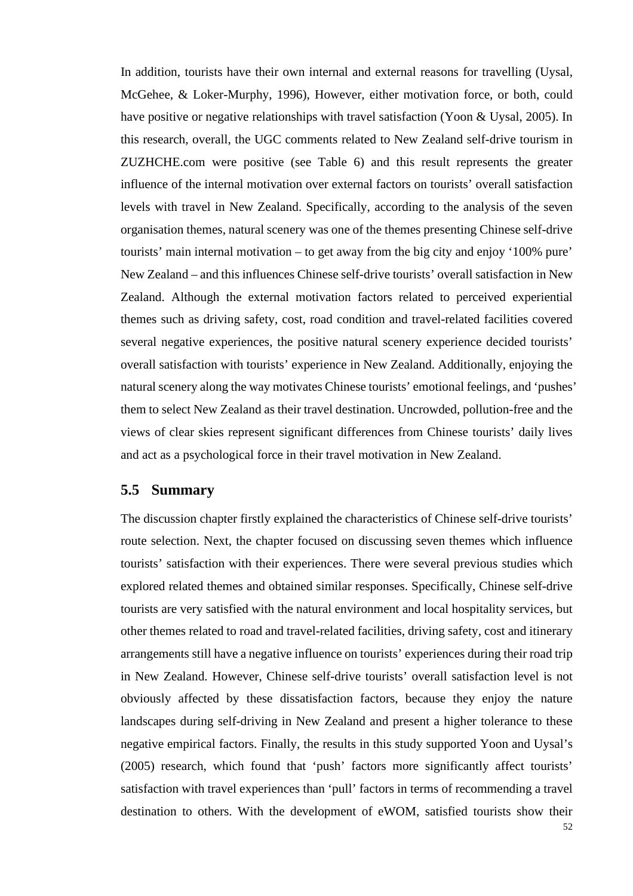In addition, tourists have their own internal and external reasons for travelling (Uysal, McGehee, & Loker-Murphy, 1996), However, either motivation force, or both, could have positive or negative relationships with travel satisfaction (Yoon & Uysal, 2005). In this research, overall, the UGC comments related to New Zealand self-drive tourism in ZUZHCHE.com were positive (see Table 6) and this result represents the greater influence of the internal motivation over external factors on tourists' overall satisfaction levels with travel in New Zealand. Specifically, according to the analysis of the seven organisation themes, natural scenery was one of the themes presenting Chinese self-drive tourists' main internal motivation – to get away from the big city and enjoy '100% pure' New Zealand – and this influences Chinese self-drive tourists' overall satisfaction in New Zealand. Although the external motivation factors related to perceived experiential themes such as driving safety, cost, road condition and travel-related facilities covered several negative experiences, the positive natural scenery experience decided tourists' overall satisfaction with tourists' experience in New Zealand. Additionally, enjoying the natural scenery along the way motivates Chinese tourists' emotional feelings, and 'pushes' them to select New Zealand as their travel destination. Uncrowded, pollution-free and the views of clear skies represent significant differences from Chinese tourists' daily lives and act as a psychological force in their travel motivation in New Zealand.

## 5.5 Summary

The discussion chapter firstly explained the characteristics of Chinese self-drive tourists' route selection. Next, the chapter focused on discussing seven themes which influence tourists' satisfaction with their experiences. There were several previous studies which explored related themes and obtained similar responses. Specifically, Chinese self-drive tourists are very satisfied with the natural environment and local hospitality services, but other themes related to road and travel-related facilities, driving safety, cost and itinerary arrangements still have a negative influence on tourists' experiences during their road trip in New Zealand. However, Chinese self-drive tourists' overall satisfaction level is not obviously affected by these dissatisfaction factors, because they enjoy the nature landscapes during self-driving in New Zealand and present a higher tolerance to these negative empirical factors. Finally, the results in this study supported Yoon and Uysal's (2005) research, which found that 'push' factors more significantly affect tourists' satisfaction with travel experiences than 'pull' factors in terms of recommending a travel destination to others. With the development of eWOM, satisfied tourists show their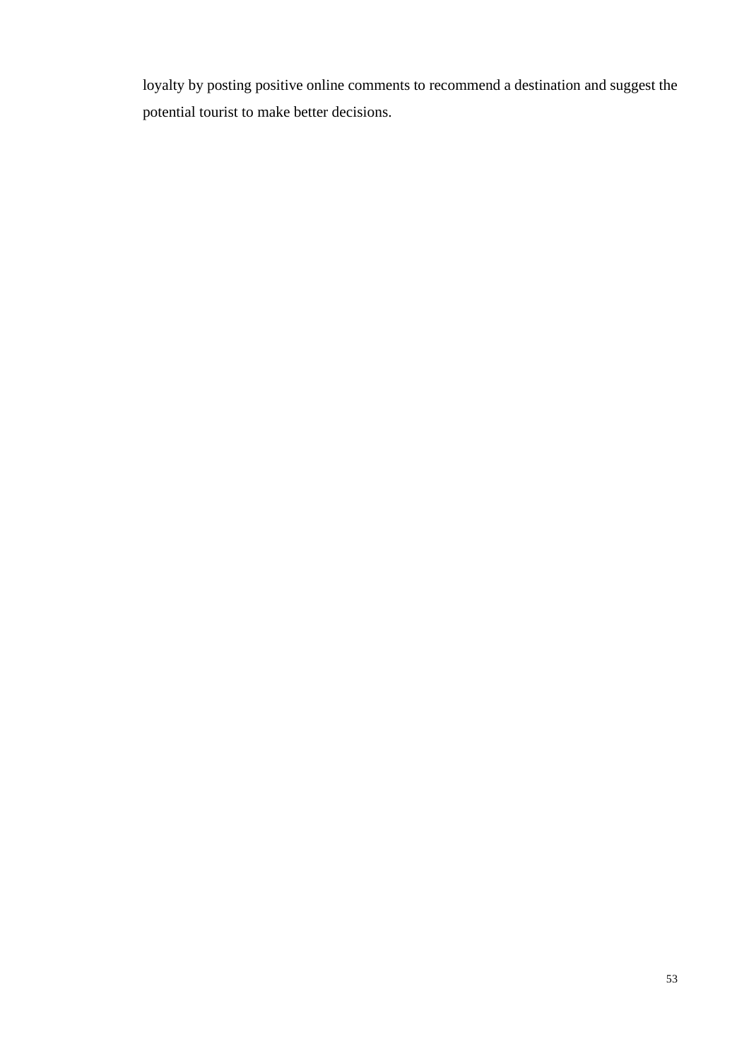loyalty by posting positive online comments to recommend a destination and suggest the potential tourist to make better decisions.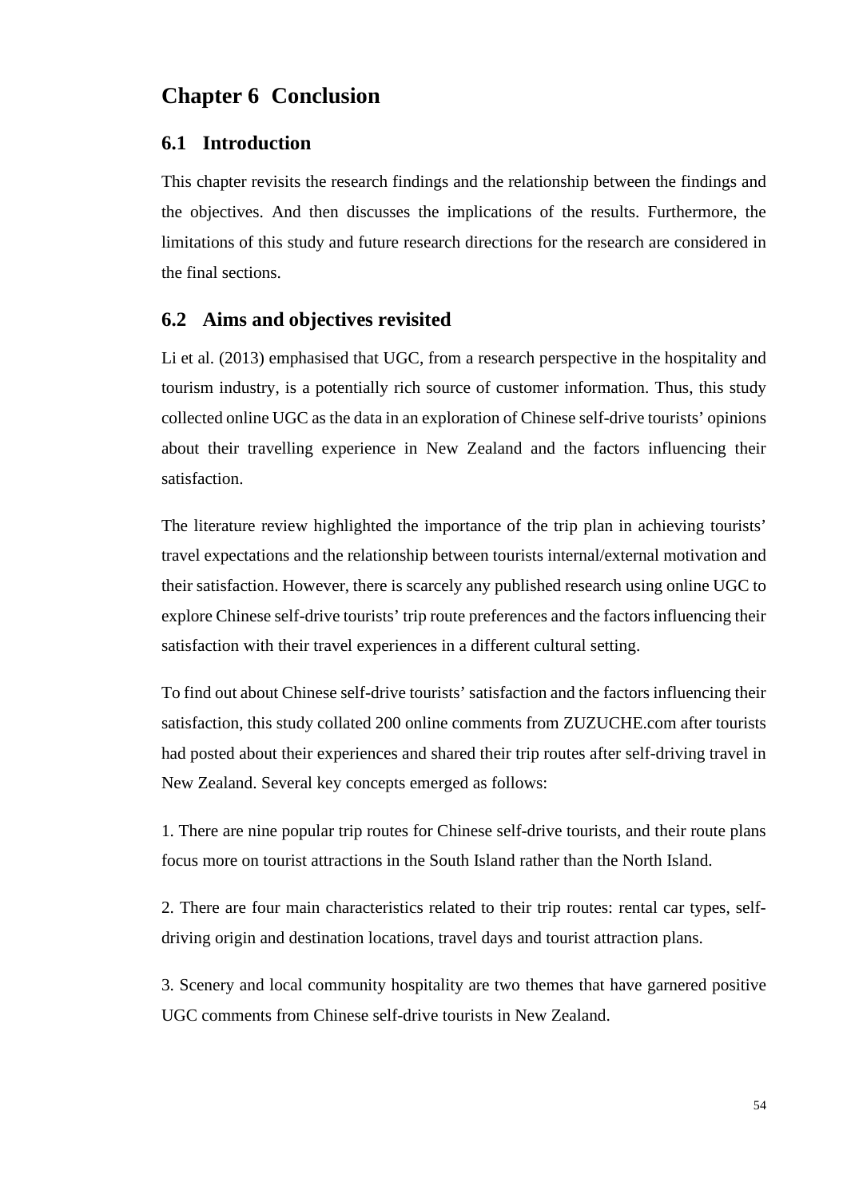# Chapter 6 Conclusion

## 6.1 Introduction

This chapter revisits the research findings and the relationship between the findings and the objectives. And then discusses the implications of the results. Furthermore, the limitations of this study and future research directions for the research are considered in the final sections.

## 6.2 Aims and objectives revisited

Li et al. (2013) emphasised that UGC, from a research perspective in the hospitality and tourism industry, is a potentially rich source of customer information. Thus, this study collected online UGC as the data in an exploration of Chinese self-drive tourists' opinions about their travelling experience in New Zealand and the factors influencing their satisfaction.

The literature review highlighted the importance of the trip plan in achieving tourists' travel expectations and the relationship between tourists internal/external motivation and their satisfaction. However, there is scarcely any published research using online UGC to explore Chinese self-drive tourists' trip route preferences and the factors influencing their satisfaction with their travel experiences in a different cultural setting.

To find out about Chinese self-drive tourists' satisfaction and the factors influencing their satisfaction, this study collated 200 online comments from ZUZUCHE.com after tourists had posted about their experiences and shared their trip routes after self-driving travel in New Zealand. Several key concepts emerged as follows:

1. There are nine popular trip routes for Chinese self-drive tourists, and their route plans focus more on tourist attractions in the South Island rather than the North Island.

2. There are four main characteristics related to their trip routes: rental car types, self-driving origin and destination locations, travel days and tourist attraction plans.

3. Scenery and local community hospitality are two themes that have garnered positive UGC comments from Chinese self-drive tourists in New Zealand.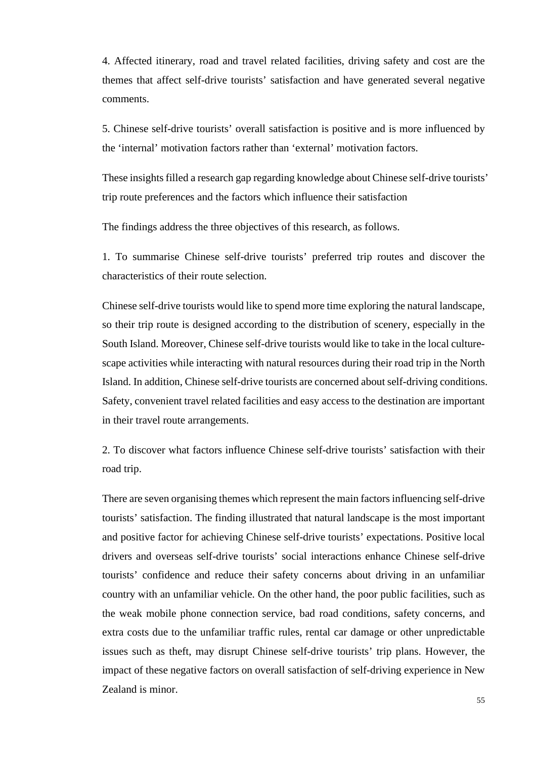4. Affected itinerary, road and travel related facilities, driving safety and cost are the themes that affect self-drive tourists' satisfaction and have generated several negative comments.

5. Chinese self-drive tourists' overall satisfaction is positive and is more influenced by the 'internal' motivation factors rather than 'external' motivation factors.

These insights filled a research gap regarding knowledge about Chinese self-drive tourists' trip route preferences and the factors which influence their satisfaction

The findings address the three objectives of this research, as follows.

1. To summarise Chinese self-drive tourists' preferred trip routes and discover the characteristics of their route selection.

Chinese self-drive tourists would like to spend more time exploring the natural landscape, so their trip route is designed according to the distribution of scenery, especially in the South Island. Moreover, Chinese self-drive tourists would like to take in the local culture-scape activities while interacting with natural resources during their road trip in the North Island. In addition, Chinese self-drive tourists are concerned about self-driving conditions. Safety, convenient travel related facilities and easy access to the destination are important in their travel route arrangements.

2. To discover what factors influence Chinese self-drive tourists' satisfaction with their road trip.

There are seven organising themes which represent the main factors influencing self-drive tourists' satisfaction. The finding illustrated that natural landscape is the most important and positive factor for achieving Chinese self-drive tourists' expectations. Positive local drivers and overseas self-drive tourists' social interactions enhance Chinese self-drive tourists' confidence and reduce their safety concerns about driving in an unfamiliar country with an unfamiliar vehicle. On the other hand, the poor public facilities, such as the weak mobile phone connection service, bad road conditions, safety concerns, and extra costs due to the unfamiliar traffic rules, rental car damage or other unpredictable issues such as theft, may disrupt Chinese self-drive tourists' trip plans. However, the impact of these negative factors on overall satisfaction of self-driving experience in New Zealand is minor.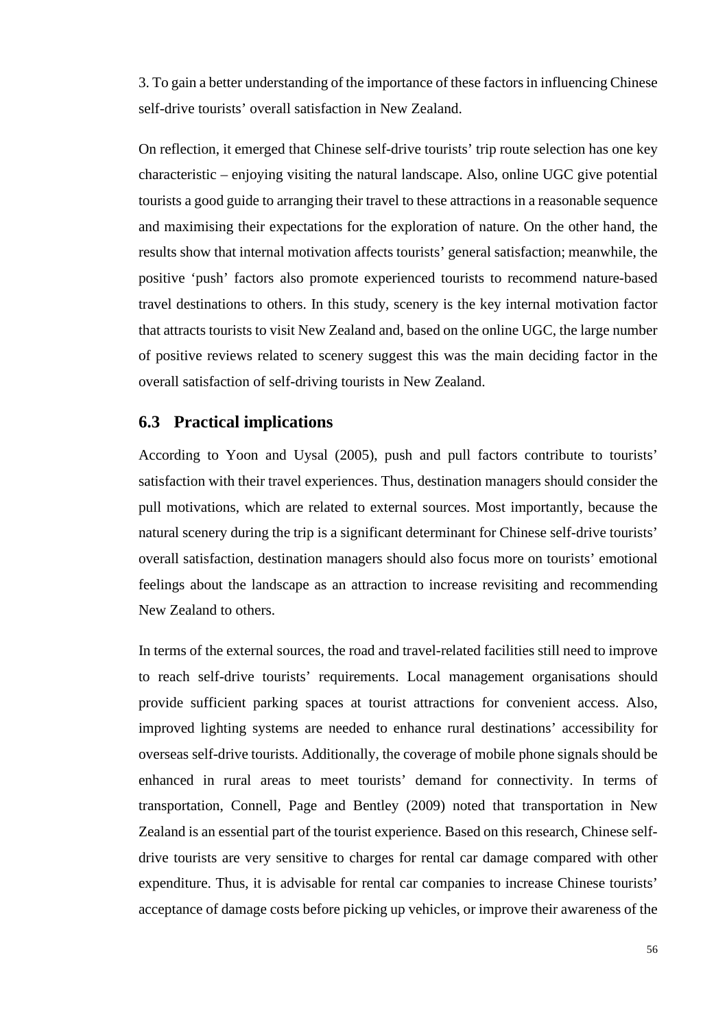3. To gain a better understanding of the importance of these factors in influencing Chinese self-drive tourists' overall satisfaction in New Zealand.

On reflection, it emerged that Chinese self-drive tourists' trip route selection has one key characteristic – enjoying visiting the natural landscape. Also, online UGC give potential tourists a good guide to arranging their travel to these attractions in a reasonable sequence and maximising their expectations for the exploration of nature. On the other hand, the results show that internal motivation affects tourists' general satisfaction; meanwhile, the positive 'push' factors also promote experienced tourists to recommend nature-based travel destinations to others. In this study, scenery is the key internal motivation factor that attracts tourists to visit New Zealand and, based on the online UGC, the large number of positive reviews related to scenery suggest this was the main deciding factor in the overall satisfaction of self-driving tourists in New Zealand.

## 6.3 Practical implications

According to Yoon and Uysal (2005), push and pull factors contribute to tourists' satisfaction with their travel experiences. Thus, destination managers should consider the pull motivations, which are related to external sources. Most importantly, because the natural scenery during the trip is a significant determinant for Chinese self-drive tourists' overall satisfaction, destination managers should also focus more on tourists' emotional feelings about the landscape as an attraction to increase revisiting and recommending New Zealand to others.

In terms of the external sources, the road and travel-related facilities still need to improve to reach self-drive tourists' requirements. Local management organisations should provide sufficient parking spaces at tourist attractions for convenient access. Also, improved lighting systems are needed to enhance rural destinations' accessibility for overseas self-drive tourists. Additionally, the coverage of mobile phone signals should be enhanced in rural areas to meet tourists' demand for connectivity. In terms of transportation, Connell, Page and Bentley (2009) noted that transportation in New Zealand is an essential part of the tourist experience. Based on this research, Chinese self-drive tourists are very sensitive to charges for rental car damage compared with other expenditure. Thus, it is advisable for rental car companies to increase Chinese tourists' acceptance of damage costs before picking up vehicles, or improve their awareness of the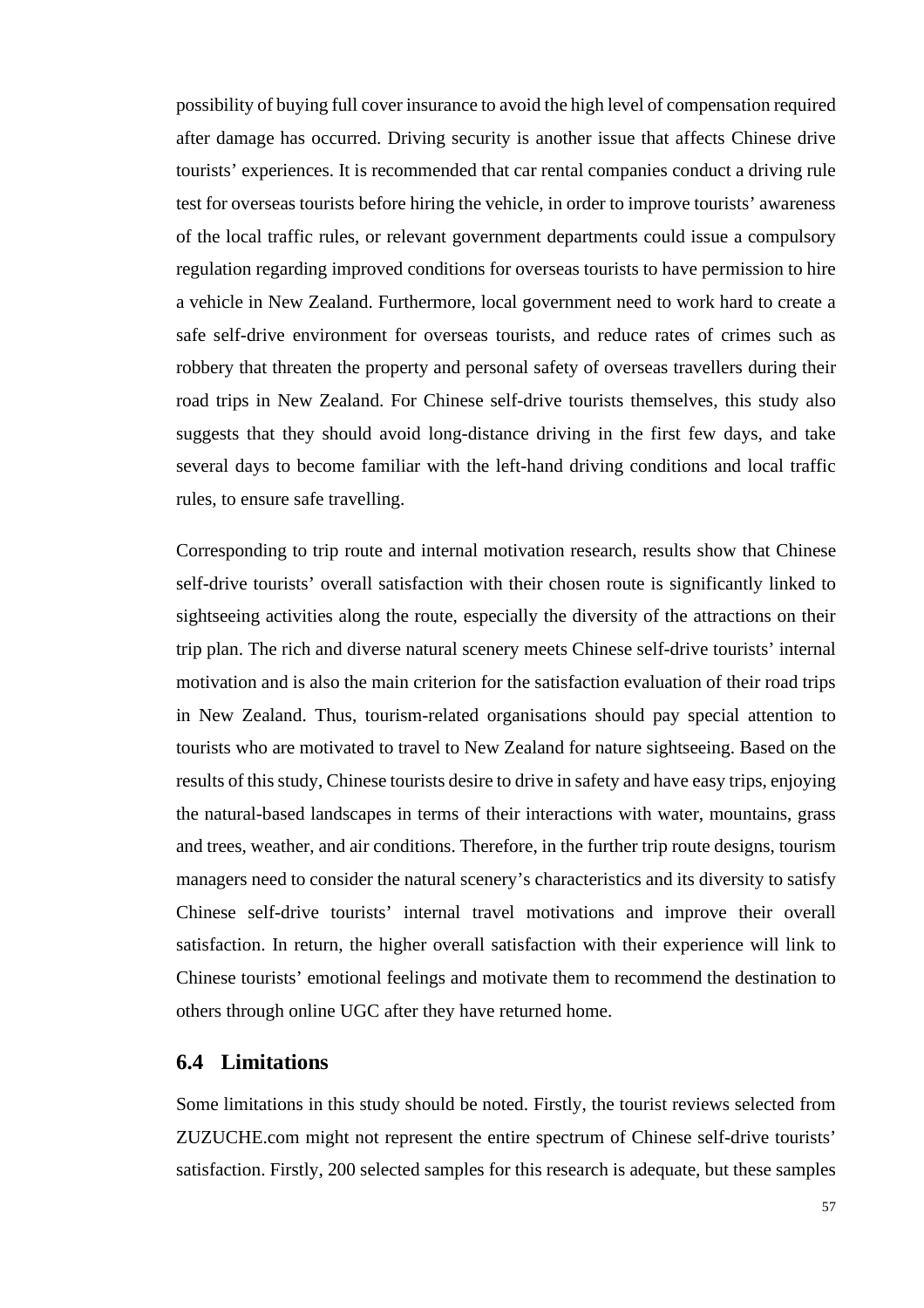possibility of buying full cover insurance to avoid the high level of compensation required after damage has occurred. Driving security is another issue that affects Chinese drive tourists' experiences. It is recommended that car rental companies conduct a driving rule test for overseas tourists before hiring the vehicle, in order to improve tourists' awareness of the local traffic rules, or relevant government departments could issue a compulsory regulation regarding improved conditions for overseas tourists to have permission to hire a vehicle in New Zealand. Furthermore, local government need to work hard to create a safe self-drive environment for overseas tourists, and reduce rates of crimes such as robbery that threaten the property and personal safety of overseas travellers during their road trips in New Zealand. For Chinese self-drive tourists themselves, this study also suggests that they should avoid long-distance driving in the first few days, and take several days to become familiar with the left-hand driving conditions and local traffic rules, to ensure safe travelling.

Corresponding to trip route and internal motivation research, results show that Chinese self-drive tourists' overall satisfaction with their chosen route is significantly linked to sightseeing activities along the route, especially the diversity of the attractions on their trip plan. The rich and diverse natural scenery meets Chinese self-drive tourists' internal motivation and is also the main criterion for the satisfaction evaluation of their road trips in New Zealand. Thus, tourism-related organisations should pay special attention to tourists who are motivated to travel to New Zealand for nature sightseeing. Based on the results of this study, Chinese tourists desire to drive in safety and have easy trips, enjoying the natural-based landscapes in terms of their interactions with water, mountains, grass and trees, weather, and air conditions. Therefore, in the further trip route designs, tourism managers need to consider the natural scenery's characteristics and its diversity to satisfy Chinese self-drive tourists' internal travel motivations and improve their overall satisfaction. In return, the higher overall satisfaction with their experience will link to Chinese tourists' emotional feelings and motivate them to recommend the destination to others through online UGC after they have returned home.

## 6.4 Limitations

Some limitations in this study should be noted. Firstly, the tourist reviews selected from ZUZUCHE.com might not represent the entire spectrum of Chinese self-drive tourists' satisfaction. Firstly, 200 selected samples for this research is adequate, but these samples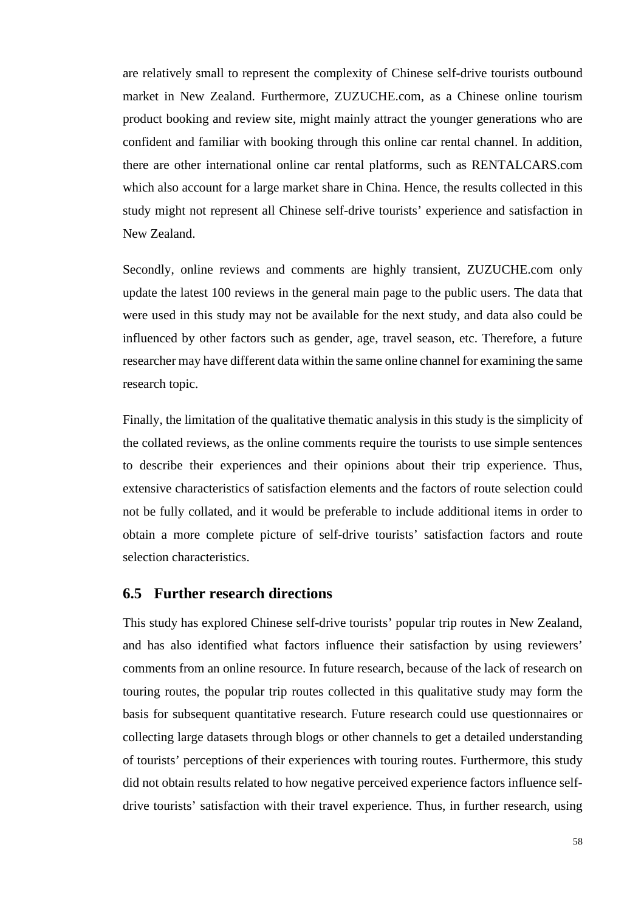are relatively small to represent the complexity of Chinese self-drive tourists outbound market in New Zealand. Furthermore, ZUZUCHE.com, as a Chinese online tourism product booking and review site, might mainly attract the younger generations who are confident and familiar with booking through this online car rental channel. In addition, there are other international online car rental platforms, such as RENTALCARS.com which also account for a large market share in China. Hence, the results collected in this study might not represent all Chinese self-drive tourists' experience and satisfaction in New Zealand.

Secondly, online reviews and comments are highly transient, ZUZUCHE.com only update the latest 100 reviews in the general main page to the public users. The data that were used in this study may not be available for the next study, and data also could be influenced by other factors such as gender, age, travel season, etc. Therefore, a future researcher may have different data within the same online channel for examining the same research topic.

Finally, the limitation of the qualitative thematic analysis in this study is the simplicity of the collated reviews, as the online comments require the tourists to use simple sentences to describe their experiences and their opinions about their trip experience. Thus, extensive characteristics of satisfaction elements and the factors of route selection could not be fully collated, and it would be preferable to include additional items in order to obtain a more complete picture of self-drive tourists' satisfaction factors and route selection characteristics.

## 6.5 Further research directions

This study has explored Chinese self-drive tourists' popular trip routes in New Zealand, and has also identified what factors influence their satisfaction by using reviewers' comments from an online resource. In future research, because of the lack of research on touring routes, the popular trip routes collected in this qualitative study may form the basis for subsequent quantitative research. Future research could use questionnaires or collecting large datasets through blogs or other channels to get a detailed understanding of tourists' perceptions of their experiences with touring routes. Furthermore, this study did not obtain results related to how negative perceived experience factors influence self-drive tourists' satisfaction with their travel experience. Thus, in further research, using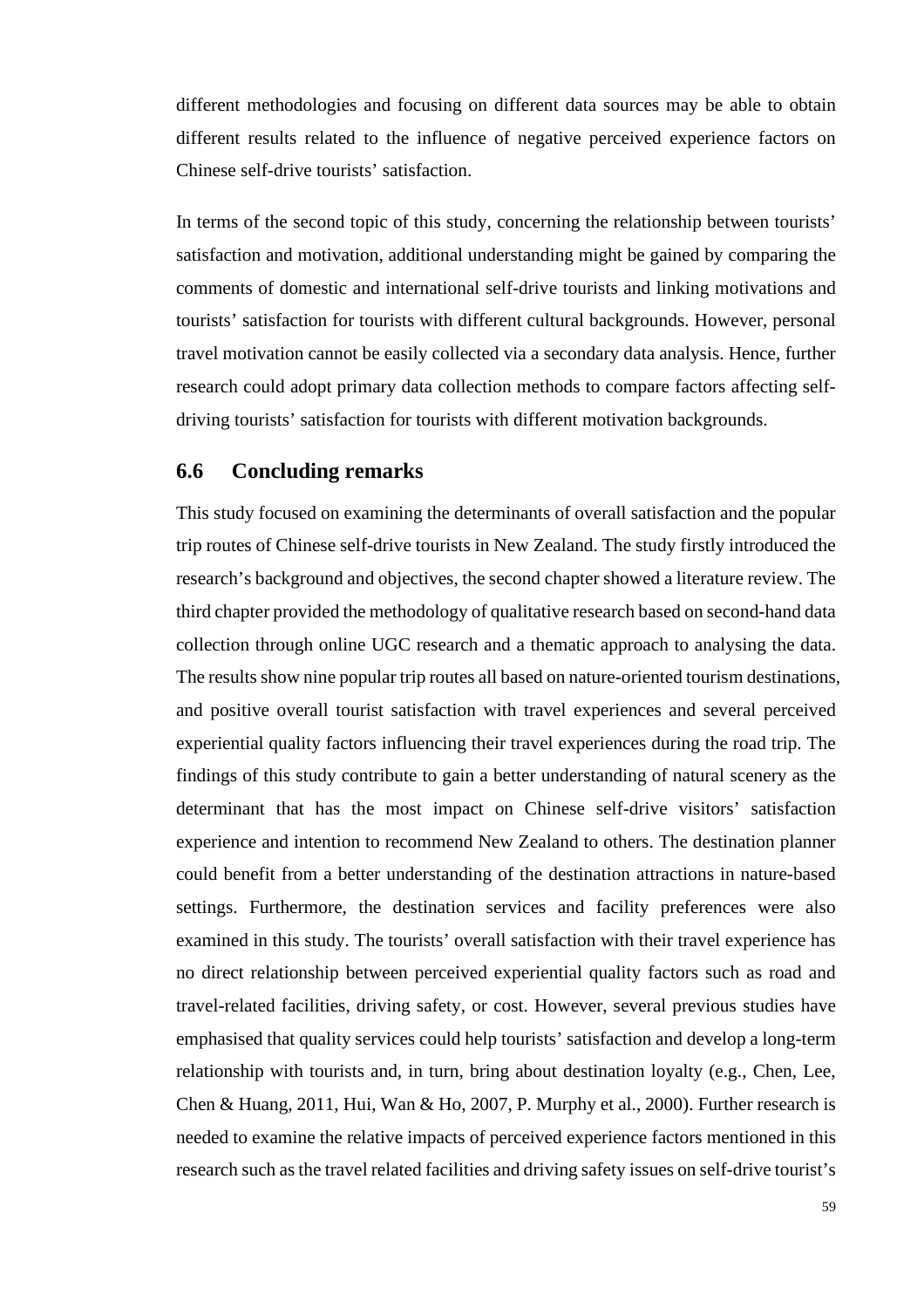different methodologies and focusing on different data sources may be able to obtain different results related to the influence of negative perceived experience factors on Chinese self-drive tourists' satisfaction.

In terms of the second topic of this study, concerning the relationship between tourists' satisfaction and motivation, additional understanding might be gained by comparing the comments of domestic and international self-drive tourists and linking motivations and tourists' satisfaction for tourists with different cultural backgrounds. However, personal travel motivation cannot be easily collected via a secondary data analysis. Hence, further research could adopt primary data collection methods to compare factors affecting self-driving tourists' satisfaction for tourists with different motivation backgrounds.

## 6.6 Concluding remarks

This study focused on examining the determinants of overall satisfaction and the popular trip routes of Chinese self-drive tourists in New Zealand. The study firstly introduced the research's background and objectives, the second chapter showed a literature review. The third chapter provided the methodology of qualitative research based on second-hand data collection through online UGC research and a thematic approach to analysing the data. The results show nine popular trip routes all based on nature-oriented tourism destinations, and positive overall tourist satisfaction with travel experiences and several perceived experiential quality factors influencing their travel experiences during the road trip. The findings of this study contribute to gain a better understanding of natural scenery as the determinant that has the most impact on Chinese self-drive visitors' satisfaction experience and intention to recommend New Zealand to others. The destination planner could benefit from a better understanding of the destination attractions in nature-based settings. Furthermore, the destination services and facility preferences were also examined in this study. The tourists' overall satisfaction with their travel experience has no direct relationship between perceived experiential quality factors such as road and travel-related facilities, driving safety, or cost. However, several previous studies have emphasised that quality services could help tourists' satisfaction and develop a long-term relationship with tourists and, in turn, bring about destination loyalty (e.g., Chen, Lee, Chen & Huang, 2011, Hui, Wan & Ho, 2007, P. Murphy et al., 2000). Further research is needed to examine the relative impacts of perceived experience factors mentioned in this research such as the travel related facilities and driving safety issues on self-drive tourist's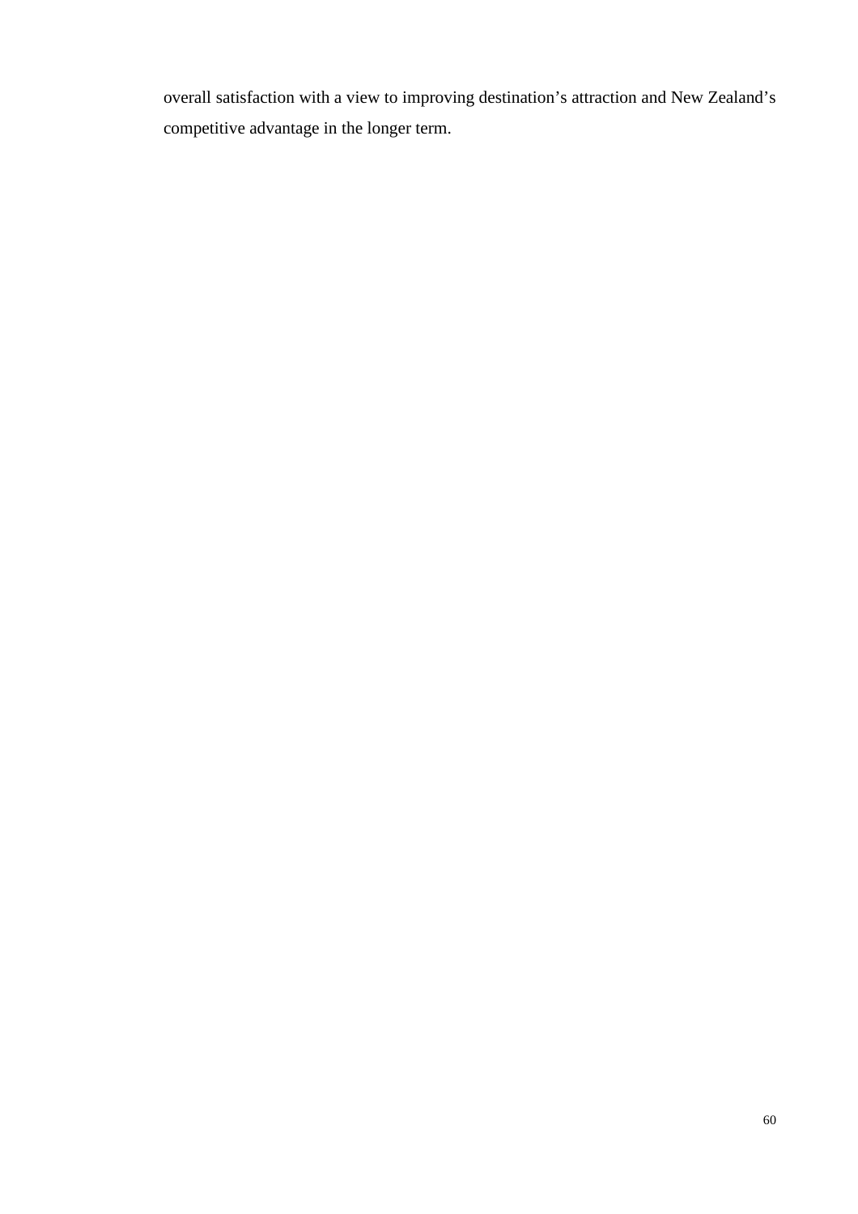overall satisfaction with a view to improving destination's attraction and New Zealand's competitive advantage in the longer term.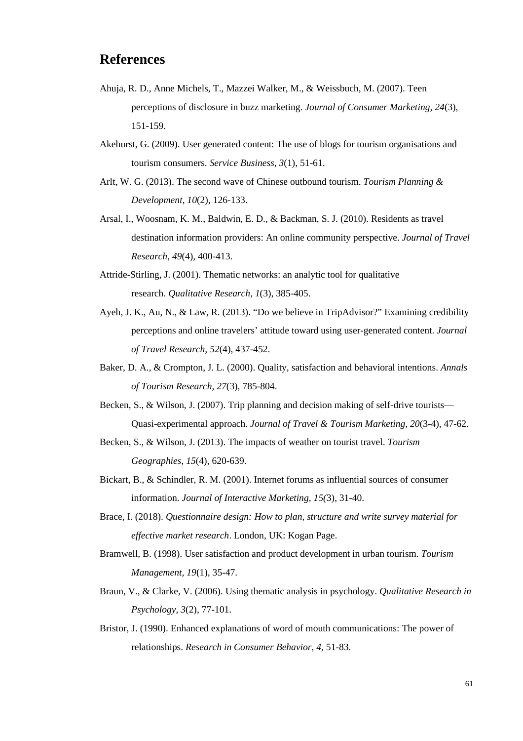# References

Ahuja, R. D., Anne Michels, T., Mazzei Walker, M., & Weissbuch, M. (2007). Teen perceptions of disclosure in buzz marketing. *Journal of Consumer Marketing, 24*(3), 151-159.

Akehurst, G. (2009). User generated content: The use of blogs for tourism organisations and tourism consumers. *Service Business, 3*(1), 51-61.

Arlt, W. G. (2013). The second wave of Chinese outbound tourism. *Tourism Planning & Development*, *10*(2), 126-133.

Arsal, I., Woosnam, K. M., Baldwin, E. D., & Backman, S. J. (2010). Residents as travel destination information providers: An online community perspective. *Journal of Travel Research, 49*(4), 400-413.

Attride-Stirling, J. (2001). Thematic networks: an analytic tool for qualitative research. *Qualitative Research, 1*(3), 385-405.

Ayeh, J. K., Au, N., & Law, R. (2013). "Do we believe in TripAdvisor?" Examining credibility perceptions and online travelers' attitude toward using user-generated content. *Journal of Travel Research, 52*(4), 437-452.

Baker, D. A., & Crompton, J. L. (2000). Quality, satisfaction and behavioral intentions. *Annals of Tourism Research, 27*(3), 785-804.

Becken, S., & Wilson, J. (2007). Trip planning and decision making of self-drive tourists—Quasi-experimental approach. *Journal of Travel & Tourism Marketing, 20*(3-4), 47-62.

Becken, S., & Wilson, J. (2013). The impacts of weather on tourist travel. *Tourism Geographies, 15*(4), 620-639.

Bickart, B., & Schindler, R. M. (2001). Internet forums as influential sources of consumer information. *Journal of Interactive Marketing, 15(*3), 31-40.

Brace, I. (2018). *Questionnaire design: How to plan, structure and write survey material for effective market research*. London, UK: Kogan Page.

Bramwell, B. (1998). User satisfaction and product development in urban tourism. *Tourism Management, 19*(1), 35-47.

Braun, V., & Clarke, V. (2006). Using thematic analysis in psychology. *Qualitative Research in Psychology, 3*(2), 77-101.

Bristor, J. (1990). Enhanced explanations of word of mouth communications: The power of relationships. *Research in Consumer Behavior*, *4*, 51-83.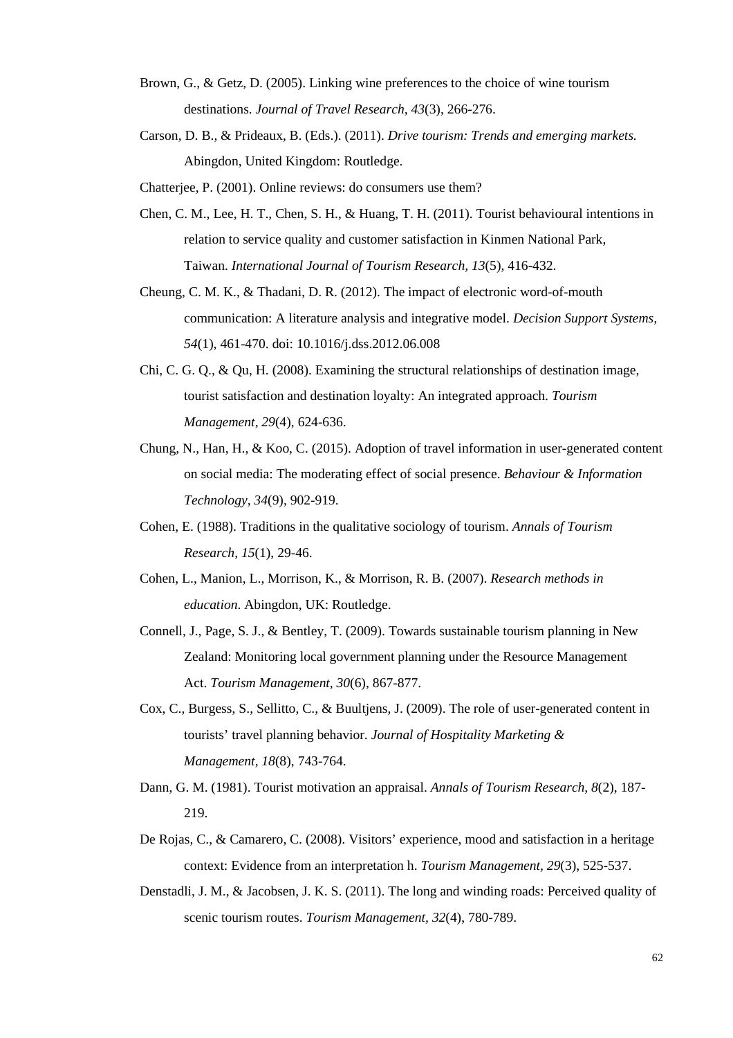Brown, G., & Getz, D. (2005). Linking wine preferences to the choice of wine tourism destinations. *Journal of Travel Research*, *43*(3), 266-276.

Carson, D. B., & Prideaux, B. (Eds.). (2011). *Drive tourism: Trends and emerging markets.* Abingdon, United Kingdom: Routledge.

Chatterjee, P. (2001). Online reviews: do consumers use them?

Chen, C. M., Lee, H. T., Chen, S. H., & Huang, T. H. (2011). Tourist behavioural intentions in relation to service quality and customer satisfaction in Kinmen National Park, Taiwan. *International Journal of Tourism Research*, *13*(5), 416-432.

Cheung, C. M. K., & Thadani, D. R. (2012). The impact of electronic word-of-mouth communication: A literature analysis and integrative model. *Decision Support Systems, 54*(1), 461-470. doi: 10.1016/j.dss.2012.06.008

Chi, C. G. Q., & Qu, H. (2008). Examining the structural relationships of destination image, tourist satisfaction and destination loyalty: An integrated approach. *Tourism Management*, *29*(4), 624-636.

Chung, N., Han, H., & Koo, C. (2015). Adoption of travel information in user-generated content on social media: The moderating effect of social presence. *Behaviour & Information Technology*, *34*(9), 902-919.

Cohen, E. (1988). Traditions in the qualitative sociology of tourism. *Annals of Tourism Research*, *15*(1), 29-46.

Cohen, L., Manion, L., Morrison, K., & Morrison, R. B. (2007). *Research methods in education*. Abingdon, UK: Routledge.

Connell, J., Page, S. J., & Bentley, T. (2009). Towards sustainable tourism planning in New Zealand: Monitoring local government planning under the Resource Management Act. *Tourism Management*, *30*(6), 867-877.

Cox, C., Burgess, S., Sellitto, C., & Buultjens, J. (2009). The role of user-generated content in tourists' travel planning behavior. *Journal of Hospitality Marketing & Management*, *18*(8), 743-764.

Dann, G. M. (1981). Tourist motivation an appraisal. *Annals of Tourism Research*, *8*(2), 187-219.

De Rojas, C., & Camarero, C. (2008). Visitors' experience, mood and satisfaction in a heritage context: Evidence from an interpretation h. *Tourism Management*, *29*(3), 525-537.

Denstadli, J. M., & Jacobsen, J. K. S. (2011). The long and winding roads: Perceived quality of scenic tourism routes. *Tourism Management*, *32*(4), 780-789.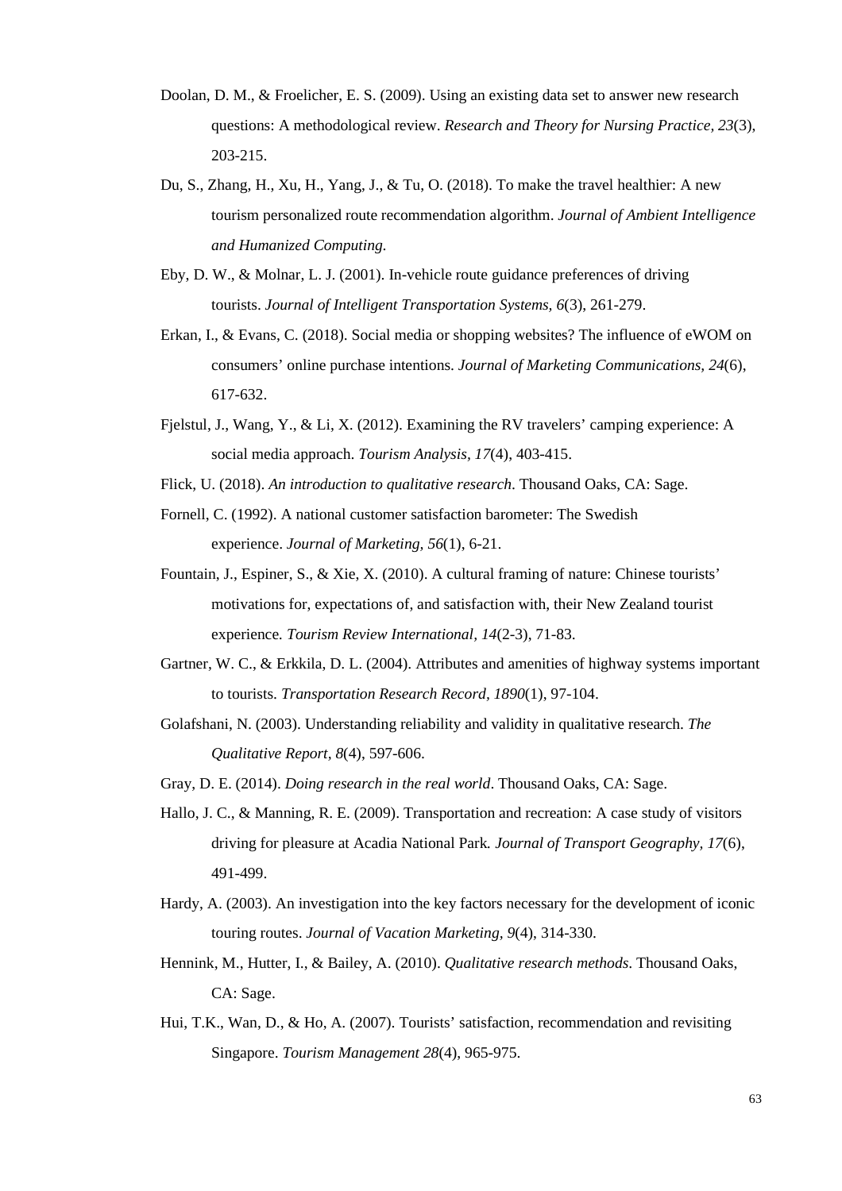Doolan, D. M., & Froelicher, E. S. (2009). Using an existing data set to answer new research questions: A methodological review. *Research and Theory for Nursing Practice, 23*(3), 203-215.

Du, S., Zhang, H., Xu, H., Yang, J., & Tu, O. (2018). To make the travel healthier: A new tourism personalized route recommendation algorithm. *Journal of Ambient Intelligence and Humanized Computing*.

Eby, D. W., & Molnar, L. J. (2001). In-vehicle route guidance preferences of driving tourists. *Journal of Intelligent Transportation Systems, 6*(3), 261-279.

Erkan, I., & Evans, C. (2018). Social media or shopping websites? The influence of eWOM on consumers' online purchase intentions. *Journal of Marketing Communications, 24*(6), 617-632.

Fjelstul, J., Wang, Y., & Li, X. (2012). Examining the RV travelers' camping experience: A social media approach. *Tourism Analysis, 17*(4), 403-415.

Flick, U. (2018). *An introduction to qualitative research*. Thousand Oaks, CA: Sage.

Fornell, C. (1992). A national customer satisfaction barometer: The Swedish experience. *Journal of Marketing, 56*(1), 6-21.

Fountain, J., Espiner, S., & Xie, X. (2010). A cultural framing of nature: Chinese tourists' motivations for, expectations of, and satisfaction with, their New Zealand tourist experience. *Tourism Review International, 14*(2-3), 71-83.

Gartner, W. C., & Erkkila, D. L. (2004). Attributes and amenities of highway systems important to tourists. *Transportation Research Record, 1890*(1), 97-104.

Golafshani, N. (2003). Understanding reliability and validity in qualitative research. *The Qualitative Report, 8*(4), 597-606.

Gray, D. E. (2014). *Doing research in the real world*. Thousand Oaks, CA: Sage.

Hallo, J. C., & Manning, R. E. (2009). Transportation and recreation: A case study of visitors driving for pleasure at Acadia National Park. *Journal of Transport Geography, 17*(6), 491-499.

Hardy, A. (2003). An investigation into the key factors necessary for the development of iconic touring routes. *Journal of Vacation Marketing, 9*(4), 314-330.

Hennink, M., Hutter, I., & Bailey, A. (2010). *Qualitative research methods*. Thousand Oaks, CA: Sage.

Hui, T.K., Wan, D., & Ho, A. (2007). Tourists' satisfaction, recommendation and revisiting Singapore. *Tourism Management 28*(4), 965-975.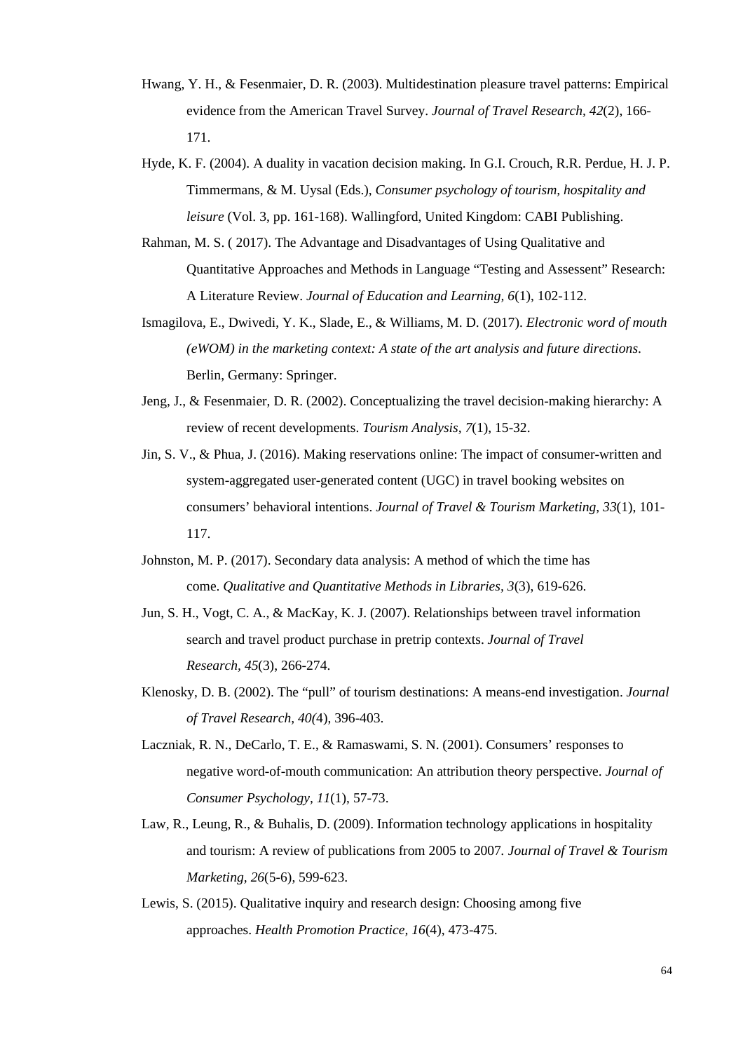Hwang, Y. H., & Fesenmaier, D. R. (2003). Multidestination pleasure travel patterns: Empirical evidence from the American Travel Survey. *Journal of Travel Research, 42*(2), 166-171.

Hyde, K. F. (2004). A duality in vacation decision making. In G.I. Crouch, R.R. Perdue, H. J. P. Timmermans, & M. Uysal (Eds.), *Consumer psychology of tourism, hospitality and leisure* (Vol. 3, pp. 161-168). Wallingford, United Kingdom: CABI Publishing.

Rahman, M. S. ( 2017). The Advantage and Disadvantages of Using Qualitative and Quantitative Approaches and Methods in Language "Testing and Assessent" Research: A Literature Review. *Journal of Education and Learning, 6*(1), 102-112.

Ismagilova, E., Dwivedi, Y. K., Slade, E., & Williams, M. D. (2017). *Electronic word of mouth (eWOM) in the marketing context: A state of the art analysis and future directions*. Berlin, Germany: Springer.

Jeng, J., & Fesenmaier, D. R. (2002). Conceptualizing the travel decision-making hierarchy: A review of recent developments. *Tourism Analysis, 7*(1), 15-32.

Jin, S. V., & Phua, J. (2016). Making reservations online: The impact of consumer-written and system-aggregated user-generated content (UGC) in travel booking websites on consumers' behavioral intentions. *Journal of Travel & Tourism Marketing, 33*(1), 101-117.

Johnston, M. P. (2017). Secondary data analysis: A method of which the time has come. *Qualitative and Quantitative Methods in Libraries, 3*(3), 619-626.

Jun, S. H., Vogt, C. A., & MacKay, K. J. (2007). Relationships between travel information search and travel product purchase in pretrip contexts. *Journal of Travel Research, 45*(3), 266-274.

Klenosky, D. B. (2002). The "pull" of tourism destinations: A means-end investigation. *Journal of Travel Research, 40(*4), 396-403.

Laczniak, R. N., DeCarlo, T. E., & Ramaswami, S. N. (2001). Consumers' responses to negative word-of-mouth communication: An attribution theory perspective. *Journal of Consumer Psychology, 11*(1), 57-73.

Law, R., Leung, R., & Buhalis, D. (2009). Information technology applications in hospitality and tourism: A review of publications from 2005 to 2007. *Journal of Travel & Tourism Marketing, 26*(5-6), 599-623.

Lewis, S. (2015). Qualitative inquiry and research design: Choosing among five approaches. *Health Promotion Practice, 16*(4), 473-475.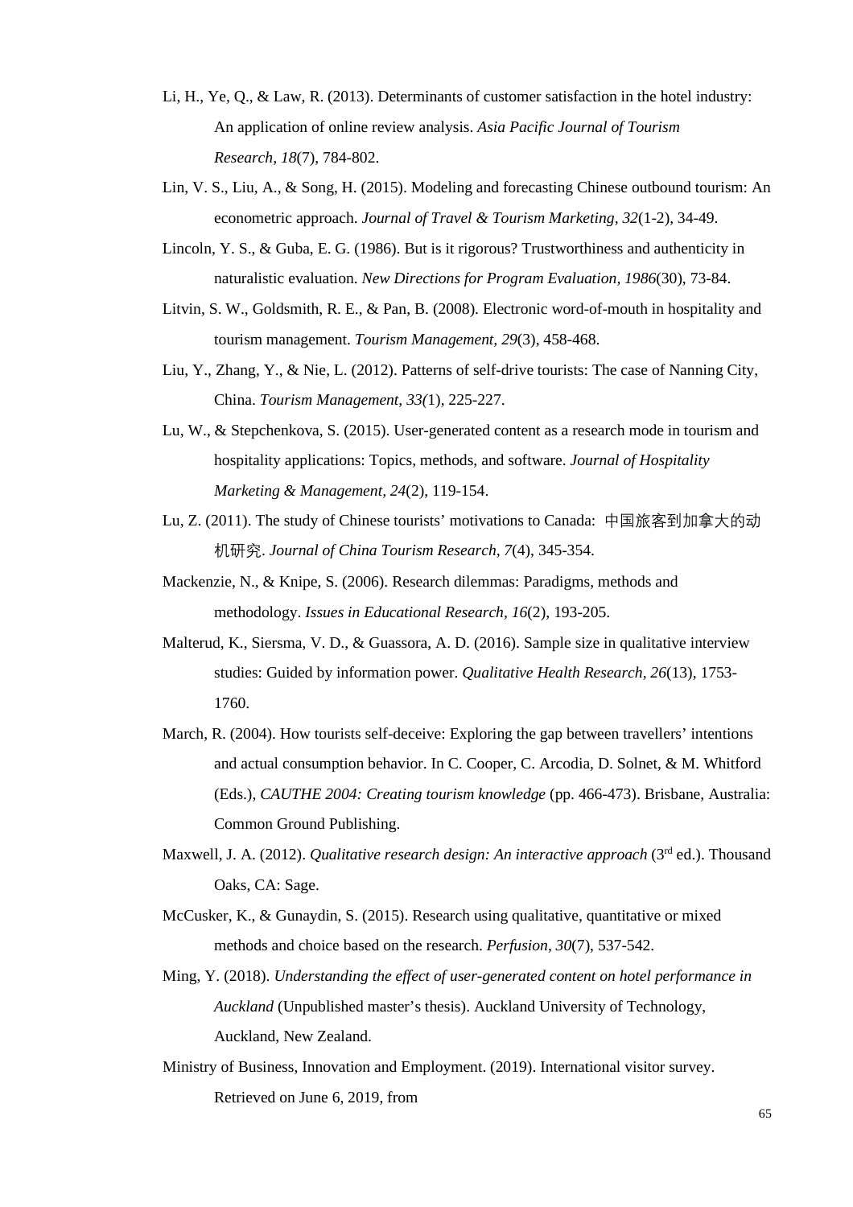Li, H., Ye, Q., & Law, R. (2013). Determinants of customer satisfaction in the hotel industry: An application of online review analysis. *Asia Pacific Journal of Tourism Research, 18*(7), 784-802.

Lin, V. S., Liu, A., & Song, H. (2015). Modeling and forecasting Chinese outbound tourism: An econometric approach. *Journal of Travel & Tourism Marketing, 32*(1-2), 34-49.

Lincoln, Y. S., & Guba, E. G. (1986). But is it rigorous? Trustworthiness and authenticity in naturalistic evaluation. *New Directions for Program Evaluation, 1986*(30), 73-84.

Litvin, S. W., Goldsmith, R. E., & Pan, B. (2008). Electronic word-of-mouth in hospitality and tourism management. *Tourism Management, 29*(3), 458-468.

Liu, Y., Zhang, Y., & Nie, L. (2012). Patterns of self-drive tourists: The case of Nanning City, China. *Tourism Management, 33(*1), 225-227.

Lu, W., & Stepchenkova, S. (2015). User-generated content as a research mode in tourism and hospitality applications: Topics, methods, and software. *Journal of Hospitality Marketing & Management, 24*(2), 119-154.

Lu, Z. (2011). The study of Chinese tourists' motivations to Canada: 中国旅客到加拿大的动机研究. *Journal of China Tourism Research, 7*(4), 345-354.

Mackenzie, N., & Knipe, S. (2006). Research dilemmas: Paradigms, methods and methodology. *Issues in Educational Research, 16*(2), 193-205.

Malterud, K., Siersma, V. D., & Guassora, A. D. (2016). Sample size in qualitative interview studies: Guided by information power. *Qualitative Health Research, 26*(13), 1753-1760.

March, R. (2004). How tourists self-deceive: Exploring the gap between travellers' intentions and actual consumption behavior. In C. Cooper, C. Arcodia, D. Solnet, & M. Whitford (Eds.), *CAUTHE 2004: Creating tourism knowledge* (pp. 466-473). Brisbane, Australia: Common Ground Publishing.

Maxwell, J. A. (2012). *Qualitative research design: An interactive approach* (3rd ed.). Thousand Oaks, CA: Sage.

McCusker, K., & Gunaydin, S. (2015). Research using qualitative, quantitative or mixed methods and choice based on the research. *Perfusion, 30*(7), 537-542.

Ming, Y. (2018). *Understanding the effect of user-generated content on hotel performance in Auckland* (Unpublished master's thesis). Auckland University of Technology, Auckland, New Zealand.

Ministry of Business, Innovation and Employment. (2019). International visitor survey. Retrieved on June 6, 2019, from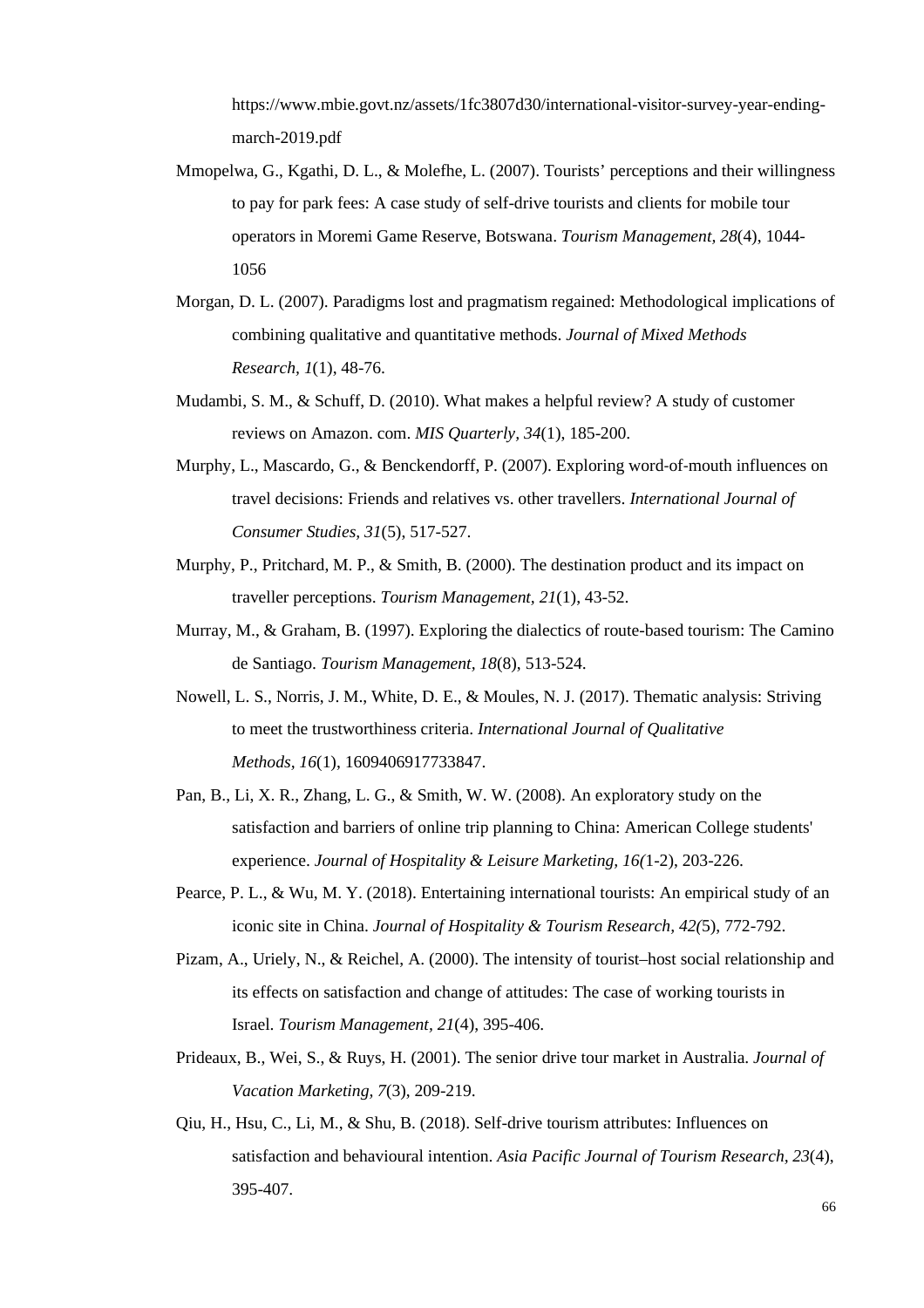https://www.mbie.govt.nz/assets/1fc3807d30/international-visitor-survey-year-ending-march-2019.pdf

Mmopelwa, G., Kgathi, D. L., & Molefhe, L. (2007). Tourists' perceptions and their willingness to pay for park fees: A case study of self-drive tourists and clients for mobile tour operators in Moremi Game Reserve, Botswana. *Tourism Management, 28*(4), 1044-1056

Morgan, D. L. (2007). Paradigms lost and pragmatism regained: Methodological implications of combining qualitative and quantitative methods. *Journal of Mixed Methods Research, 1*(1), 48-76.

Mudambi, S. M., & Schuff, D. (2010). What makes a helpful review? A study of customer reviews on Amazon. com. *MIS Quarterly, 34*(1), 185-200.

Murphy, L., Mascardo, G., & Benckendorff, P. (2007). Exploring word-of-mouth influences on travel decisions: Friends and relatives vs. other travellers. *International Journal of Consumer Studies, 31*(5), 517-527.

Murphy, P., Pritchard, M. P., & Smith, B. (2000). The destination product and its impact on traveller perceptions. *Tourism Management, 21*(1), 43-52.

Murray, M., & Graham, B. (1997). Exploring the dialectics of route-based tourism: The Camino de Santiago. *Tourism Management, 18*(8), 513-524.

Nowell, L. S., Norris, J. M., White, D. E., & Moules, N. J. (2017). Thematic analysis: Striving to meet the trustworthiness criteria. *International Journal of Qualitative Methods, 16*(1), 1609406917733847.

Pan, B., Li, X. R., Zhang, L. G., & Smith, W. W. (2008). An exploratory study on the satisfaction and barriers of online trip planning to China: American College students' experience. *Journal of Hospitality & Leisure Marketing, 16(*1-2), 203-226.

Pearce, P. L., & Wu, M. Y. (2018). Entertaining international tourists: An empirical study of an iconic site in China. *Journal of Hospitality & Tourism Research, 42(*5), 772-792.

Pizam, A., Uriely, N., & Reichel, A. (2000). The intensity of tourist–host social relationship and its effects on satisfaction and change of attitudes: The case of working tourists in Israel. *Tourism Management, 21*(4), 395-406.

Prideaux, B., Wei, S., & Ruys, H. (2001). The senior drive tour market in Australia. *Journal of Vacation Marketing, 7*(3), 209-219.

Qiu, H., Hsu, C., Li, M., & Shu, B. (2018). Self-drive tourism attributes: Influences on satisfaction and behavioural intention. *Asia Pacific Journal of Tourism Research, 23*(4), 395-407.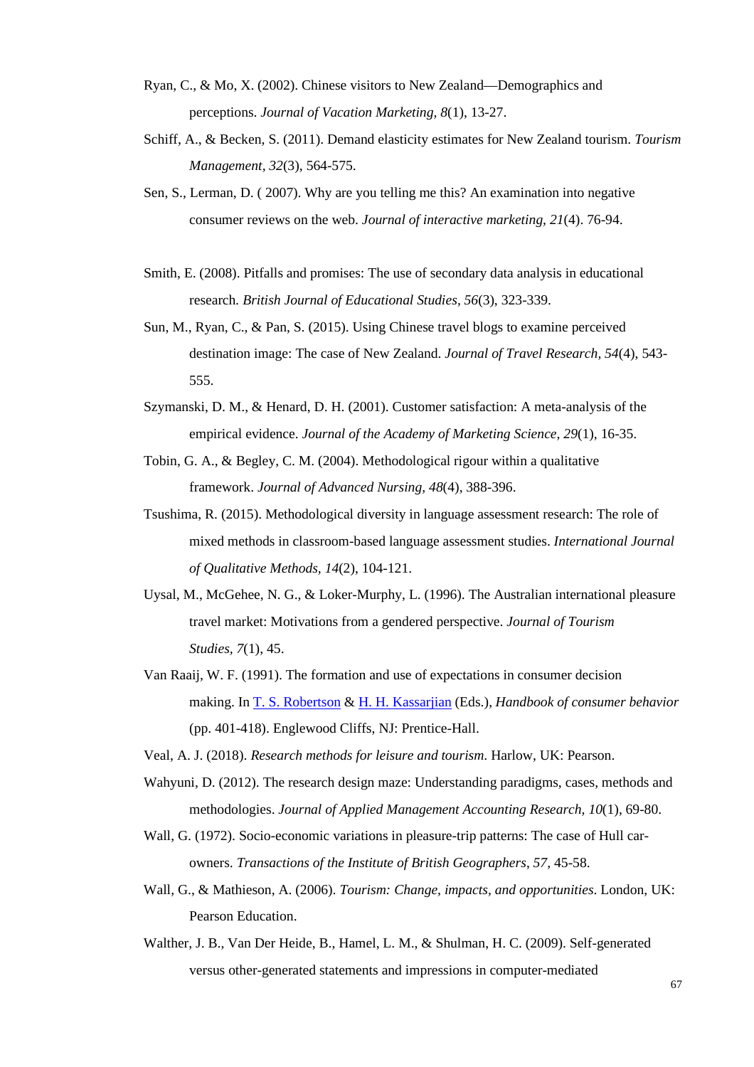Ryan, C., & Mo, X. (2002). Chinese visitors to New Zealand—Demographics and perceptions. *Journal of Vacation Marketing, 8*(1), 13-27.

Schiff, A., & Becken, S. (2011). Demand elasticity estimates for New Zealand tourism. *Tourism Management, 32*(3), 564-575.

Sen, S., Lerman, D. ( 2007). Why are you telling me this? An examination into negative consumer reviews on the web. *Journal of interactive marketing, 21*(4). 76-94.

Smith, E. (2008). Pitfalls and promises: The use of secondary data analysis in educational research. *British Journal of Educational Studies, 56*(3), 323-339.

Sun, M., Ryan, C., & Pan, S. (2015). Using Chinese travel blogs to examine perceived destination image: The case of New Zealand. *Journal of Travel Research, 54*(4), 543-555.

Szymanski, D. M., & Henard, D. H. (2001). Customer satisfaction: A meta-analysis of the empirical evidence. *Journal of the Academy of Marketing Science, 29*(1), 16-35.

Tobin, G. A., & Begley, C. M. (2004). Methodological rigour within a qualitative framework. *Journal of Advanced Nursing, 48*(4), 388-396.

Tsushima, R. (2015). Methodological diversity in language assessment research: The role of mixed methods in classroom-based language assessment studies. *International Journal of Qualitative Methods, 14*(2), 104-121.

Uysal, M., McGehee, N. G., & Loker-Murphy, L. (1996). The Australian international pleasure travel market: Motivations from a gendered perspective. *Journal of Tourism Studies, 7*(1), 45.

Van Raaij, W. F. (1991). The formation and use of expectations in consumer decision making. In T. S. Robertson & H. H. Kassarjian (Eds.), *Handbook of consumer behavior* (pp. 401-418). Englewood Cliffs, NJ: Prentice-Hall.

Veal, A. J. (2018). *Research methods for leisure and tourism*. Harlow, UK: Pearson.

Wahyuni, D. (2012). The research design maze: Understanding paradigms, cases, methods and methodologies. *Journal of Applied Management Accounting Research, 10*(1), 69-80.

Wall, G. (1972). Socio-economic variations in pleasure-trip patterns: The case of Hull car-owners. *Transactions of the Institute of British Geographers, 57*, 45-58.

Wall, G., & Mathieson, A. (2006). *Tourism: Change, impacts, and opportunities*. London, UK: Pearson Education.

Walther, J. B., Van Der Heide, B., Hamel, L. M., & Shulman, H. C. (2009). Self-generated versus other-generated statements and impressions in computer-mediated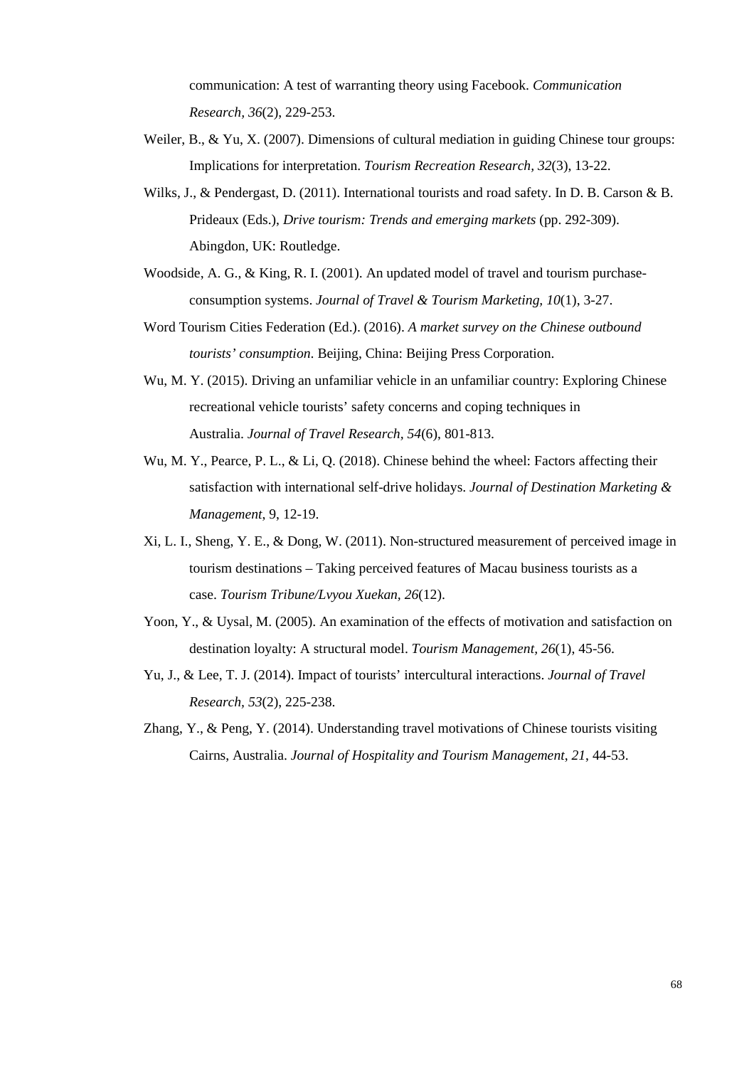communication: A test of warranting theory using Facebook. *Communication Research, 36*(2), 229-253.

Weiler, B., & Yu, X. (2007). Dimensions of cultural mediation in guiding Chinese tour groups: Implications for interpretation. *Tourism Recreation Research, 32*(3), 13-22.

Wilks, J., & Pendergast, D. (2011). International tourists and road safety. In D. B. Carson & B. Prideaux (Eds.), *Drive tourism: Trends and emerging markets* (pp. 292-309). Abingdon, UK: Routledge.

Woodside, A. G., & King, R. I. (2001). An updated model of travel and tourism purchase-consumption systems. *Journal of Travel & Tourism Marketing, 10*(1), 3-27.

Word Tourism Cities Federation (Ed.). (2016). *A market survey on the Chinese outbound tourists' consumption*. Beijing, China: Beijing Press Corporation.

Wu, M. Y. (2015). Driving an unfamiliar vehicle in an unfamiliar country: Exploring Chinese recreational vehicle tourists' safety concerns and coping techniques in Australia. *Journal of Travel Research*, *54*(6), 801-813.

Wu, M. Y., Pearce, P. L., & Li, Q. (2018). Chinese behind the wheel: Factors affecting their satisfaction with international self-drive holidays. *Journal of Destination Marketing & Management*, 9, 12-19.

Xi, L. I., Sheng, Y. E., & Dong, W. (2011). Non-structured measurement of perceived image in tourism destinations – Taking perceived features of Macau business tourists as a case. *Tourism Tribune/Lvyou Xuekan*, *26*(12).

Yoon, Y., & Uysal, M. (2005). An examination of the effects of motivation and satisfaction on destination loyalty: A structural model. *Tourism Management, 26*(1), 45-56.

Yu, J., & Lee, T. J. (2014). Impact of tourists' intercultural interactions. *Journal of Travel Research*, *53*(2), 225-238.

Zhang, Y., & Peng, Y. (2014). Understanding travel motivations of Chinese tourists visiting Cairns, Australia. *Journal of Hospitality and Tourism Management*, *21*, 44-53.